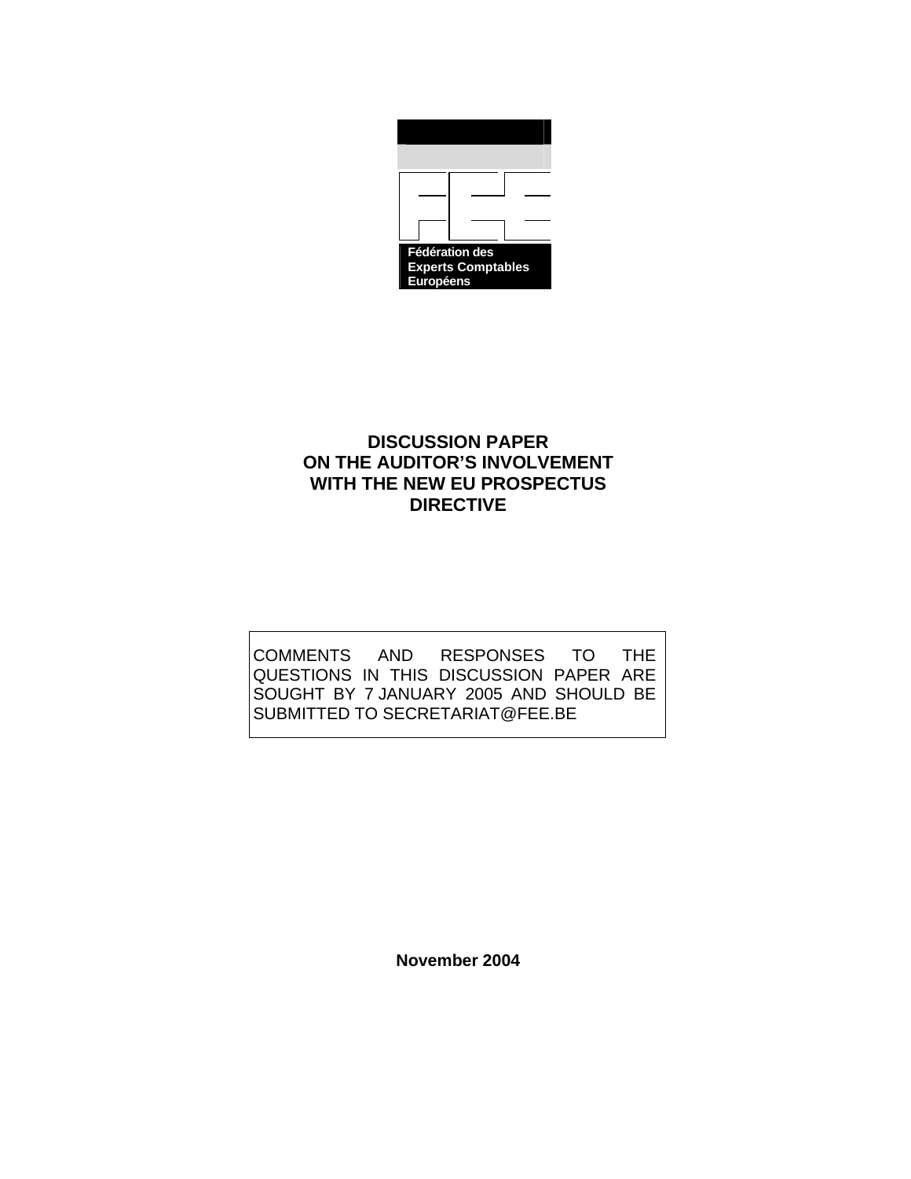Fédération des
Experts Comptables
Européens

# DISCUSSION PAPER ON THE AUDITOR'S INVOLVEMENT WITH THE NEW EU PROSPECTUS DIRECTIVE

COMMENTS AND RESPONSES TO THE QUESTIONS IN THIS DISCUSSION PAPER ARE SOUGHT BY 7 JANUARY 2005 AND SHOULD BE SUBMITTED TO SECRETARIAT@FEE.BE

**November 2004**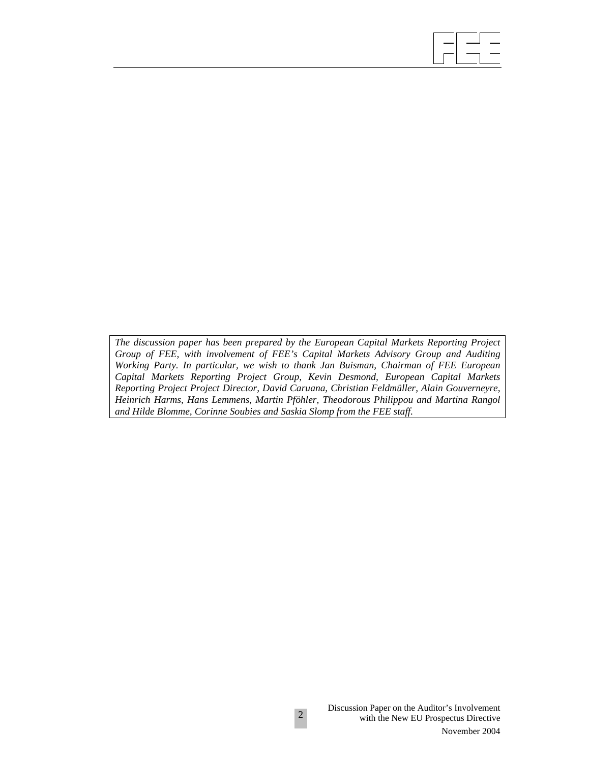*The discussion paper has been prepared by the European Capital Markets Reporting Project Group of FEE, with involvement of FEE's Capital Markets Advisory Group and Auditing Working Party. In particular, we wish to thank Jan Buisman, Chairman of FEE European Capital Markets Reporting Project Group, Kevin Desmond, European Capital Markets Reporting Project Project Director, David Caruana, Christian Feldmüller, Alain Gouverneyre, Heinrich Harms, Hans Lemmens, Martin Pföhler, Theodorous Philippou and Martina Rangol and Hilde Blomme, Corinne Soubies and Saskia Slomp from the FEE staff.*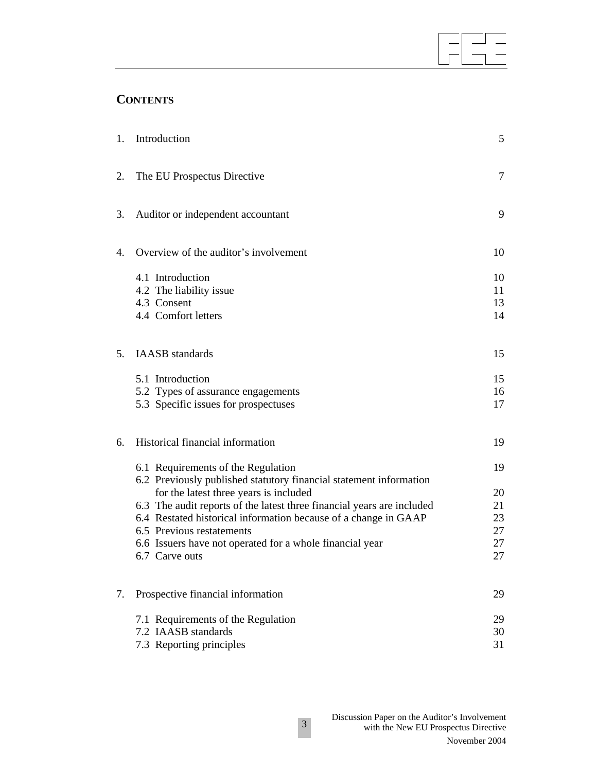## CONTENTS

| | | |
|---|---|---|
| 1. | Introduction | 5 |
| 2. | The EU Prospectus Directive | 7 |
| 3. | Auditor or independent accountant | 9 |
| 4. | Overview of the auditor's involvement | 10 |
| | 4.1 Introduction | 10 |
| | 4.2 The liability issue | 11 |
| | 4.3 Consent | 13 |
| | 4.4 Comfort letters | 14 |
| 5. | IAASB standards | 15 |
| | 5.1 Introduction | 15 |
| | 5.2 Types of assurance engagements | 16 |
| | 5.3 Specific issues for prospectuses | 17 |
| 6. | Historical financial information | 19 |
| | 6.1 Requirements of the Regulation | 19 |
| | 6.2 Previously published statutory financial statement information for the latest three years is included | 20 |
| | 6.3 The audit reports of the latest three financial years are included | 21 |
| | 6.4 Restated historical information because of a change in GAAP | 23 |
| | 6.5 Previous restatements | 27 |
| | 6.6 Issuers have not operated for a whole financial year | 27 |
| | 6.7 Carve outs | 27 |
| 7. | Prospective financial information | 29 |
| | 7.1 Requirements of the Regulation | 29 |
| | 7.2 IAASB standards | 30 |
| | 7.3 Reporting principles | 31 |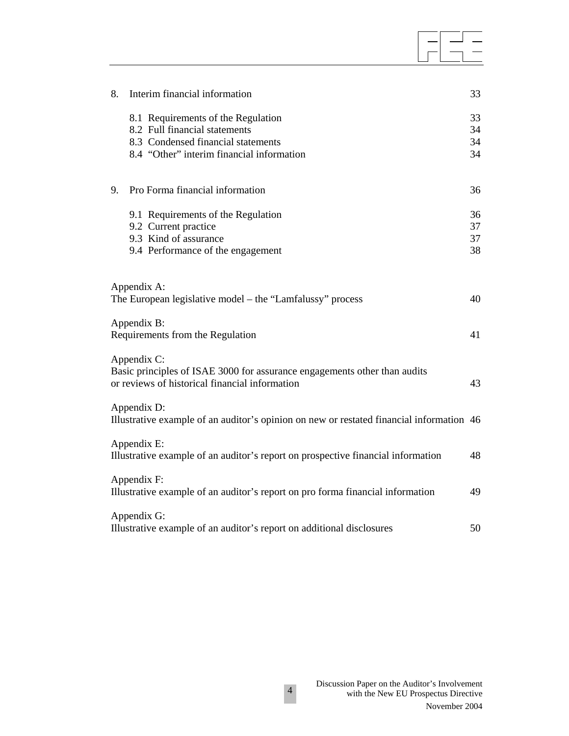8. Interim financial information 33

   8.1 Requirements of the Regulation 33
   8.2 Full financial statements 34
   8.3 Condensed financial statements 34
   8.4 "Other" interim financial information 34

9. Pro Forma financial information 36

   9.1 Requirements of the Regulation 36
   9.2 Current practice 37
   9.3 Kind of assurance 37
   9.4 Performance of the engagement 38

Appendix A:
The European legislative model – the "Lamfalussy" process 40

Appendix B:
Requirements from the Regulation 41

Appendix C:
Basic principles of ISAE 3000 for assurance engagements other than audits or reviews of historical financial information 43

Appendix D:
Illustrative example of an auditor's opinion on new or restated financial information 46

Appendix E:
Illustrative example of an auditor's report on prospective financial information 48

Appendix F:
Illustrative example of an auditor's report on pro forma financial information 49

Appendix G:
Illustrative example of an auditor's report on additional disclosures 50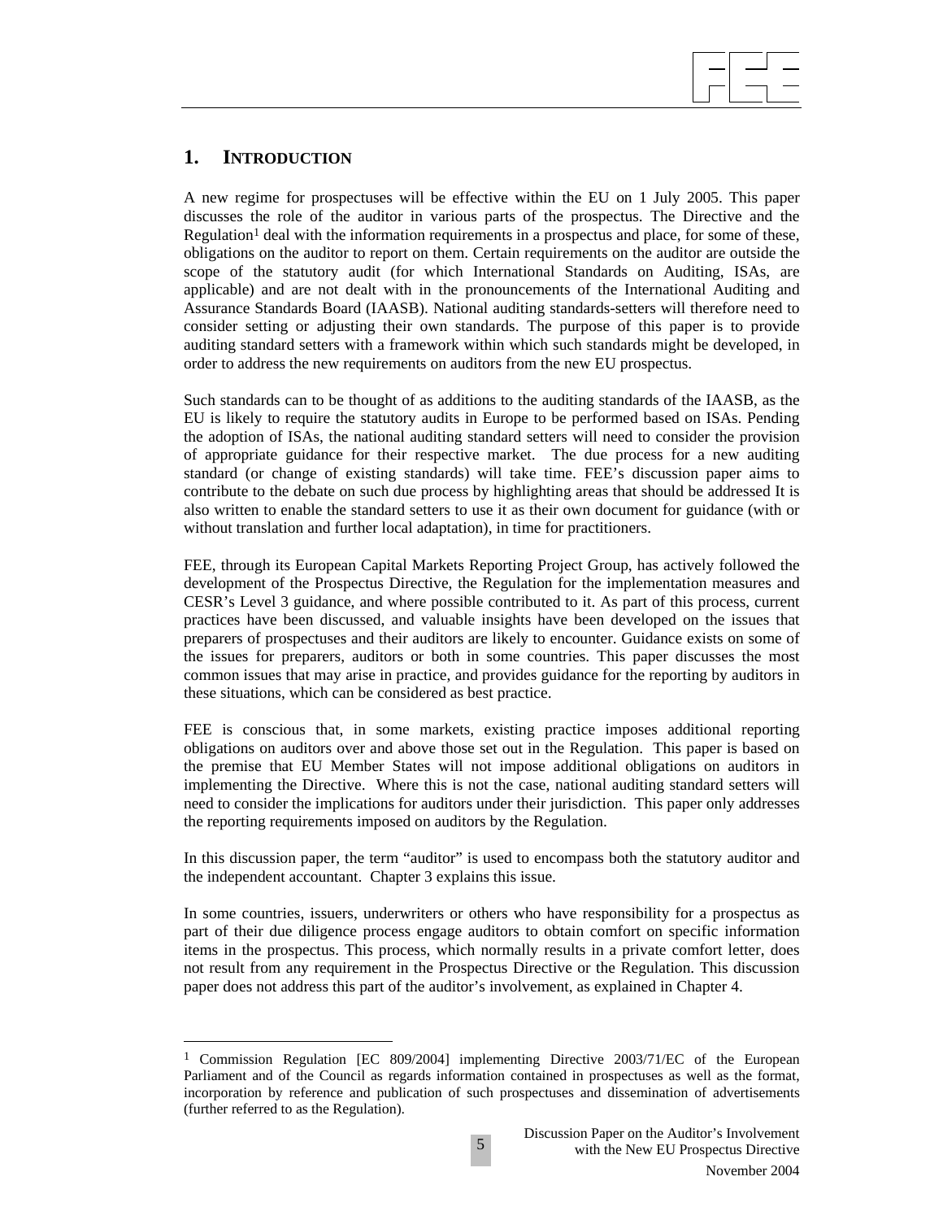## 1. INTRODUCTION

A new regime for prospectuses will be effective within the EU on 1 July 2005. This paper discusses the role of the auditor in various parts of the prospectus. The Directive and the Regulation[1] deal with the information requirements in a prospectus and place, for some of these, obligations on the auditor to report on them. Certain requirements on the auditor are outside the scope of the statutory audit (for which International Standards on Auditing, ISAs, are applicable) and are not dealt with in the pronouncements of the International Auditing and Assurance Standards Board (IAASB). National auditing standards-setters will therefore need to consider setting or adjusting their own standards. The purpose of this paper is to provide auditing standard setters with a framework within which such standards might be developed, in order to address the new requirements on auditors from the new EU prospectus.

Such standards can to be thought of as additions to the auditing standards of the IAASB, as the EU is likely to require the statutory audits in Europe to be performed based on ISAs. Pending the adoption of ISAs, the national auditing standard setters will need to consider the provision of appropriate guidance for their respective market. The due process for a new auditing standard (or change of existing standards) will take time. FEE's discussion paper aims to contribute to the debate on such due process by highlighting areas that should be addressed It is also written to enable the standard setters to use it as their own document for guidance (with or without translation and further local adaptation), in time for practitioners.

FEE, through its European Capital Markets Reporting Project Group, has actively followed the development of the Prospectus Directive, the Regulation for the implementation measures and CESR's Level 3 guidance, and where possible contributed to it. As part of this process, current practices have been discussed, and valuable insights have been developed on the issues that preparers of prospectuses and their auditors are likely to encounter. Guidance exists on some of the issues for preparers, auditors or both in some countries. This paper discusses the most common issues that may arise in practice, and provides guidance for the reporting by auditors in these situations, which can be considered as best practice.

FEE is conscious that, in some markets, existing practice imposes additional reporting obligations on auditors over and above those set out in the Regulation. This paper is based on the premise that EU Member States will not impose additional obligations on auditors in implementing the Directive. Where this is not the case, national auditing standard setters will need to consider the implications for auditors under their jurisdiction. This paper only addresses the reporting requirements imposed on auditors by the Regulation.

In this discussion paper, the term "auditor" is used to encompass both the statutory auditor and the independent accountant. Chapter 3 explains this issue.

In some countries, issuers, underwriters or others who have responsibility for a prospectus as part of their due diligence process engage auditors to obtain comfort on specific information items in the prospectus. This process, which normally results in a private comfort letter, does not result from any requirement in the Prospectus Directive or the Regulation. This discussion paper does not address this part of the auditor's involvement, as explained in Chapter 4.

---

[1] Commission Regulation [EC 809/2004] implementing Directive 2003/71/EC of the European Parliament and of the Council as regards information contained in prospectuses as well as the format, incorporation by reference and publication of such prospectuses and dissemination of advertisements (further referred to as the Regulation).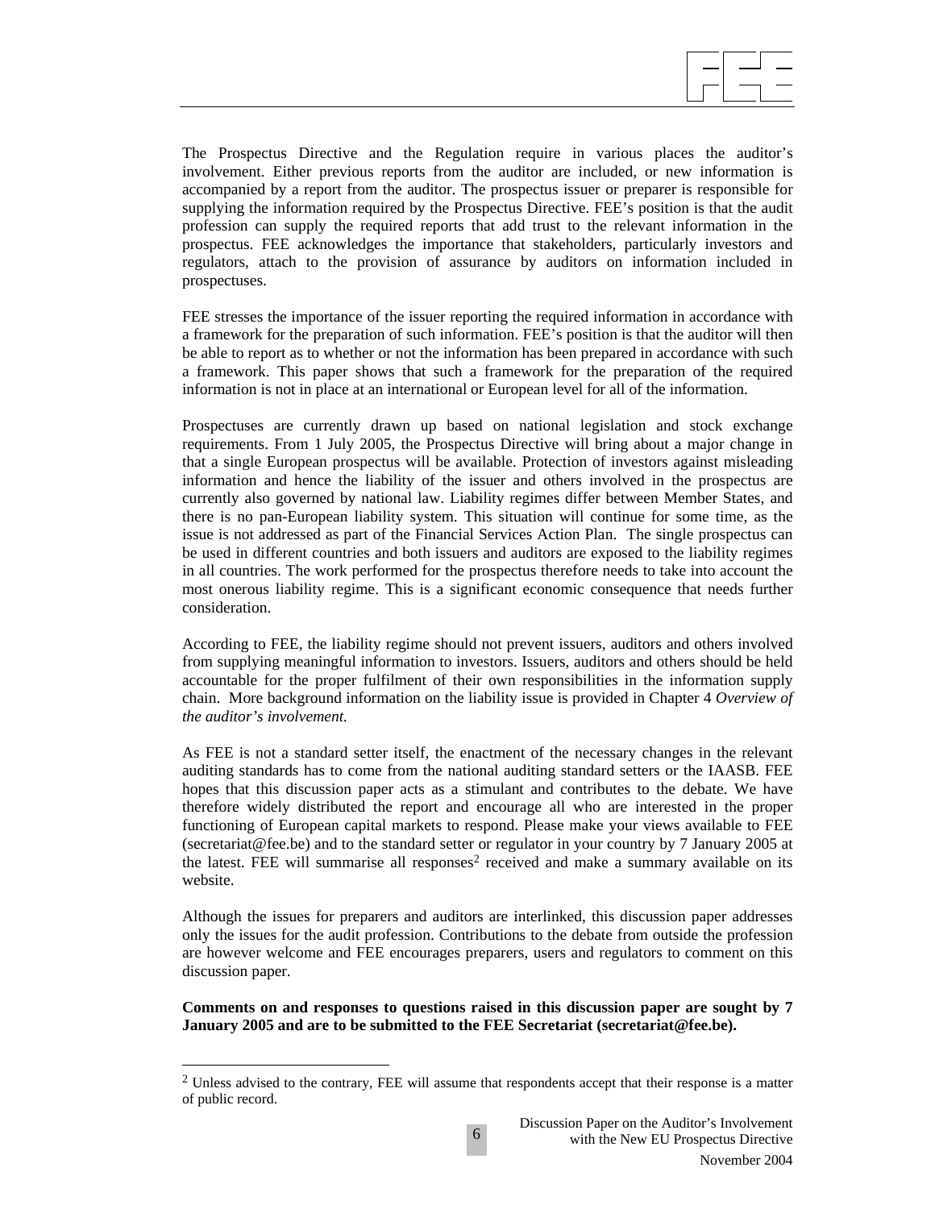The Prospectus Directive and the Regulation require in various places the auditor's involvement. Either previous reports from the auditor are included, or new information is accompanied by a report from the auditor. The prospectus issuer or preparer is responsible for supplying the information required by the Prospectus Directive. FEE's position is that the audit profession can supply the required reports that add trust to the relevant information in the prospectus. FEE acknowledges the importance that stakeholders, particularly investors and regulators, attach to the provision of assurance by auditors on information included in prospectuses.

FEE stresses the importance of the issuer reporting the required information in accordance with a framework for the preparation of such information. FEE's position is that the auditor will then be able to report as to whether or not the information has been prepared in accordance with such a framework. This paper shows that such a framework for the preparation of the required information is not in place at an international or European level for all of the information.

Prospectuses are currently drawn up based on national legislation and stock exchange requirements. From 1 July 2005, the Prospectus Directive will bring about a major change in that a single European prospectus will be available. Protection of investors against misleading information and hence the liability of the issuer and others involved in the prospectus are currently also governed by national law. Liability regimes differ between Member States, and there is no pan-European liability system. This situation will continue for some time, as the issue is not addressed as part of the Financial Services Action Plan. The single prospectus can be used in different countries and both issuers and auditors are exposed to the liability regimes in all countries. The work performed for the prospectus therefore needs to take into account the most onerous liability regime. This is a significant economic consequence that needs further consideration.

According to FEE, the liability regime should not prevent issuers, auditors and others involved from supplying meaningful information to investors. Issuers, auditors and others should be held accountable for the proper fulfilment of their own responsibilities in the information supply chain. More background information on the liability issue is provided in Chapter 4 *Overview of the auditor's involvement.*

As FEE is not a standard setter itself, the enactment of the necessary changes in the relevant auditing standards has to come from the national auditing standard setters or the IAASB. FEE hopes that this discussion paper acts as a stimulant and contributes to the debate. We have therefore widely distributed the report and encourage all who are interested in the proper functioning of European capital markets to respond. Please make your views available to FEE (secretariat@fee.be) and to the standard setter or regulator in your country by 7 January 2005 at the latest. FEE will summarise all responses[2] received and make a summary available on its website.

Although the issues for preparers and auditors are interlinked, this discussion paper addresses only the issues for the audit profession. Contributions to the debate from outside the profession are however welcome and FEE encourages preparers, users and regulators to comment on this discussion paper.

**Comments on and responses to questions raised in this discussion paper are sought by 7 January 2005 and are to be submitted to the FEE Secretariat (secretariat@fee.be).**

---

[2] Unless advised to the contrary, FEE will assume that respondents accept that their response is a matter of public record.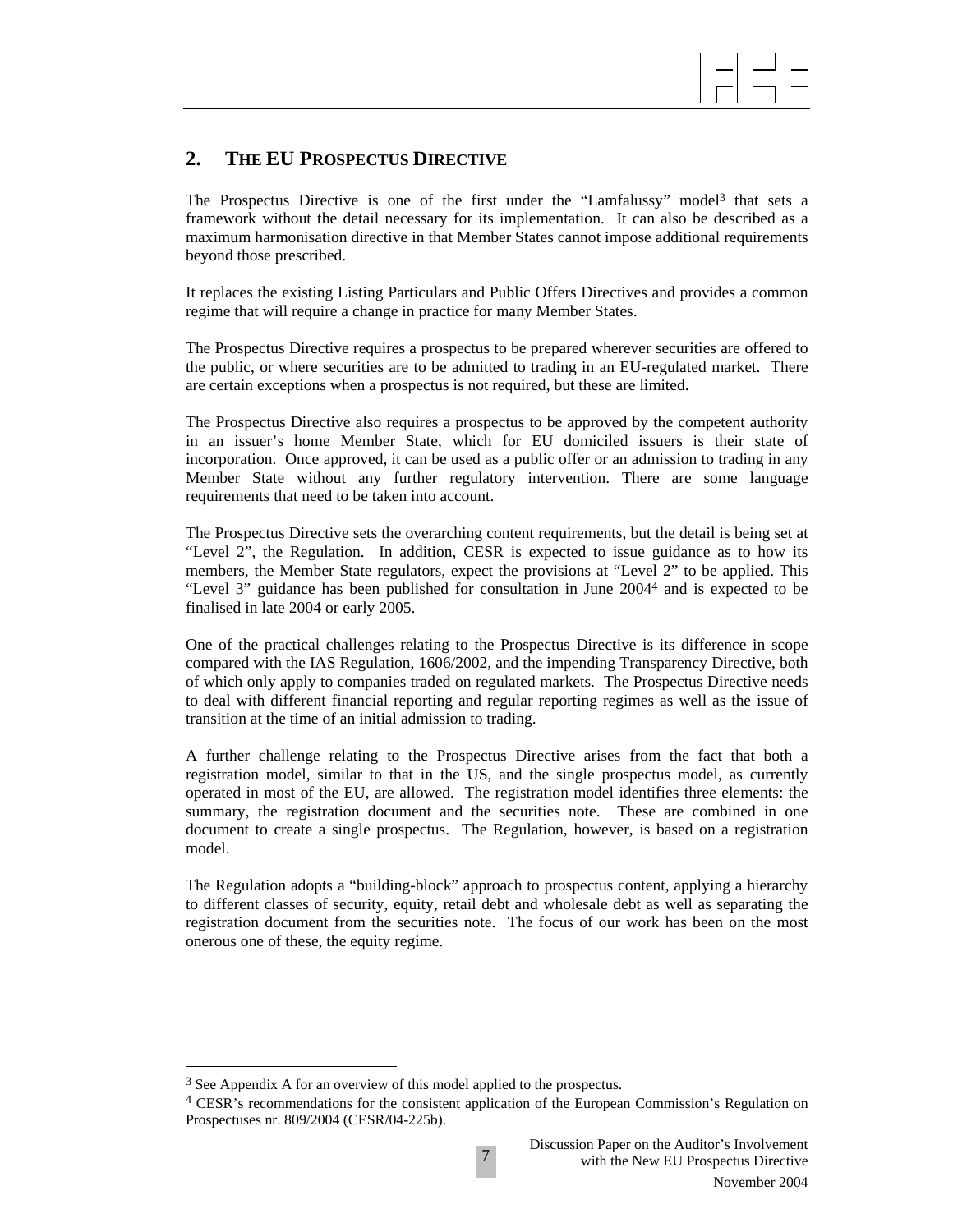## 2. THE EU PROSPECTUS DIRECTIVE

The Prospectus Directive is one of the first under the "Lamfalussy" model[3] that sets a framework without the detail necessary for its implementation. It can also be described as a maximum harmonisation directive in that Member States cannot impose additional requirements beyond those prescribed.

It replaces the existing Listing Particulars and Public Offers Directives and provides a common regime that will require a change in practice for many Member States.

The Prospectus Directive requires a prospectus to be prepared wherever securities are offered to the public, or where securities are to be admitted to trading in an EU-regulated market. There are certain exceptions when a prospectus is not required, but these are limited.

The Prospectus Directive also requires a prospectus to be approved by the competent authority in an issuer's home Member State, which for EU domiciled issuers is their state of incorporation. Once approved, it can be used as a public offer or an admission to trading in any Member State without any further regulatory intervention. There are some language requirements that need to be taken into account.

The Prospectus Directive sets the overarching content requirements, but the detail is being set at "Level 2", the Regulation. In addition, CESR is expected to issue guidance as to how its members, the Member State regulators, expect the provisions at "Level 2" to be applied. This "Level 3" guidance has been published for consultation in June 2004[4] and is expected to be finalised in late 2004 or early 2005.

One of the practical challenges relating to the Prospectus Directive is its difference in scope compared with the IAS Regulation, 1606/2002, and the impending Transparency Directive, both of which only apply to companies traded on regulated markets. The Prospectus Directive needs to deal with different financial reporting and regular reporting regimes as well as the issue of transition at the time of an initial admission to trading.

A further challenge relating to the Prospectus Directive arises from the fact that both a registration model, similar to that in the US, and the single prospectus model, as currently operated in most of the EU, are allowed. The registration model identifies three elements: the summary, the registration document and the securities note. These are combined in one document to create a single prospectus. The Regulation, however, is based on a registration model.

The Regulation adopts a "building-block" approach to prospectus content, applying a hierarchy to different classes of security, equity, retail debt and wholesale debt as well as separating the registration document from the securities note. The focus of our work has been on the most onerous one of these, the equity regime.

---

[3] See Appendix A for an overview of this model applied to the prospectus.

[4] CESR's recommendations for the consistent application of the European Commission's Regulation on Prospectuses nr. 809/2004 (CESR/04-225b).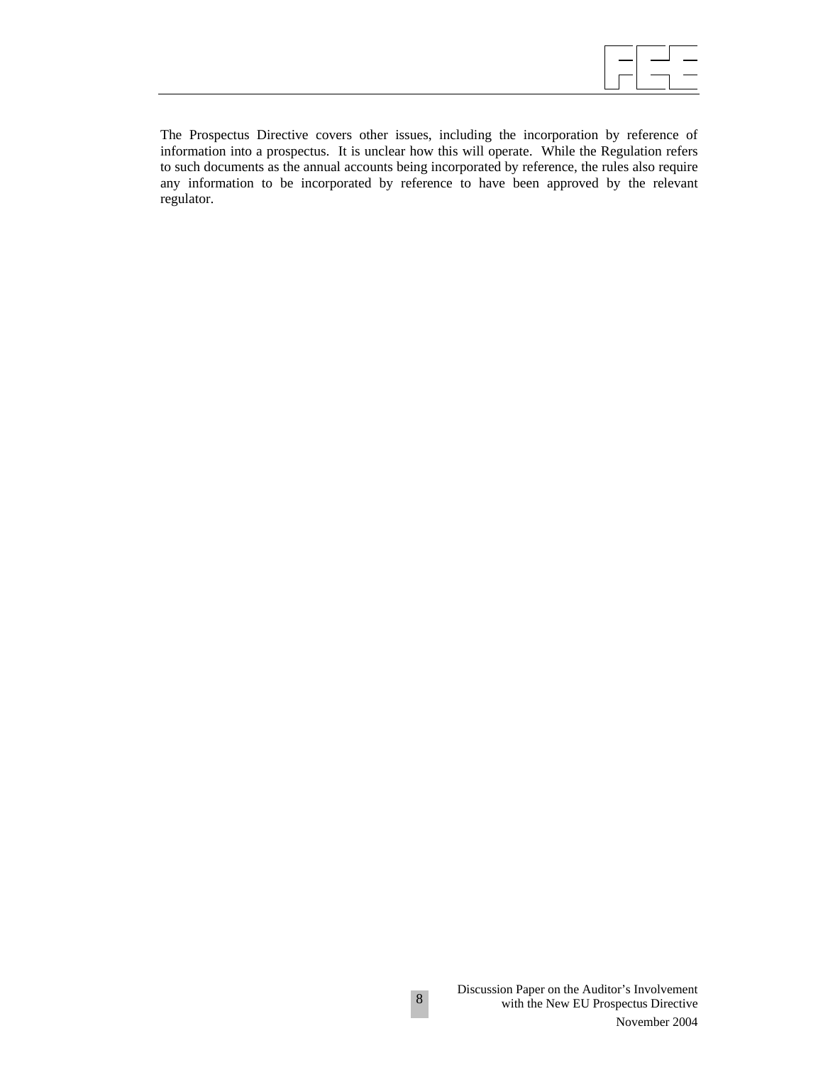The Prospectus Directive covers other issues, including the incorporation by reference of information into a prospectus. It is unclear how this will operate. While the Regulation refers to such documents as the annual accounts being incorporated by reference, the rules also require any information to be incorporated by reference to have been approved by the relevant regulator.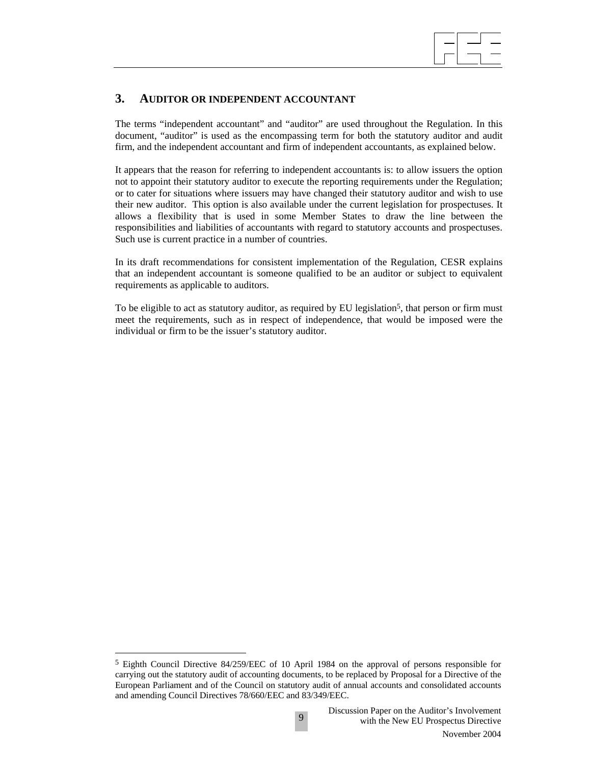## 3. AUDITOR OR INDEPENDENT ACCOUNTANT

The terms "independent accountant" and "auditor" are used throughout the Regulation. In this document, "auditor" is used as the encompassing term for both the statutory auditor and audit firm, and the independent accountant and firm of independent accountants, as explained below.

It appears that the reason for referring to independent accountants is: to allow issuers the option not to appoint their statutory auditor to execute the reporting requirements under the Regulation; or to cater for situations where issuers may have changed their statutory auditor and wish to use their new auditor. This option is also available under the current legislation for prospectuses. It allows a flexibility that is used in some Member States to draw the line between the responsibilities and liabilities of accountants with regard to statutory accounts and prospectuses. Such use is current practice in a number of countries.

In its draft recommendations for consistent implementation of the Regulation, CESR explains that an independent accountant is someone qualified to be an auditor or subject to equivalent requirements as applicable to auditors.

To be eligible to act as statutory auditor, as required by EU legislation[5], that person or firm must meet the requirements, such as in respect of independence, that would be imposed were the individual or firm to be the issuer's statutory auditor.

[5] Eighth Council Directive 84/259/EEC of 10 April 1984 on the approval of persons responsible for carrying out the statutory audit of accounting documents, to be replaced by Proposal for a Directive of the European Parliament and of the Council on statutory audit of annual accounts and consolidated accounts and amending Council Directives 78/660/EEC and 83/349/EEC.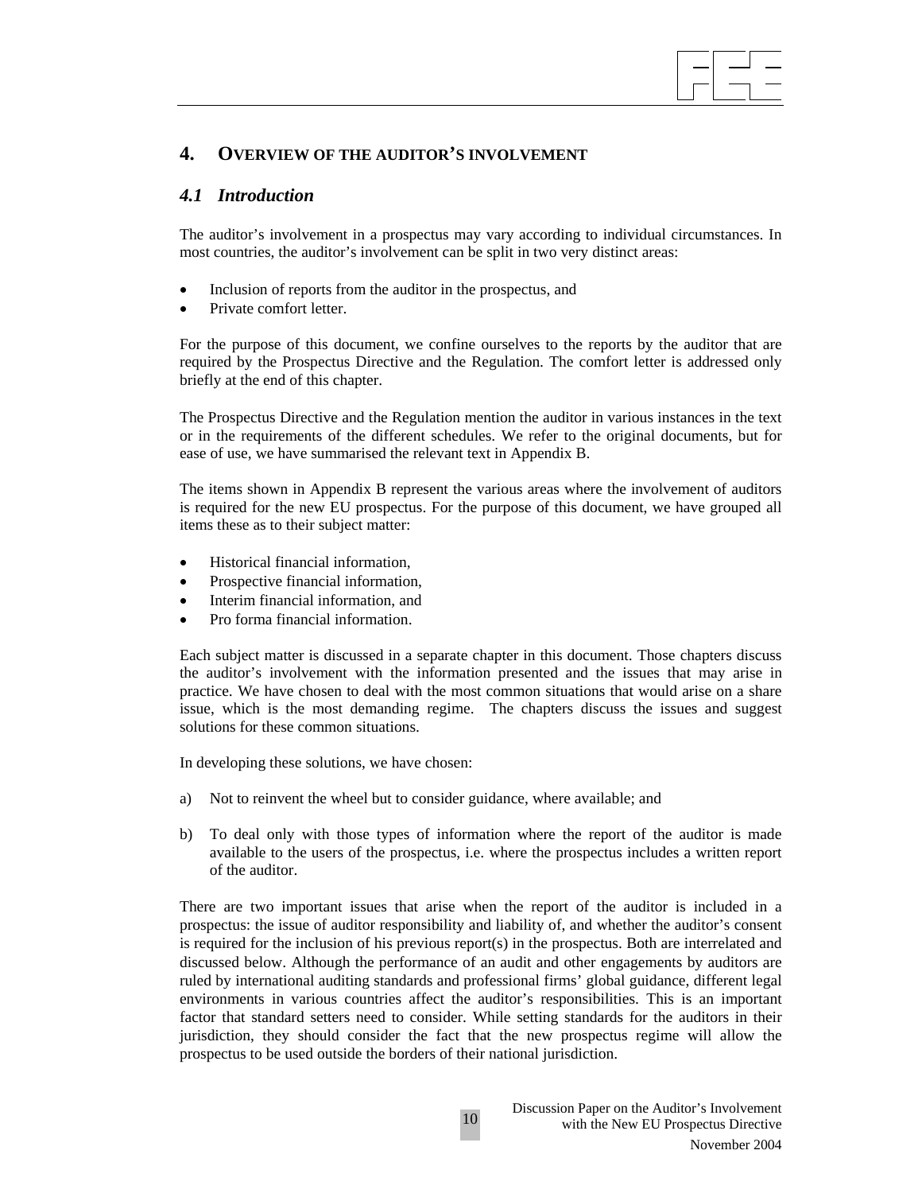# 4. Overview of the auditor's involvement

## *4.1 Introduction*

The auditor's involvement in a prospectus may vary according to individual circumstances. In most countries, the auditor's involvement can be split in two very distinct areas:

- Inclusion of reports from the auditor in the prospectus, and
- Private comfort letter.

For the purpose of this document, we confine ourselves to the reports by the auditor that are required by the Prospectus Directive and the Regulation. The comfort letter is addressed only briefly at the end of this chapter.

The Prospectus Directive and the Regulation mention the auditor in various instances in the text or in the requirements of the different schedules. We refer to the original documents, but for ease of use, we have summarised the relevant text in Appendix B.

The items shown in Appendix B represent the various areas where the involvement of auditors is required for the new EU prospectus. For the purpose of this document, we have grouped all items these as to their subject matter:

- Historical financial information,
- Prospective financial information,
- Interim financial information, and
- Pro forma financial information.

Each subject matter is discussed in a separate chapter in this document. Those chapters discuss the auditor's involvement with the information presented and the issues that may arise in practice. We have chosen to deal with the most common situations that would arise on a share issue, which is the most demanding regime. The chapters discuss the issues and suggest solutions for these common situations.

In developing these solutions, we have chosen:

a) Not to reinvent the wheel but to consider guidance, where available; and

b) To deal only with those types of information where the report of the auditor is made available to the users of the prospectus, i.e. where the prospectus includes a written report of the auditor.

There are two important issues that arise when the report of the auditor is included in a prospectus: the issue of auditor responsibility and liability of, and whether the auditor's consent is required for the inclusion of his previous report(s) in the prospectus. Both are interrelated and discussed below. Although the performance of an audit and other engagements by auditors are ruled by international auditing standards and professional firms' global guidance, different legal environments in various countries affect the auditor's responsibilities. This is an important factor that standard setters need to consider. While setting standards for the auditors in their jurisdiction, they should consider the fact that the new prospectus regime will allow the prospectus to be used outside the borders of their national jurisdiction.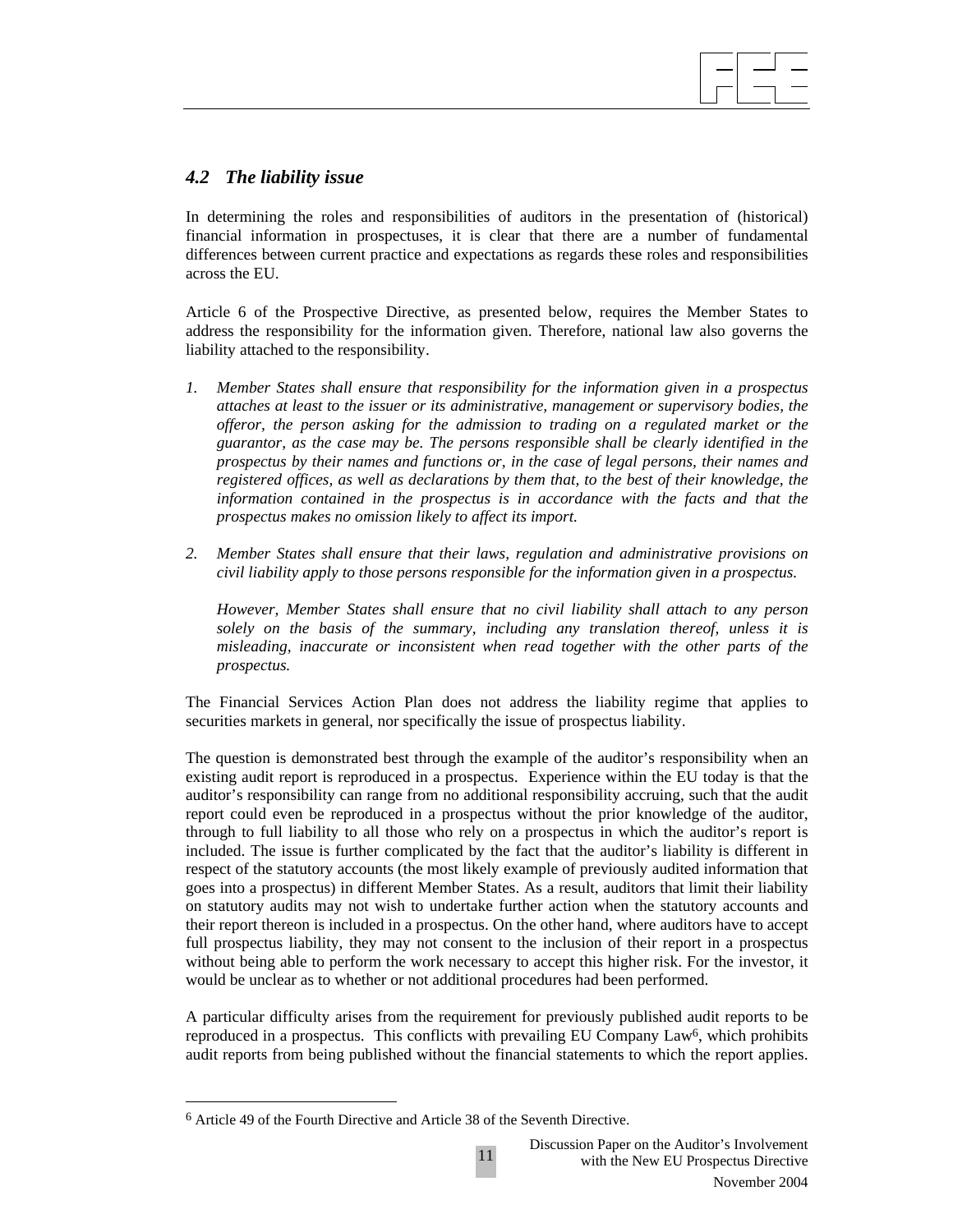### *4.2 The liability issue*

In determining the roles and responsibilities of auditors in the presentation of (historical) financial information in prospectuses, it is clear that there are a number of fundamental differences between current practice and expectations as regards these roles and responsibilities across the EU.

Article 6 of the Prospective Directive, as presented below, requires the Member States to address the responsibility for the information given. Therefore, national law also governs the liability attached to the responsibility.

1. *Member States shall ensure that responsibility for the information given in a prospectus attaches at least to the issuer or its administrative, management or supervisory bodies, the offeror, the person asking for the admission to trading on a regulated market or the guarantor, as the case may be. The persons responsible shall be clearly identified in the prospectus by their names and functions or, in the case of legal persons, their names and registered offices, as well as declarations by them that, to the best of their knowledge, the information contained in the prospectus is in accordance with the facts and that the prospectus makes no omission likely to affect its import.*

2. *Member States shall ensure that their laws, regulation and administrative provisions on civil liability apply to those persons responsible for the information given in a prospectus.*

   *However, Member States shall ensure that no civil liability shall attach to any person solely on the basis of the summary, including any translation thereof, unless it is misleading, inaccurate or inconsistent when read together with the other parts of the prospectus.*

The Financial Services Action Plan does not address the liability regime that applies to securities markets in general, nor specifically the issue of prospectus liability.

The question is demonstrated best through the example of the auditor's responsibility when an existing audit report is reproduced in a prospectus. Experience within the EU today is that the auditor's responsibility can range from no additional responsibility accruing, such that the audit report could even be reproduced in a prospectus without the prior knowledge of the auditor, through to full liability to all those who rely on a prospectus in which the auditor's report is included. The issue is further complicated by the fact that the auditor's liability is different in respect of the statutory accounts (the most likely example of previously audited information that goes into a prospectus) in different Member States. As a result, auditors that limit their liability on statutory audits may not wish to undertake further action when the statutory accounts and their report thereon is included in a prospectus. On the other hand, where auditors have to accept full prospectus liability, they may not consent to the inclusion of their report in a prospectus without being able to perform the work necessary to accept this higher risk. For the investor, it would be unclear as to whether or not additional procedures had been performed.

A particular difficulty arises from the requirement for previously published audit reports to be reproduced in a prospectus. This conflicts with prevailing EU Company Law[6], which prohibits audit reports from being published without the financial statements to which the report applies.

---

[6] Article 49 of the Fourth Directive and Article 38 of the Seventh Directive.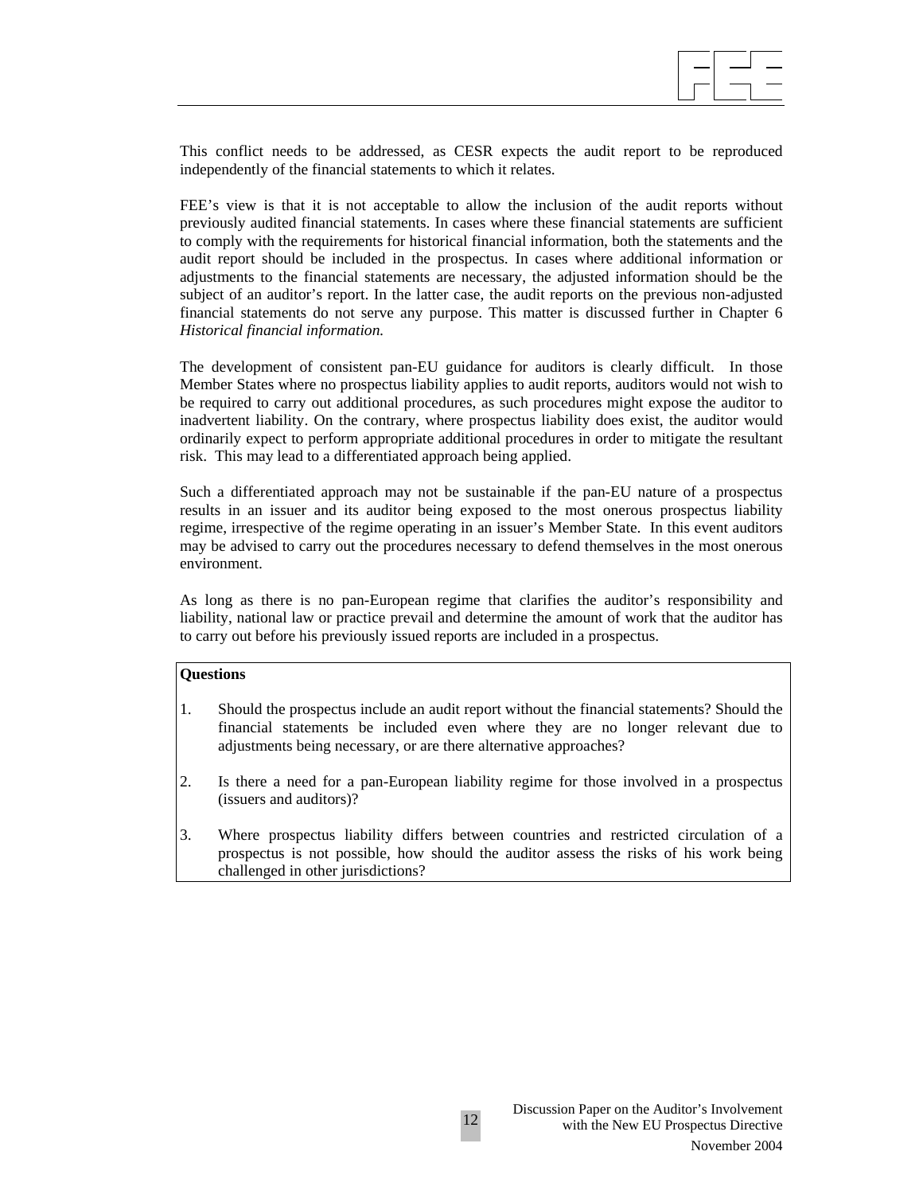This conflict needs to be addressed, as CESR expects the audit report to be reproduced independently of the financial statements to which it relates.

FEE's view is that it is not acceptable to allow the inclusion of the audit reports without previously audited financial statements. In cases where these financial statements are sufficient to comply with the requirements for historical financial information, both the statements and the audit report should be included in the prospectus. In cases where additional information or adjustments to the financial statements are necessary, the adjusted information should be the subject of an auditor's report. In the latter case, the audit reports on the previous non-adjusted financial statements do not serve any purpose. This matter is discussed further in Chapter 6 *Historical financial information.*

The development of consistent pan-EU guidance for auditors is clearly difficult. In those Member States where no prospectus liability applies to audit reports, auditors would not wish to be required to carry out additional procedures, as such procedures might expose the auditor to inadvertent liability. On the contrary, where prospectus liability does exist, the auditor would ordinarily expect to perform appropriate additional procedures in order to mitigate the resultant risk. This may lead to a differentiated approach being applied.

Such a differentiated approach may not be sustainable if the pan-EU nature of a prospectus results in an issuer and its auditor being exposed to the most onerous prospectus liability regime, irrespective of the regime operating in an issuer's Member State. In this event auditors may be advised to carry out the procedures necessary to defend themselves in the most onerous environment.

As long as there is no pan-European regime that clarifies the auditor's responsibility and liability, national law or practice prevail and determine the amount of work that the auditor has to carry out before his previously issued reports are included in a prospectus.

**Questions**

1. Should the prospectus include an audit report without the financial statements? Should the financial statements be included even where they are no longer relevant due to adjustments being necessary, or are there alternative approaches?

2. Is there a need for a pan-European liability regime for those involved in a prospectus (issuers and auditors)?

3. Where prospectus liability differs between countries and restricted circulation of a prospectus is not possible, how should the auditor assess the risks of his work being challenged in other jurisdictions?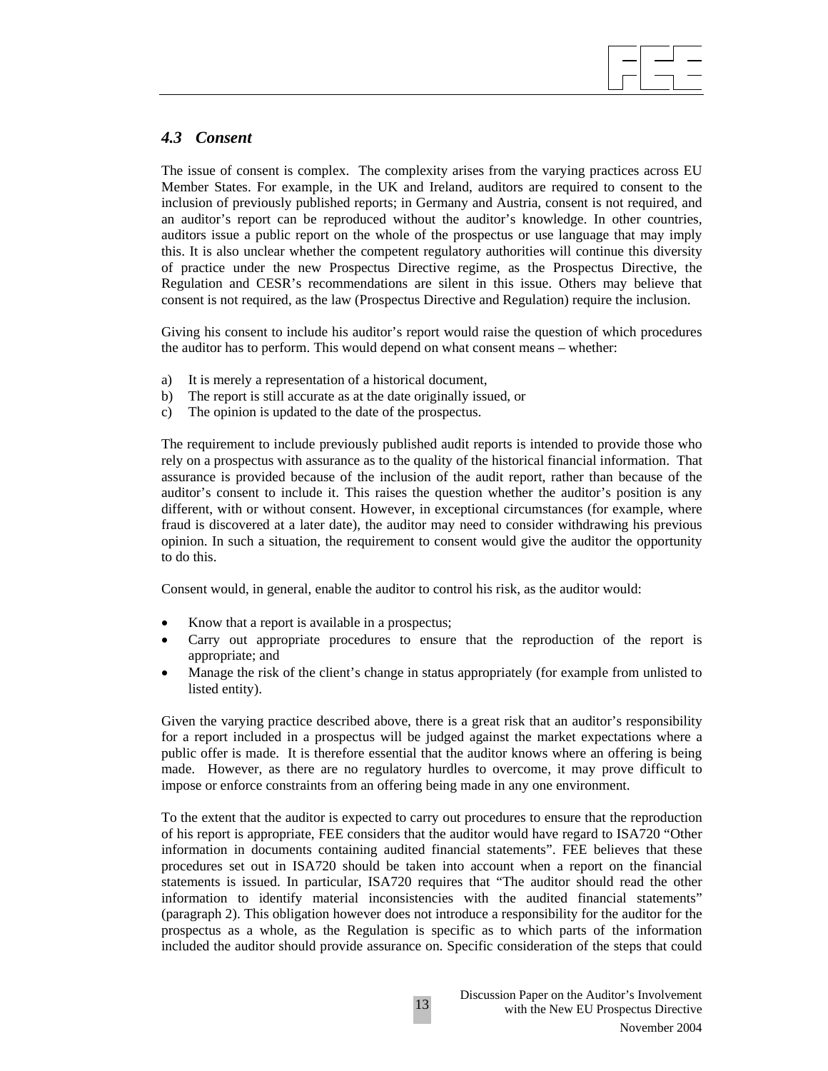### *4.3 Consent*

The issue of consent is complex. The complexity arises from the varying practices across EU Member States. For example, in the UK and Ireland, auditors are required to consent to the inclusion of previously published reports; in Germany and Austria, consent is not required, and an auditor's report can be reproduced without the auditor's knowledge. In other countries, auditors issue a public report on the whole of the prospectus or use language that may imply this. It is also unclear whether the competent regulatory authorities will continue this diversity of practice under the new Prospectus Directive regime, as the Prospectus Directive, the Regulation and CESR's recommendations are silent in this issue. Others may believe that consent is not required, as the law (Prospectus Directive and Regulation) require the inclusion.

Giving his consent to include his auditor's report would raise the question of which procedures the auditor has to perform. This would depend on what consent means – whether:

a) It is merely a representation of a historical document,
b) The report is still accurate as at the date originally issued, or
c) The opinion is updated to the date of the prospectus.

The requirement to include previously published audit reports is intended to provide those who rely on a prospectus with assurance as to the quality of the historical financial information. That assurance is provided because of the inclusion of the audit report, rather than because of the auditor's consent to include it. This raises the question whether the auditor's position is any different, with or without consent. However, in exceptional circumstances (for example, where fraud is discovered at a later date), the auditor may need to consider withdrawing his previous opinion. In such a situation, the requirement to consent would give the auditor the opportunity to do this.

Consent would, in general, enable the auditor to control his risk, as the auditor would:

- Know that a report is available in a prospectus;
- Carry out appropriate procedures to ensure that the reproduction of the report is appropriate; and
- Manage the risk of the client's change in status appropriately (for example from unlisted to listed entity).

Given the varying practice described above, there is a great risk that an auditor's responsibility for a report included in a prospectus will be judged against the market expectations where a public offer is made. It is therefore essential that the auditor knows where an offering is being made. However, as there are no regulatory hurdles to overcome, it may prove difficult to impose or enforce constraints from an offering being made in any one environment.

To the extent that the auditor is expected to carry out procedures to ensure that the reproduction of his report is appropriate, FEE considers that the auditor would have regard to ISA720 "Other information in documents containing audited financial statements". FEE believes that these procedures set out in ISA720 should be taken into account when a report on the financial statements is issued. In particular, ISA720 requires that "The auditor should read the other information to identify material inconsistencies with the audited financial statements" (paragraph 2). This obligation however does not introduce a responsibility for the auditor for the prospectus as a whole, as the Regulation is specific as to which parts of the information included the auditor should provide assurance on. Specific consideration of the steps that could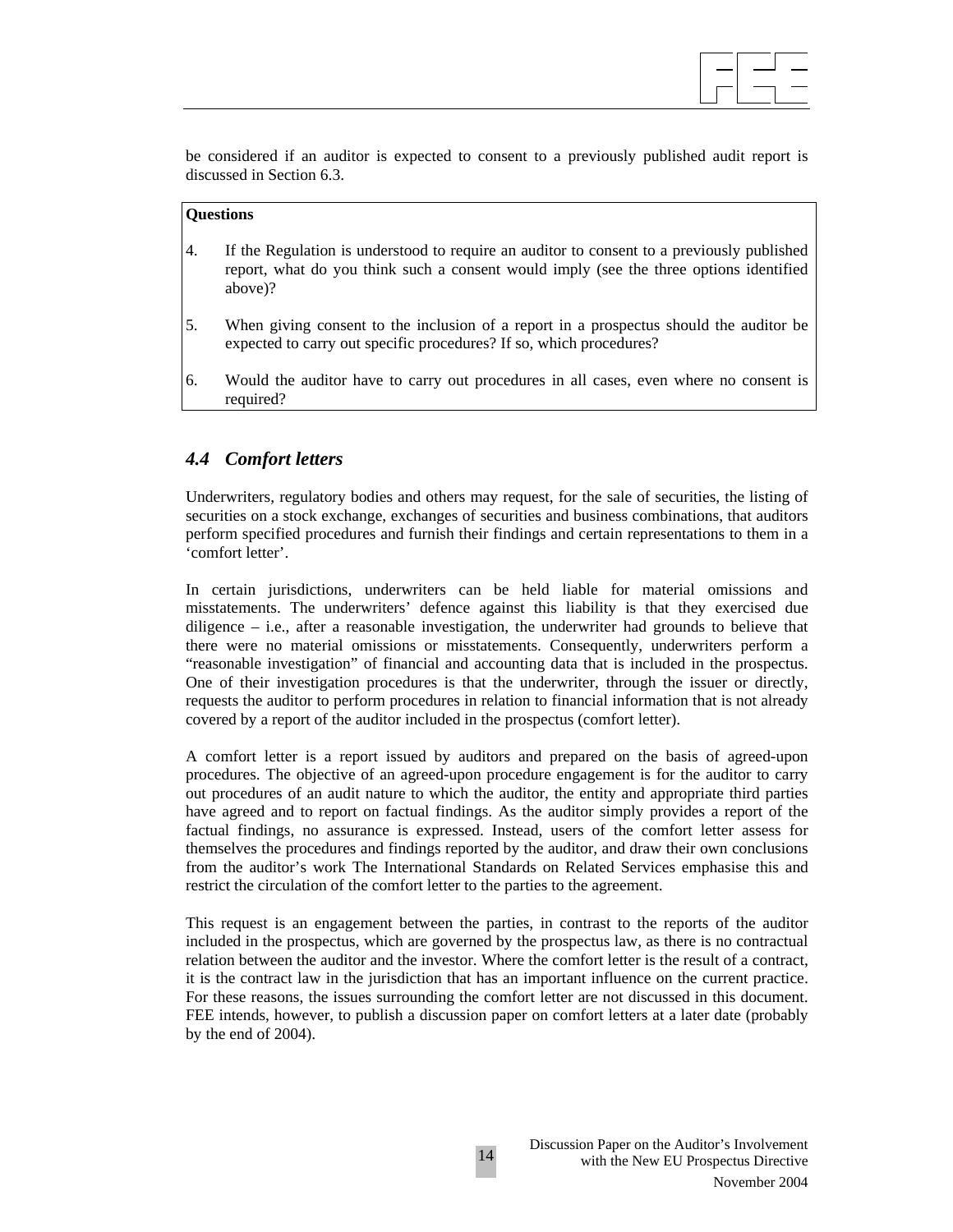be considered if an auditor is expected to consent to a previously published audit report is discussed in Section 6.3.

**Questions**

4. If the Regulation is understood to require an auditor to consent to a previously published report, what do you think such a consent would imply (see the three options identified above)?

5. When giving consent to the inclusion of a report in a prospectus should the auditor be expected to carry out specific procedures? If so, which procedures?

6. Would the auditor have to carry out procedures in all cases, even where no consent is required?

## *4.4 Comfort letters*

Underwriters, regulatory bodies and others may request, for the sale of securities, the listing of securities on a stock exchange, exchanges of securities and business combinations, that auditors perform specified procedures and furnish their findings and certain representations to them in a 'comfort letter'.

In certain jurisdictions, underwriters can be held liable for material omissions and misstatements. The underwriters' defence against this liability is that they exercised due diligence – i.e., after a reasonable investigation, the underwriter had grounds to believe that there were no material omissions or misstatements. Consequently, underwriters perform a "reasonable investigation" of financial and accounting data that is included in the prospectus. One of their investigation procedures is that the underwriter, through the issuer or directly, requests the auditor to perform procedures in relation to financial information that is not already covered by a report of the auditor included in the prospectus (comfort letter).

A comfort letter is a report issued by auditors and prepared on the basis of agreed-upon procedures. The objective of an agreed-upon procedure engagement is for the auditor to carry out procedures of an audit nature to which the auditor, the entity and appropriate third parties have agreed and to report on factual findings. As the auditor simply provides a report of the factual findings, no assurance is expressed. Instead, users of the comfort letter assess for themselves the procedures and findings reported by the auditor, and draw their own conclusions from the auditor's work The International Standards on Related Services emphasise this and restrict the circulation of the comfort letter to the parties to the agreement.

This request is an engagement between the parties, in contrast to the reports of the auditor included in the prospectus, which are governed by the prospectus law, as there is no contractual relation between the auditor and the investor. Where the comfort letter is the result of a contract, it is the contract law in the jurisdiction that has an important influence on the current practice. For these reasons, the issues surrounding the comfort letter are not discussed in this document. FEE intends, however, to publish a discussion paper on comfort letters at a later date (probably by the end of 2004).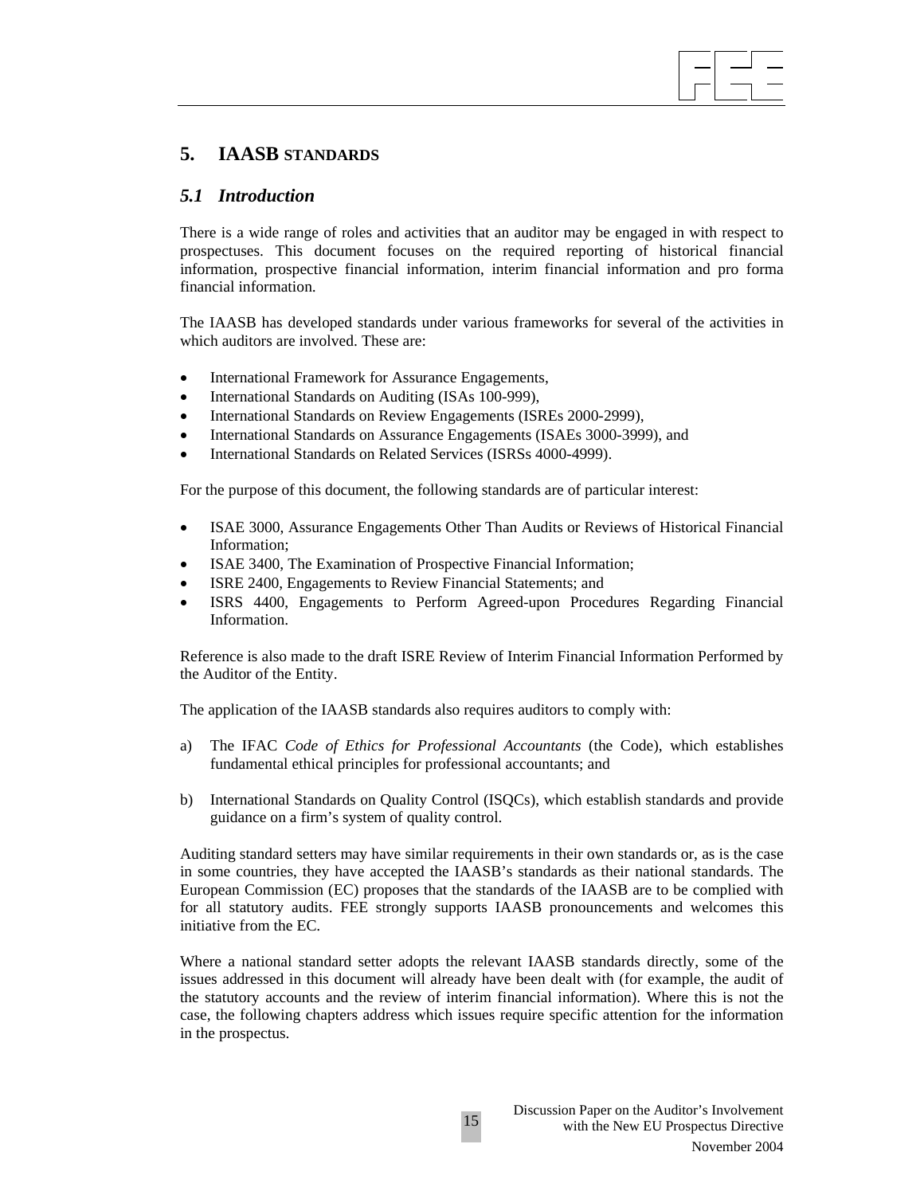## 5. IAASB STANDARDS

### *5.1 Introduction*

There is a wide range of roles and activities that an auditor may be engaged in with respect to prospectuses. This document focuses on the required reporting of historical financial information, prospective financial information, interim financial information and pro forma financial information.

The IAASB has developed standards under various frameworks for several of the activities in which auditors are involved. These are:

- International Framework for Assurance Engagements,
- International Standards on Auditing (ISAs 100-999),
- International Standards on Review Engagements (ISREs 2000-2999),
- International Standards on Assurance Engagements (ISAEs 3000-3999), and
- International Standards on Related Services (ISRSs 4000-4999).

For the purpose of this document, the following standards are of particular interest:

- ISAE 3000, Assurance Engagements Other Than Audits or Reviews of Historical Financial Information;
- ISAE 3400, The Examination of Prospective Financial Information;
- ISRE 2400, Engagements to Review Financial Statements; and
- ISRS 4400, Engagements to Perform Agreed-upon Procedures Regarding Financial Information.

Reference is also made to the draft ISRE Review of Interim Financial Information Performed by the Auditor of the Entity.

The application of the IAASB standards also requires auditors to comply with:

a) The IFAC *Code of Ethics for Professional Accountants* (the Code), which establishes fundamental ethical principles for professional accountants; and

b) International Standards on Quality Control (ISQCs), which establish standards and provide guidance on a firm's system of quality control.

Auditing standard setters may have similar requirements in their own standards or, as is the case in some countries, they have accepted the IAASB's standards as their national standards. The European Commission (EC) proposes that the standards of the IAASB are to be complied with for all statutory audits. FEE strongly supports IAASB pronouncements and welcomes this initiative from the EC.

Where a national standard setter adopts the relevant IAASB standards directly, some of the issues addressed in this document will already have been dealt with (for example, the audit of the statutory accounts and the review of interim financial information). Where this is not the case, the following chapters address which issues require specific attention for the information in the prospectus.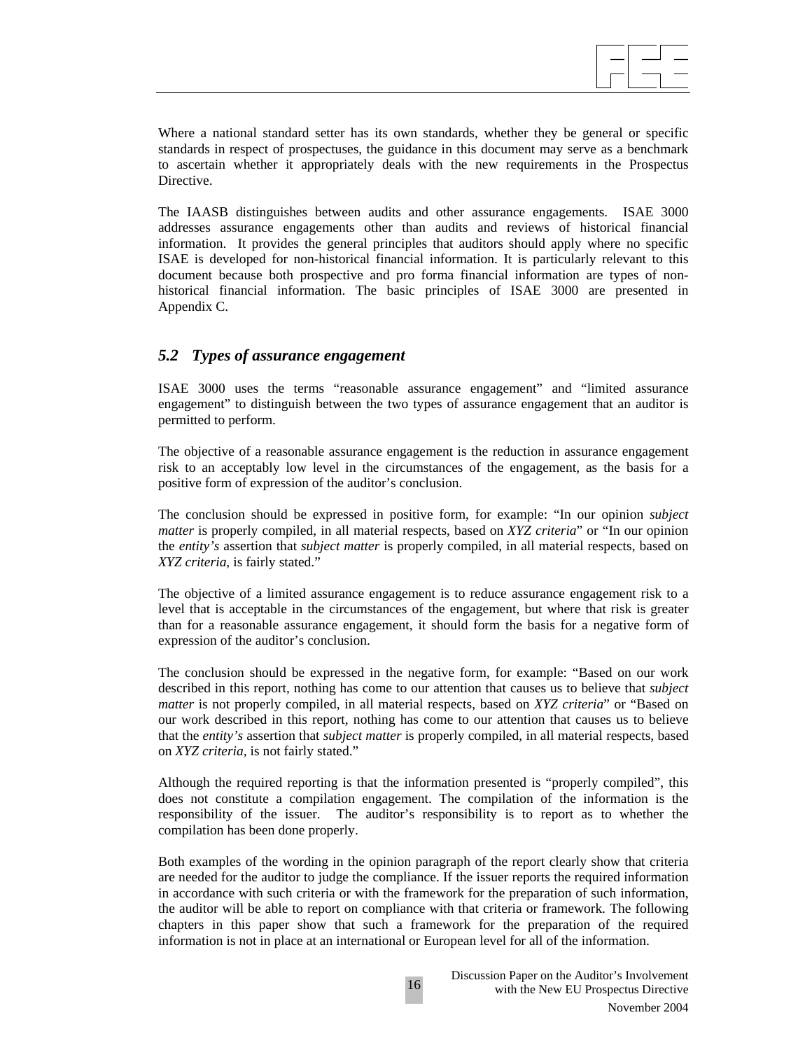Where a national standard setter has its own standards, whether they be general or specific standards in respect of prospectuses, the guidance in this document may serve as a benchmark to ascertain whether it appropriately deals with the new requirements in the Prospectus Directive.

The IAASB distinguishes between audits and other assurance engagements. ISAE 3000 addresses assurance engagements other than audits and reviews of historical financial information. It provides the general principles that auditors should apply where no specific ISAE is developed for non-historical financial information. It is particularly relevant to this document because both prospective and pro forma financial information are types of non-historical financial information. The basic principles of ISAE 3000 are presented in Appendix C.

## *5.2 Types of assurance engagement*

ISAE 3000 uses the terms "reasonable assurance engagement" and "limited assurance engagement" to distinguish between the two types of assurance engagement that an auditor is permitted to perform.

The objective of a reasonable assurance engagement is the reduction in assurance engagement risk to an acceptably low level in the circumstances of the engagement, as the basis for a positive form of expression of the auditor's conclusion.

The conclusion should be expressed in positive form, for example: "In our opinion *subject matter* is properly compiled, in all material respects, based on *XYZ criteria*" or "In our opinion the *entity's* assertion that *subject matter* is properly compiled, in all material respects, based on *XYZ criteria*, is fairly stated."

The objective of a limited assurance engagement is to reduce assurance engagement risk to a level that is acceptable in the circumstances of the engagement, but where that risk is greater than for a reasonable assurance engagement, it should form the basis for a negative form of expression of the auditor's conclusion.

The conclusion should be expressed in the negative form, for example: "Based on our work described in this report, nothing has come to our attention that causes us to believe that *subject matter* is not properly compiled, in all material respects, based on *XYZ criteria*" or "Based on our work described in this report, nothing has come to our attention that causes us to believe that the *entity's* assertion that *subject matter* is properly compiled, in all material respects, based on *XYZ criteria*, is not fairly stated."

Although the required reporting is that the information presented is "properly compiled", this does not constitute a compilation engagement. The compilation of the information is the responsibility of the issuer. The auditor's responsibility is to report as to whether the compilation has been done properly.

Both examples of the wording in the opinion paragraph of the report clearly show that criteria are needed for the auditor to judge the compliance. If the issuer reports the required information in accordance with such criteria or with the framework for the preparation of such information, the auditor will be able to report on compliance with that criteria or framework. The following chapters in this paper show that such a framework for the preparation of the required information is not in place at an international or European level for all of the information.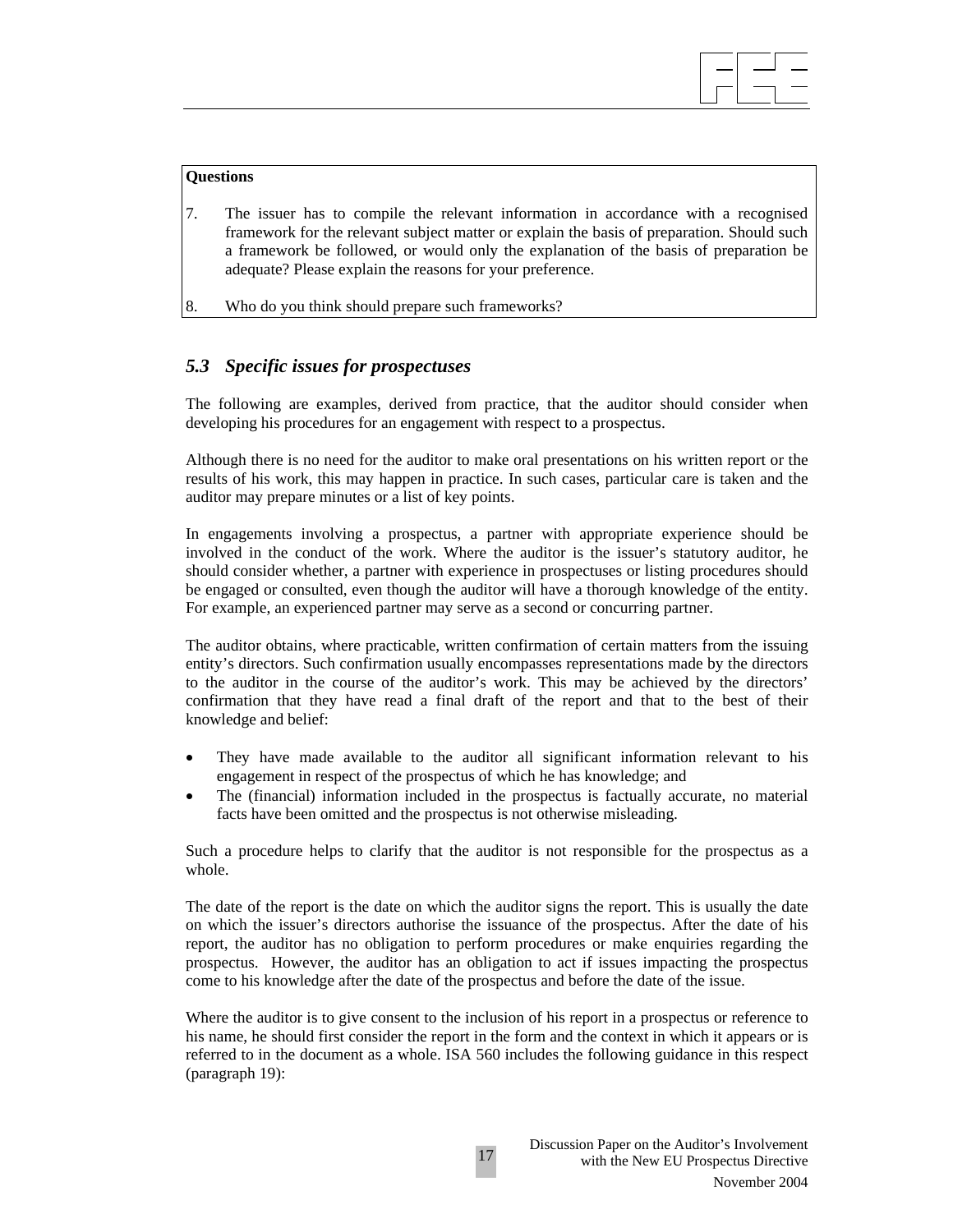**Questions**

7. The issuer has to compile the relevant information in accordance with a recognised framework for the relevant subject matter or explain the basis of preparation. Should such a framework be followed, or would only the explanation of the basis of preparation be adequate? Please explain the reasons for your preference.

8. Who do you think should prepare such frameworks?

### *5.3 Specific issues for prospectuses*

The following are examples, derived from practice, that the auditor should consider when developing his procedures for an engagement with respect to a prospectus.

Although there is no need for the auditor to make oral presentations on his written report or the results of his work, this may happen in practice. In such cases, particular care is taken and the auditor may prepare minutes or a list of key points.

In engagements involving a prospectus, a partner with appropriate experience should be involved in the conduct of the work. Where the auditor is the issuer's statutory auditor, he should consider whether, a partner with experience in prospectuses or listing procedures should be engaged or consulted, even though the auditor will have a thorough knowledge of the entity. For example, an experienced partner may serve as a second or concurring partner.

The auditor obtains, where practicable, written confirmation of certain matters from the issuing entity's directors. Such confirmation usually encompasses representations made by the directors to the auditor in the course of the auditor's work. This may be achieved by the directors' confirmation that they have read a final draft of the report and that to the best of their knowledge and belief:

- They have made available to the auditor all significant information relevant to his engagement in respect of the prospectus of which he has knowledge; and
- The (financial) information included in the prospectus is factually accurate, no material facts have been omitted and the prospectus is not otherwise misleading.

Such a procedure helps to clarify that the auditor is not responsible for the prospectus as a whole.

The date of the report is the date on which the auditor signs the report. This is usually the date on which the issuer's directors authorise the issuance of the prospectus. After the date of his report, the auditor has no obligation to perform procedures or make enquiries regarding the prospectus. However, the auditor has an obligation to act if issues impacting the prospectus come to his knowledge after the date of the prospectus and before the date of the issue.

Where the auditor is to give consent to the inclusion of his report in a prospectus or reference to his name, he should first consider the report in the form and the context in which it appears or is referred to in the document as a whole. ISA 560 includes the following guidance in this respect (paragraph 19):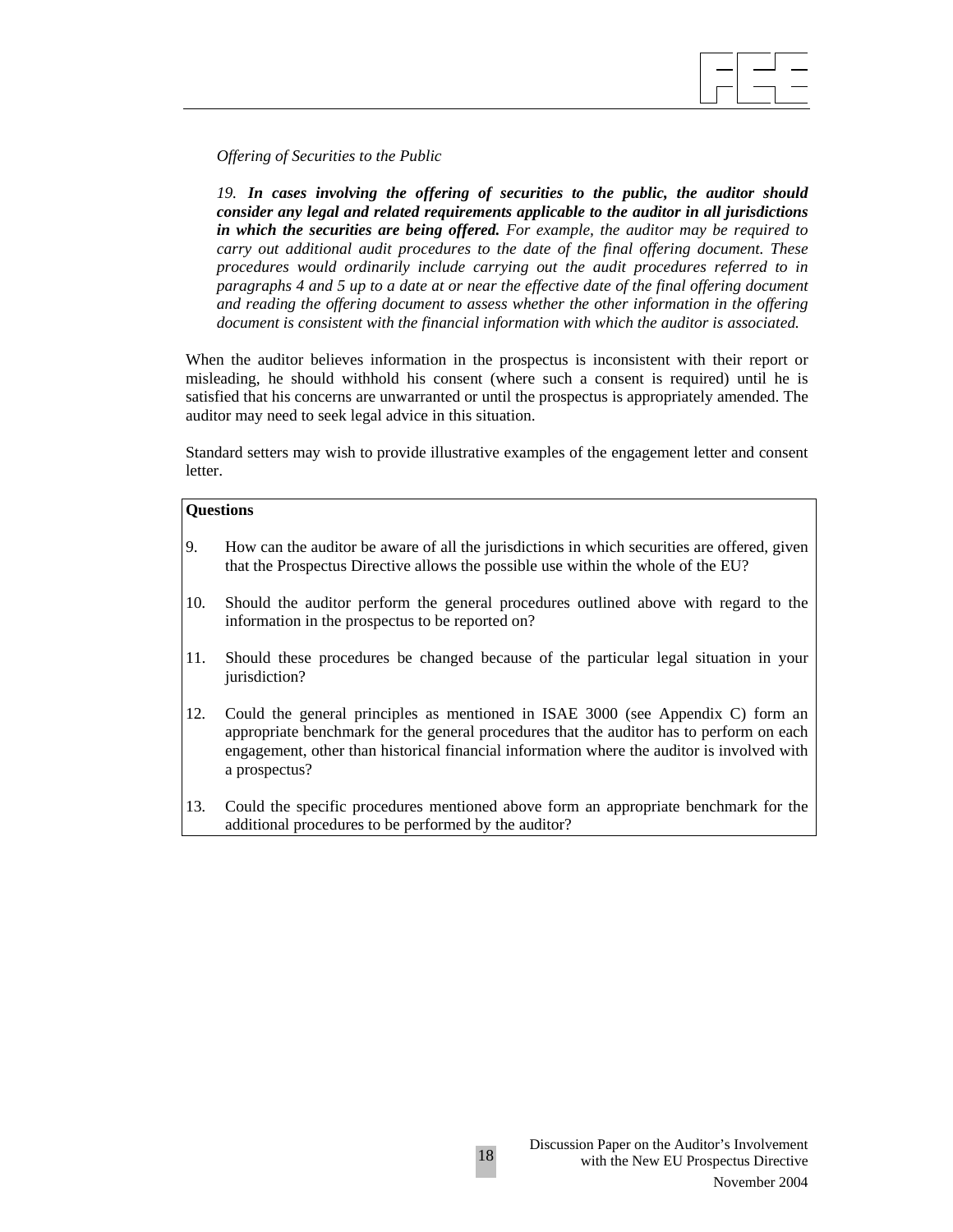*Offering of Securities to the Public*

*19. **In cases involving the offering of securities to the public, the auditor should consider any legal and related requirements applicable to the auditor in all jurisdictions in which the securities are being offered.** For example, the auditor may be required to carry out additional audit procedures to the date of the final offering document. These procedures would ordinarily include carrying out the audit procedures referred to in paragraphs 4 and 5 up to a date at or near the effective date of the final offering document and reading the offering document to assess whether the other information in the offering document is consistent with the financial information with which the auditor is associated.*

When the auditor believes information in the prospectus is inconsistent with their report or misleading, he should withhold his consent (where such a consent is required) until he is satisfied that his concerns are unwarranted or until the prospectus is appropriately amended. The auditor may need to seek legal advice in this situation.

Standard setters may wish to provide illustrative examples of the engagement letter and consent letter.

**Questions**

9. How can the auditor be aware of all the jurisdictions in which securities are offered, given that the Prospectus Directive allows the possible use within the whole of the EU?

10. Should the auditor perform the general procedures outlined above with regard to the information in the prospectus to be reported on?

11. Should these procedures be changed because of the particular legal situation in your jurisdiction?

12. Could the general principles as mentioned in ISAE 3000 (see Appendix C) form an appropriate benchmark for the general procedures that the auditor has to perform on each engagement, other than historical financial information where the auditor is involved with a prospectus?

13. Could the specific procedures mentioned above form an appropriate benchmark for the additional procedures to be performed by the auditor?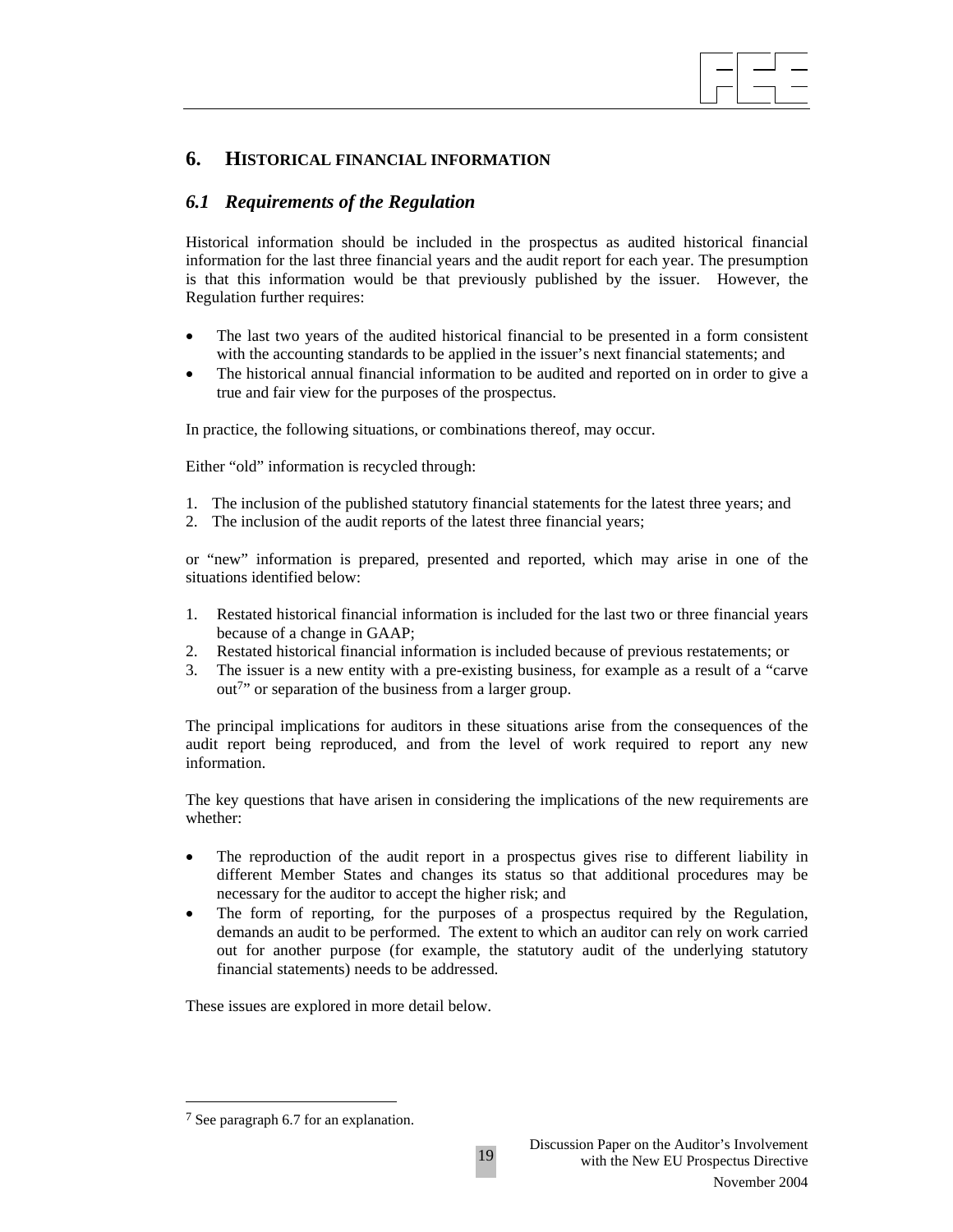## 6. HISTORICAL FINANCIAL INFORMATION

### *6.1 Requirements of the Regulation*

Historical information should be included in the prospectus as audited historical financial information for the last three financial years and the audit report for each year. The presumption is that this information would be that previously published by the issuer. However, the Regulation further requires:

- The last two years of the audited historical financial to be presented in a form consistent with the accounting standards to be applied in the issuer's next financial statements; and
- The historical annual financial information to be audited and reported on in order to give a true and fair view for the purposes of the prospectus.

In practice, the following situations, or combinations thereof, may occur.

Either "old" information is recycled through:

1. The inclusion of the published statutory financial statements for the latest three years; and
2. The inclusion of the audit reports of the latest three financial years;

or "new" information is prepared, presented and reported, which may arise in one of the situations identified below:

1. Restated historical financial information is included for the last two or three financial years because of a change in GAAP;
2. Restated historical financial information is included because of previous restatements; or
3. The issuer is a new entity with a pre-existing business, for example as a result of a "carve out[7]" or separation of the business from a larger group.

The principal implications for auditors in these situations arise from the consequences of the audit report being reproduced, and from the level of work required to report any new information.

The key questions that have arisen in considering the implications of the new requirements are whether:

- The reproduction of the audit report in a prospectus gives rise to different liability in different Member States and changes its status so that additional procedures may be necessary for the auditor to accept the higher risk; and
- The form of reporting, for the purposes of a prospectus required by the Regulation, demands an audit to be performed. The extent to which an auditor can rely on work carried out for another purpose (for example, the statutory audit of the underlying statutory financial statements) needs to be addressed.

These issues are explored in more detail below.

---

[7] See paragraph 6.7 for an explanation.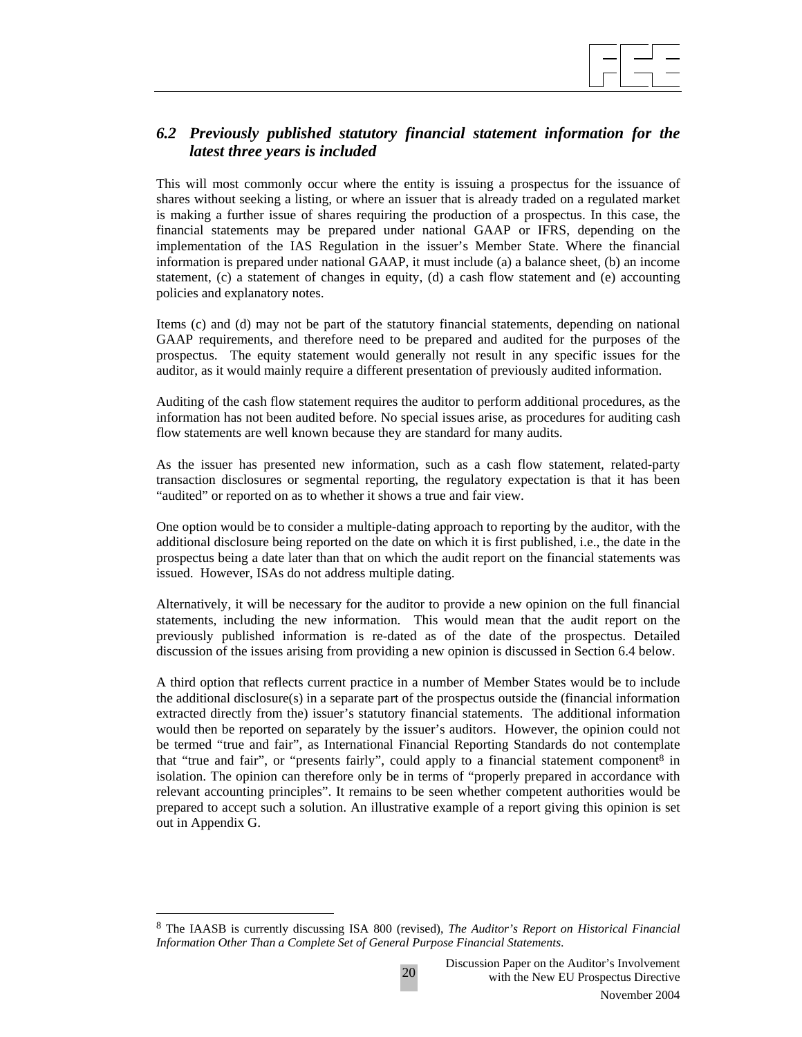## *6.2 Previously published statutory financial statement information for the latest three years is included*

This will most commonly occur where the entity is issuing a prospectus for the issuance of shares without seeking a listing, or where an issuer that is already traded on a regulated market is making a further issue of shares requiring the production of a prospectus. In this case, the financial statements may be prepared under national GAAP or IFRS, depending on the implementation of the IAS Regulation in the issuer's Member State. Where the financial information is prepared under national GAAP, it must include (a) a balance sheet, (b) an income statement, (c) a statement of changes in equity, (d) a cash flow statement and (e) accounting policies and explanatory notes.

Items (c) and (d) may not be part of the statutory financial statements, depending on national GAAP requirements, and therefore need to be prepared and audited for the purposes of the prospectus. The equity statement would generally not result in any specific issues for the auditor, as it would mainly require a different presentation of previously audited information.

Auditing of the cash flow statement requires the auditor to perform additional procedures, as the information has not been audited before. No special issues arise, as procedures for auditing cash flow statements are well known because they are standard for many audits.

As the issuer has presented new information, such as a cash flow statement, related-party transaction disclosures or segmental reporting, the regulatory expectation is that it has been "audited" or reported on as to whether it shows a true and fair view.

One option would be to consider a multiple-dating approach to reporting by the auditor, with the additional disclosure being reported on the date on which it is first published, i.e., the date in the prospectus being a date later than that on which the audit report on the financial statements was issued. However, ISAs do not address multiple dating.

Alternatively, it will be necessary for the auditor to provide a new opinion on the full financial statements, including the new information. This would mean that the audit report on the previously published information is re-dated as of the date of the prospectus. Detailed discussion of the issues arising from providing a new opinion is discussed in Section 6.4 below.

A third option that reflects current practice in a number of Member States would be to include the additional disclosure(s) in a separate part of the prospectus outside the (financial information extracted directly from the) issuer's statutory financial statements. The additional information would then be reported on separately by the issuer's auditors. However, the opinion could not be termed "true and fair", as International Financial Reporting Standards do not contemplate that "true and fair", or "presents fairly", could apply to a financial statement component[8] in isolation. The opinion can therefore only be in terms of "properly prepared in accordance with relevant accounting principles". It remains to be seen whether competent authorities would be prepared to accept such a solution. An illustrative example of a report giving this opinion is set out in Appendix G.

---

[8] The IAASB is currently discussing ISA 800 (revised), *The Auditor's Report on Historical Financial Information Other Than a Complete Set of General Purpose Financial Statements.*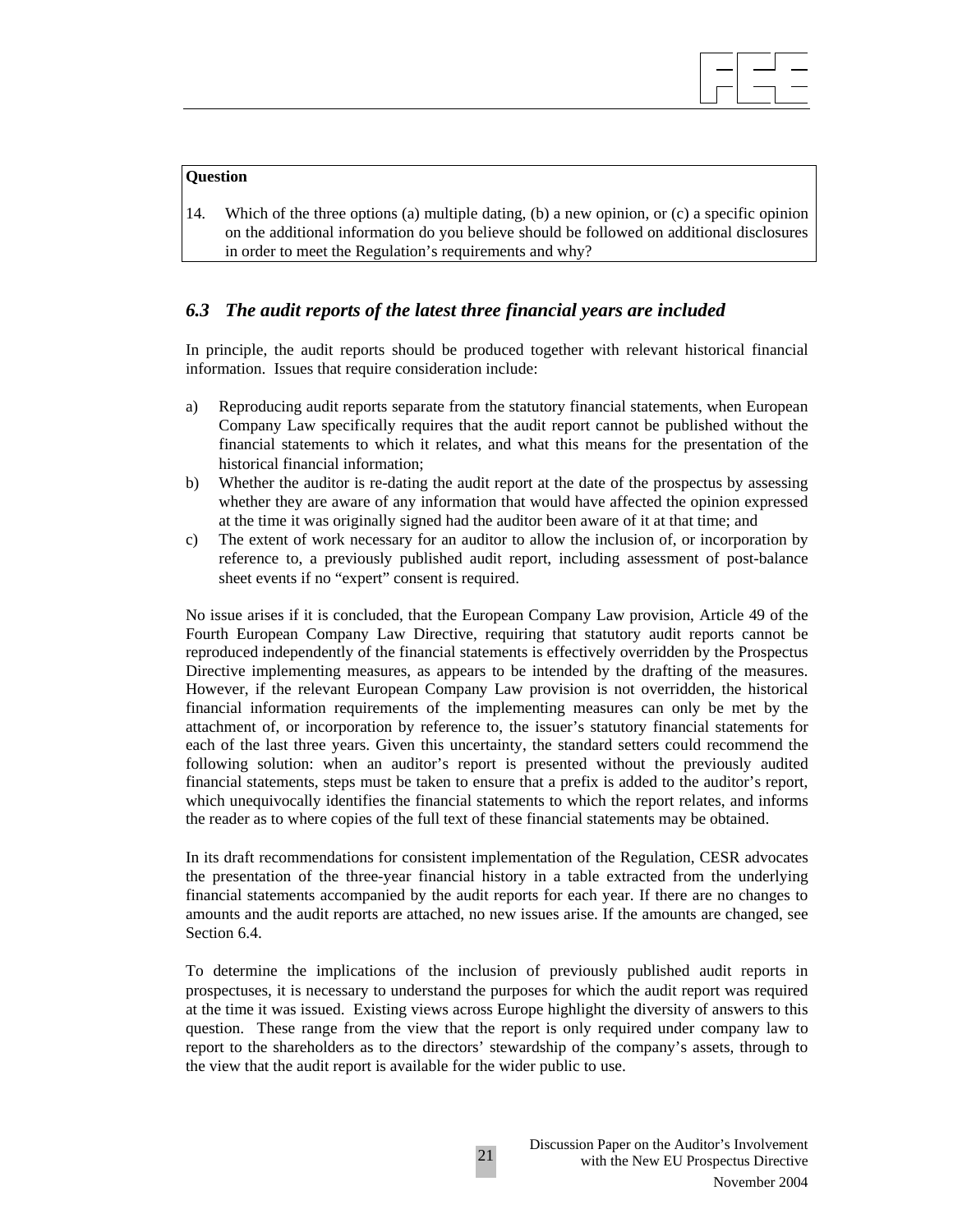**Question**

14. Which of the three options (a) multiple dating, (b) a new opinion, or (c) a specific opinion on the additional information do you believe should be followed on additional disclosures in order to meet the Regulation's requirements and why?

### *6.3 The audit reports of the latest three financial years are included*

In principle, the audit reports should be produced together with relevant historical financial information. Issues that require consideration include:

a) Reproducing audit reports separate from the statutory financial statements, when European Company Law specifically requires that the audit report cannot be published without the financial statements to which it relates, and what this means for the presentation of the historical financial information;

b) Whether the auditor is re-dating the audit report at the date of the prospectus by assessing whether they are aware of any information that would have affected the opinion expressed at the time it was originally signed had the auditor been aware of it at that time; and

c) The extent of work necessary for an auditor to allow the inclusion of, or incorporation by reference to, a previously published audit report, including assessment of post-balance sheet events if no "expert" consent is required.

No issue arises if it is concluded, that the European Company Law provision, Article 49 of the Fourth European Company Law Directive, requiring that statutory audit reports cannot be reproduced independently of the financial statements is effectively overridden by the Prospectus Directive implementing measures, as appears to be intended by the drafting of the measures. However, if the relevant European Company Law provision is not overridden, the historical financial information requirements of the implementing measures can only be met by the attachment of, or incorporation by reference to, the issuer's statutory financial statements for each of the last three years. Given this uncertainty, the standard setters could recommend the following solution: when an auditor's report is presented without the previously audited financial statements, steps must be taken to ensure that a prefix is added to the auditor's report, which unequivocally identifies the financial statements to which the report relates, and informs the reader as to where copies of the full text of these financial statements may be obtained.

In its draft recommendations for consistent implementation of the Regulation, CESR advocates the presentation of the three-year financial history in a table extracted from the underlying financial statements accompanied by the audit reports for each year. If there are no changes to amounts and the audit reports are attached, no new issues arise. If the amounts are changed, see Section 6.4.

To determine the implications of the inclusion of previously published audit reports in prospectuses, it is necessary to understand the purposes for which the audit report was required at the time it was issued. Existing views across Europe highlight the diversity of answers to this question. These range from the view that the report is only required under company law to report to the shareholders as to the directors' stewardship of the company's assets, through to the view that the audit report is available for the wider public to use.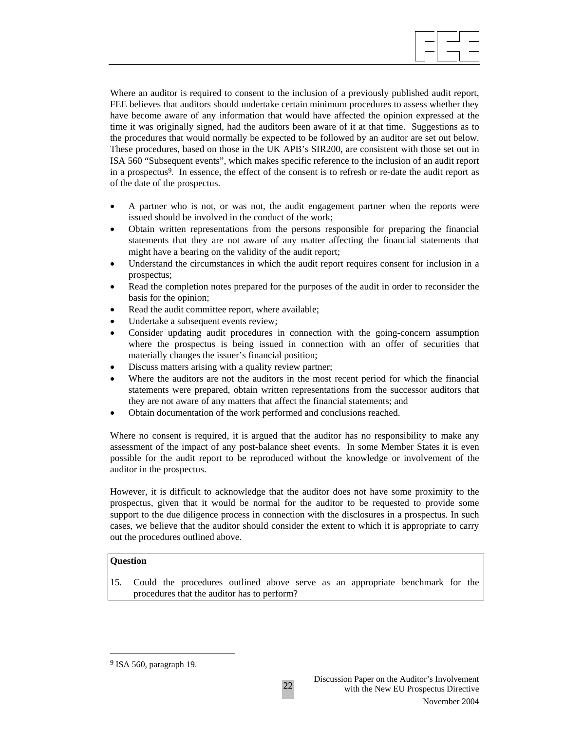Where an auditor is required to consent to the inclusion of a previously published audit report, FEE believes that auditors should undertake certain minimum procedures to assess whether they have become aware of any information that would have affected the opinion expressed at the time it was originally signed, had the auditors been aware of it at that time. Suggestions as to the procedures that would normally be expected to be followed by an auditor are set out below. These procedures, based on those in the UK APB's SIR200, are consistent with those set out in ISA 560 "Subsequent events", which makes specific reference to the inclusion of an audit report in a prospectus[9]. In essence, the effect of the consent is to refresh or re-date the audit report as of the date of the prospectus.

- A partner who is not, or was not, the audit engagement partner when the reports were issued should be involved in the conduct of the work;
- Obtain written representations from the persons responsible for preparing the financial statements that they are not aware of any matter affecting the financial statements that might have a bearing on the validity of the audit report;
- Understand the circumstances in which the audit report requires consent for inclusion in a prospectus;
- Read the completion notes prepared for the purposes of the audit in order to reconsider the basis for the opinion;
- Read the audit committee report, where available;
- Undertake a subsequent events review;
- Consider updating audit procedures in connection with the going-concern assumption where the prospectus is being issued in connection with an offer of securities that materially changes the issuer's financial position;
- Discuss matters arising with a quality review partner;
- Where the auditors are not the auditors in the most recent period for which the financial statements were prepared, obtain written representations from the successor auditors that they are not aware of any matters that affect the financial statements; and
- Obtain documentation of the work performed and conclusions reached.

Where no consent is required, it is argued that the auditor has no responsibility to make any assessment of the impact of any post-balance sheet events. In some Member States it is even possible for the audit report to be reproduced without the knowledge or involvement of the auditor in the prospectus.

However, it is difficult to acknowledge that the auditor does not have some proximity to the prospectus, given that it would be normal for the auditor to be requested to provide some support to the due diligence process in connection with the disclosures in a prospectus. In such cases, we believe that the auditor should consider the extent to which it is appropriate to carry out the procedures outlined above.

**Question**

15. Could the procedures outlined above serve as an appropriate benchmark for the procedures that the auditor has to perform?

[9] ISA 560, paragraph 19.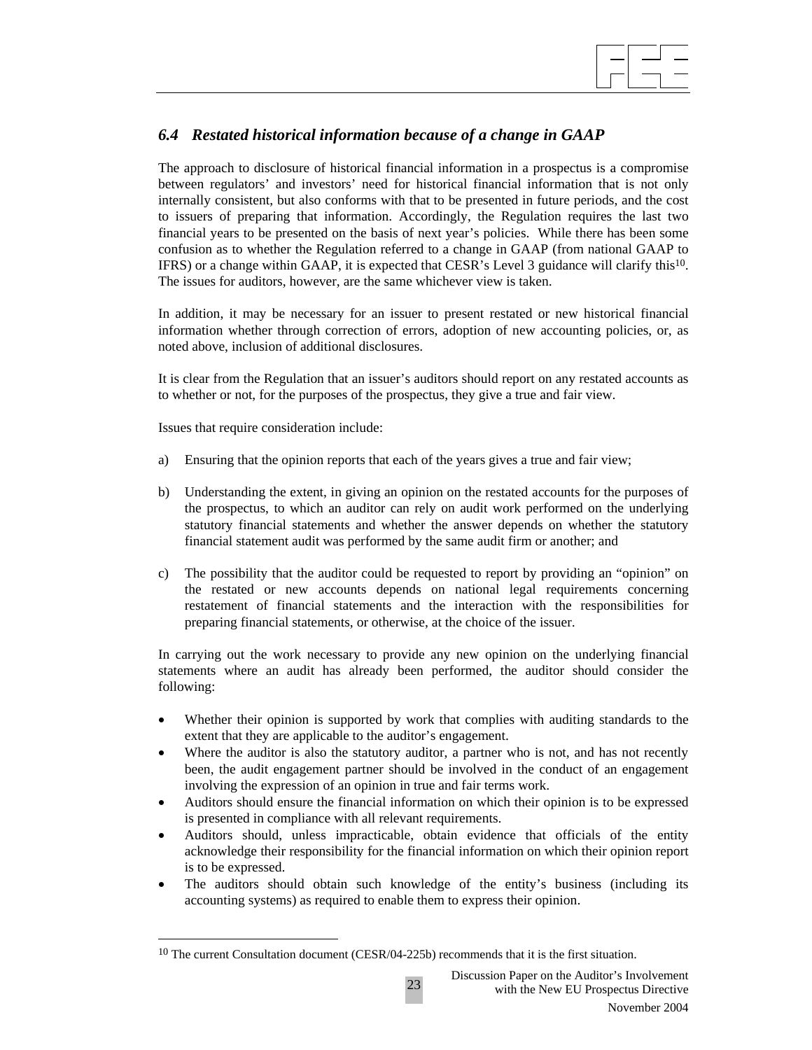### *6.4 Restated historical information because of a change in GAAP*

The approach to disclosure of historical financial information in a prospectus is a compromise between regulators' and investors' need for historical financial information that is not only internally consistent, but also conforms with that to be presented in future periods, and the cost to issuers of preparing that information. Accordingly, the Regulation requires the last two financial years to be presented on the basis of next year's policies. While there has been some confusion as to whether the Regulation referred to a change in GAAP (from national GAAP to IFRS) or a change within GAAP, it is expected that CESR's Level 3 guidance will clarify this[10]. The issues for auditors, however, are the same whichever view is taken.

In addition, it may be necessary for an issuer to present restated or new historical financial information whether through correction of errors, adoption of new accounting policies, or, as noted above, inclusion of additional disclosures.

It is clear from the Regulation that an issuer's auditors should report on any restated accounts as to whether or not, for the purposes of the prospectus, they give a true and fair view.

Issues that require consideration include:

a) Ensuring that the opinion reports that each of the years gives a true and fair view;

b) Understanding the extent, in giving an opinion on the restated accounts for the purposes of the prospectus, to which an auditor can rely on audit work performed on the underlying statutory financial statements and whether the answer depends on whether the statutory financial statement audit was performed by the same audit firm or another; and

c) The possibility that the auditor could be requested to report by providing an "opinion" on the restated or new accounts depends on national legal requirements concerning restatement of financial statements and the interaction with the responsibilities for preparing financial statements, or otherwise, at the choice of the issuer.

In carrying out the work necessary to provide any new opinion on the underlying financial statements where an audit has already been performed, the auditor should consider the following:

- Whether their opinion is supported by work that complies with auditing standards to the extent that they are applicable to the auditor's engagement.
- Where the auditor is also the statutory auditor, a partner who is not, and has not recently been, the audit engagement partner should be involved in the conduct of an engagement involving the expression of an opinion in true and fair terms work.
- Auditors should ensure the financial information on which their opinion is to be expressed is presented in compliance with all relevant requirements.
- Auditors should, unless impracticable, obtain evidence that officials of the entity acknowledge their responsibility for the financial information on which their opinion report is to be expressed.
- The auditors should obtain such knowledge of the entity's business (including its accounting systems) as required to enable them to express their opinion.

---

[10] The current Consultation document (CESR/04-225b) recommends that it is the first situation.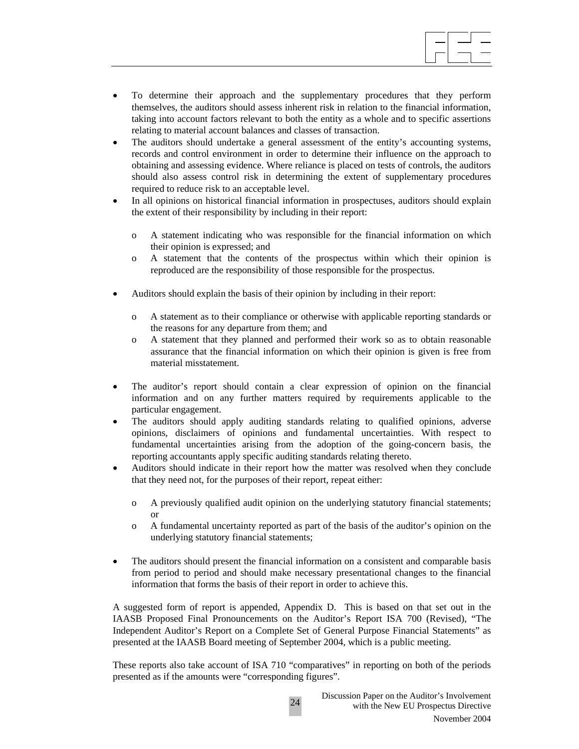- To determine their approach and the supplementary procedures that they perform themselves, the auditors should assess inherent risk in relation to the financial information, taking into account factors relevant to both the entity as a whole and to specific assertions relating to material account balances and classes of transaction.
- The auditors should undertake a general assessment of the entity's accounting systems, records and control environment in order to determine their influence on the approach to obtaining and assessing evidence. Where reliance is placed on tests of controls, the auditors should also assess control risk in determining the extent of supplementary procedures required to reduce risk to an acceptable level.
- In all opinions on historical financial information in prospectuses, auditors should explain the extent of their responsibility by including in their report:
  - A statement indicating who was responsible for the financial information on which their opinion is expressed; and
  - A statement that the contents of the prospectus within which their opinion is reproduced are the responsibility of those responsible for the prospectus.
- Auditors should explain the basis of their opinion by including in their report:
  - A statement as to their compliance or otherwise with applicable reporting standards or the reasons for any departure from them; and
  - A statement that they planned and performed their work so as to obtain reasonable assurance that the financial information on which their opinion is given is free from material misstatement.
- The auditor's report should contain a clear expression of opinion on the financial information and on any further matters required by requirements applicable to the particular engagement.
- The auditors should apply auditing standards relating to qualified opinions, adverse opinions, disclaimers of opinions and fundamental uncertainties. With respect to fundamental uncertainties arising from the adoption of the going-concern basis, the reporting accountants apply specific auditing standards relating thereto.
- Auditors should indicate in their report how the matter was resolved when they conclude that they need not, for the purposes of their report, repeat either:
  - A previously qualified audit opinion on the underlying statutory financial statements; or
  - A fundamental uncertainty reported as part of the basis of the auditor's opinion on the underlying statutory financial statements;
- The auditors should present the financial information on a consistent and comparable basis from period to period and should make necessary presentational changes to the financial information that forms the basis of their report in order to achieve this.

A suggested form of report is appended, Appendix D. This is based on that set out in the IAASB Proposed Final Pronouncements on the Auditor's Report ISA 700 (Revised), "The Independent Auditor's Report on a Complete Set of General Purpose Financial Statements" as presented at the IAASB Board meeting of September 2004, which is a public meeting.

These reports also take account of ISA 710 "comparatives" in reporting on both of the periods presented as if the amounts were "corresponding figures".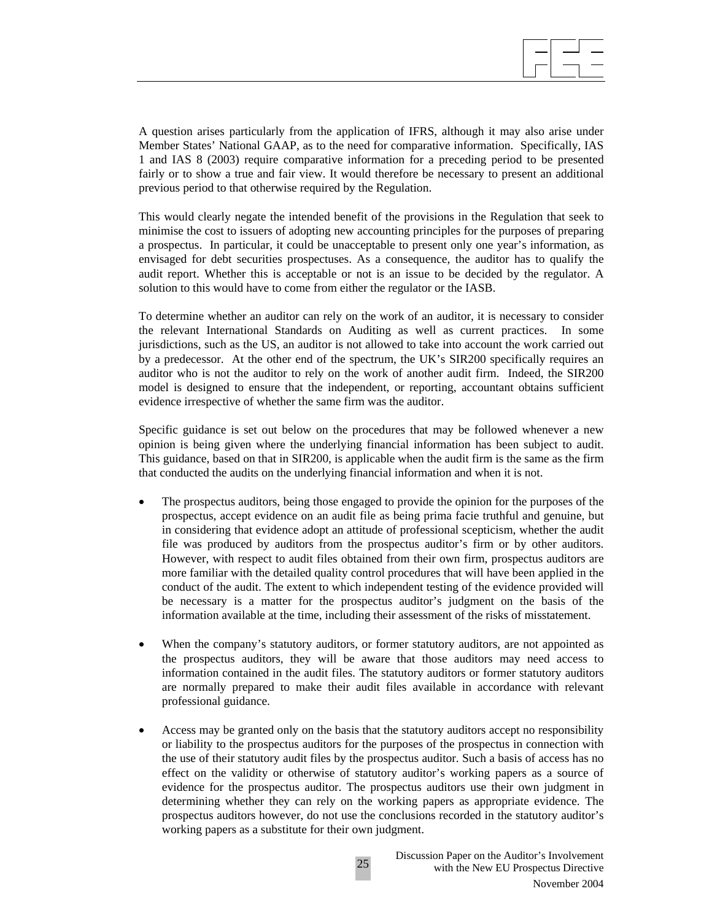A question arises particularly from the application of IFRS, although it may also arise under Member States' National GAAP, as to the need for comparative information. Specifically, IAS 1 and IAS 8 (2003) require comparative information for a preceding period to be presented fairly or to show a true and fair view. It would therefore be necessary to present an additional previous period to that otherwise required by the Regulation.

This would clearly negate the intended benefit of the provisions in the Regulation that seek to minimise the cost to issuers of adopting new accounting principles for the purposes of preparing a prospectus. In particular, it could be unacceptable to present only one year's information, as envisaged for debt securities prospectuses. As a consequence, the auditor has to qualify the audit report. Whether this is acceptable or not is an issue to be decided by the regulator. A solution to this would have to come from either the regulator or the IASB.

To determine whether an auditor can rely on the work of an auditor, it is necessary to consider the relevant International Standards on Auditing as well as current practices. In some jurisdictions, such as the US, an auditor is not allowed to take into account the work carried out by a predecessor. At the other end of the spectrum, the UK's SIR200 specifically requires an auditor who is not the auditor to rely on the work of another audit firm. Indeed, the SIR200 model is designed to ensure that the independent, or reporting, accountant obtains sufficient evidence irrespective of whether the same firm was the auditor.

Specific guidance is set out below on the procedures that may be followed whenever a new opinion is being given where the underlying financial information has been subject to audit. This guidance, based on that in SIR200, is applicable when the audit firm is the same as the firm that conducted the audits on the underlying financial information and when it is not.

- The prospectus auditors, being those engaged to provide the opinion for the purposes of the prospectus, accept evidence on an audit file as being prima facie truthful and genuine, but in considering that evidence adopt an attitude of professional scepticism, whether the audit file was produced by auditors from the prospectus auditor's firm or by other auditors. However, with respect to audit files obtained from their own firm, prospectus auditors are more familiar with the detailed quality control procedures that will have been applied in the conduct of the audit. The extent to which independent testing of the evidence provided will be necessary is a matter for the prospectus auditor's judgment on the basis of the information available at the time, including their assessment of the risks of misstatement.

- When the company's statutory auditors, or former statutory auditors, are not appointed as the prospectus auditors, they will be aware that those auditors may need access to information contained in the audit files. The statutory auditors or former statutory auditors are normally prepared to make their audit files available in accordance with relevant professional guidance.

- Access may be granted only on the basis that the statutory auditors accept no responsibility or liability to the prospectus auditors for the purposes of the prospectus in connection with the use of their statutory audit files by the prospectus auditor. Such a basis of access has no effect on the validity or otherwise of statutory auditor's working papers as a source of evidence for the prospectus auditor. The prospectus auditors use their own judgment in determining whether they can rely on the working papers as appropriate evidence. The prospectus auditors however, do not use the conclusions recorded in the statutory auditor's working papers as a substitute for their own judgment.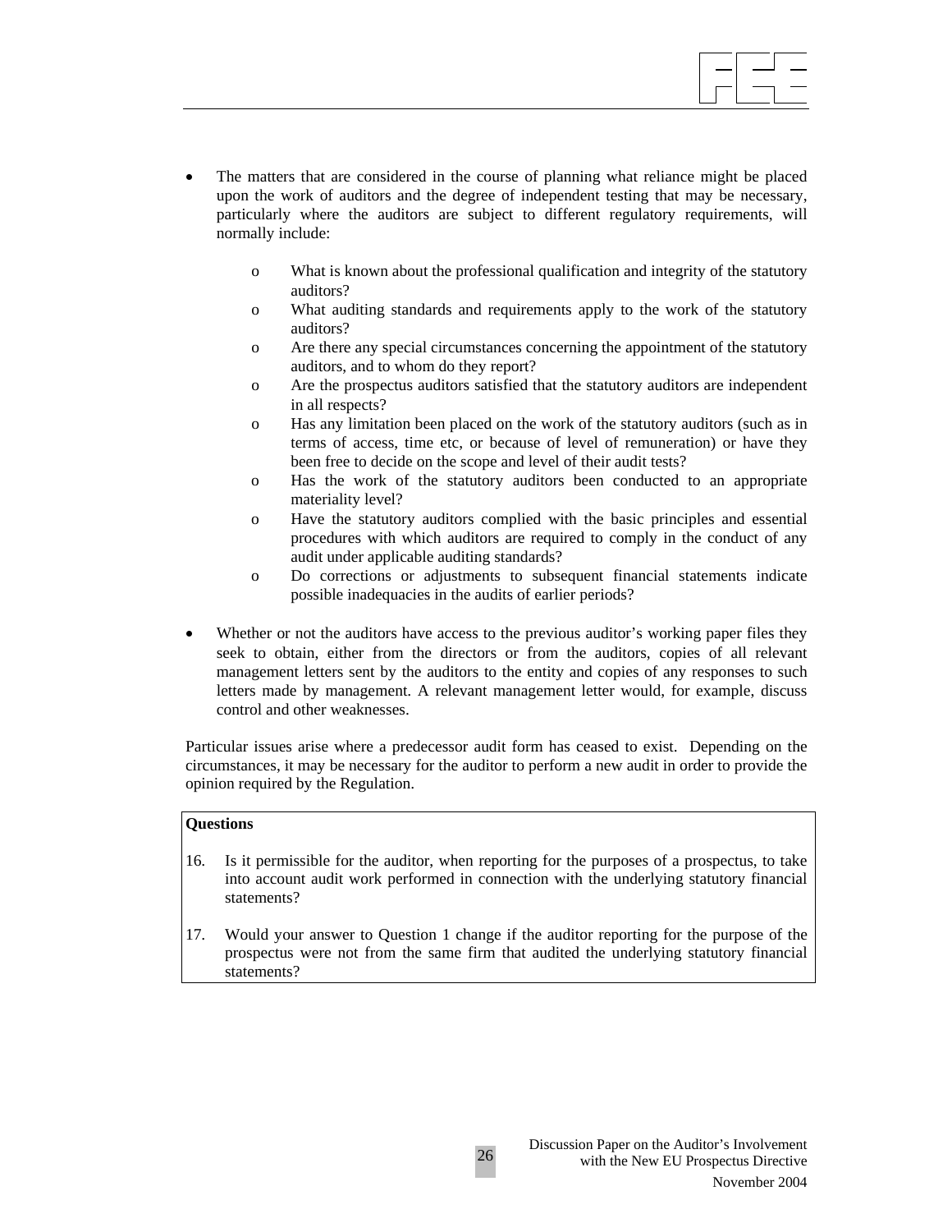- The matters that are considered in the course of planning what reliance might be placed upon the work of auditors and the degree of independent testing that may be necessary, particularly where the auditors are subject to different regulatory requirements, will normally include:

    - What is known about the professional qualification and integrity of the statutory auditors?
    - What auditing standards and requirements apply to the work of the statutory auditors?
    - Are there any special circumstances concerning the appointment of the statutory auditors, and to whom do they report?
    - Are the prospectus auditors satisfied that the statutory auditors are independent in all respects?
    - Has any limitation been placed on the work of the statutory auditors (such as in terms of access, time etc, or because of level of remuneration) or have they been free to decide on the scope and level of their audit tests?
    - Has the work of the statutory auditors been conducted to an appropriate materiality level?
    - Have the statutory auditors complied with the basic principles and essential procedures with which auditors are required to comply in the conduct of any audit under applicable auditing standards?
    - Do corrections or adjustments to subsequent financial statements indicate possible inadequacies in the audits of earlier periods?

- Whether or not the auditors have access to the previous auditor's working paper files they seek to obtain, either from the directors or from the auditors, copies of all relevant management letters sent by the auditors to the entity and copies of any responses to such letters made by management. A relevant management letter would, for example, discuss control and other weaknesses.

Particular issues arise where a predecessor audit form has ceased to exist. Depending on the circumstances, it may be necessary for the auditor to perform a new audit in order to provide the opinion required by the Regulation.

**Questions**

16. Is it permissible for the auditor, when reporting for the purposes of a prospectus, to take into account audit work performed in connection with the underlying statutory financial statements?

17. Would your answer to Question 1 change if the auditor reporting for the purpose of the prospectus were not from the same firm that audited the underlying statutory financial statements?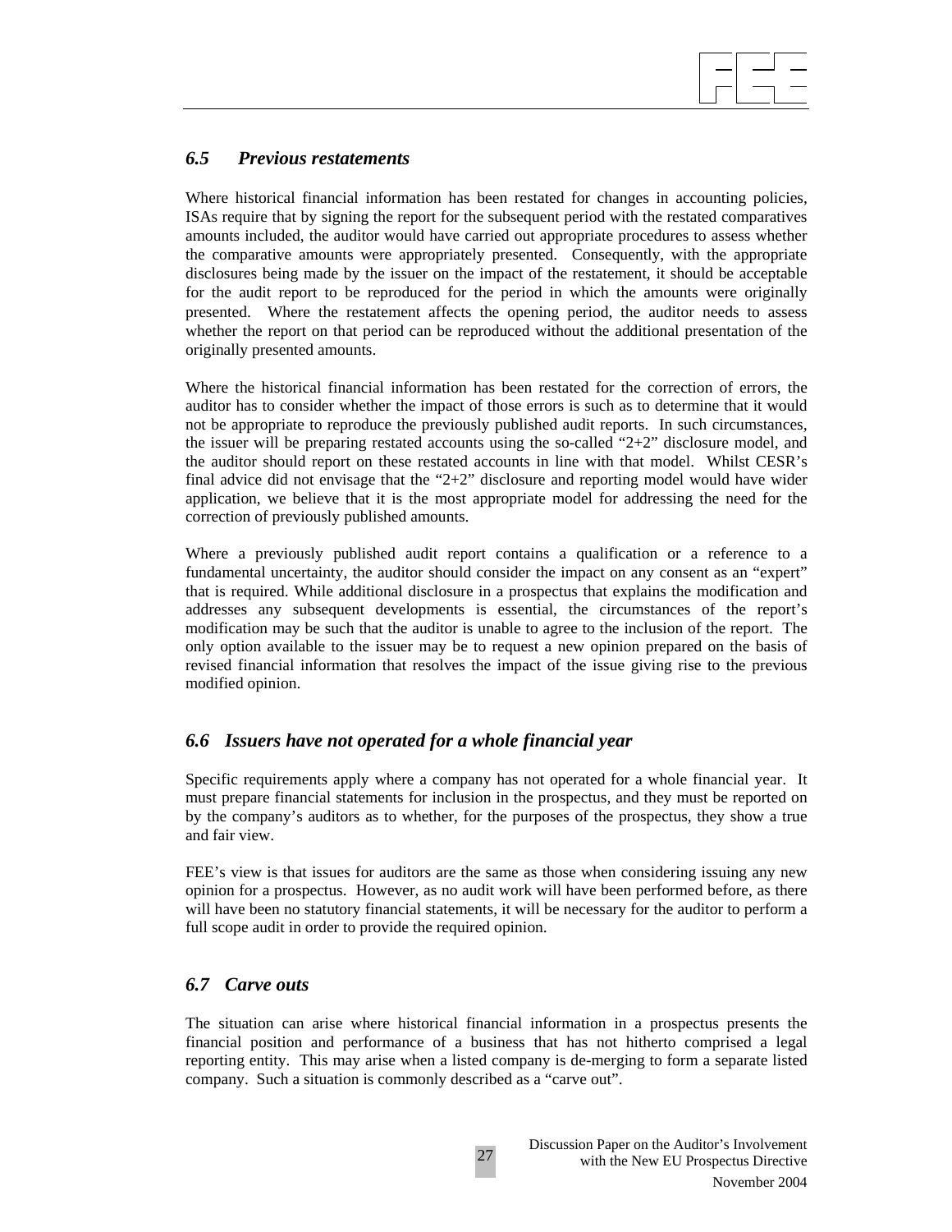### *6.5 Previous restatements*

Where historical financial information has been restated for changes in accounting policies, ISAs require that by signing the report for the subsequent period with the restated comparatives amounts included, the auditor would have carried out appropriate procedures to assess whether the comparative amounts were appropriately presented. Consequently, with the appropriate disclosures being made by the issuer on the impact of the restatement, it should be acceptable for the audit report to be reproduced for the period in which the amounts were originally presented. Where the restatement affects the opening period, the auditor needs to assess whether the report on that period can be reproduced without the additional presentation of the originally presented amounts.

Where the historical financial information has been restated for the correction of errors, the auditor has to consider whether the impact of those errors is such as to determine that it would not be appropriate to reproduce the previously published audit reports. In such circumstances, the issuer will be preparing restated accounts using the so-called "2+2" disclosure model, and the auditor should report on these restated accounts in line with that model. Whilst CESR's final advice did not envisage that the "2+2" disclosure and reporting model would have wider application, we believe that it is the most appropriate model for addressing the need for the correction of previously published amounts.

Where a previously published audit report contains a qualification or a reference to a fundamental uncertainty, the auditor should consider the impact on any consent as an "expert" that is required. While additional disclosure in a prospectus that explains the modification and addresses any subsequent developments is essential, the circumstances of the report's modification may be such that the auditor is unable to agree to the inclusion of the report. The only option available to the issuer may be to request a new opinion prepared on the basis of revised financial information that resolves the impact of the issue giving rise to the previous modified opinion.

### *6.6 Issuers have not operated for a whole financial year*

Specific requirements apply where a company has not operated for a whole financial year. It must prepare financial statements for inclusion in the prospectus, and they must be reported on by the company's auditors as to whether, for the purposes of the prospectus, they show a true and fair view.

FEE's view is that issues for auditors are the same as those when considering issuing any new opinion for a prospectus. However, as no audit work will have been performed before, as there will have been no statutory financial statements, it will be necessary for the auditor to perform a full scope audit in order to provide the required opinion.

### *6.7 Carve outs*

The situation can arise where historical financial information in a prospectus presents the financial position and performance of a business that has not hitherto comprised a legal reporting entity. This may arise when a listed company is de-merging to form a separate listed company. Such a situation is commonly described as a "carve out".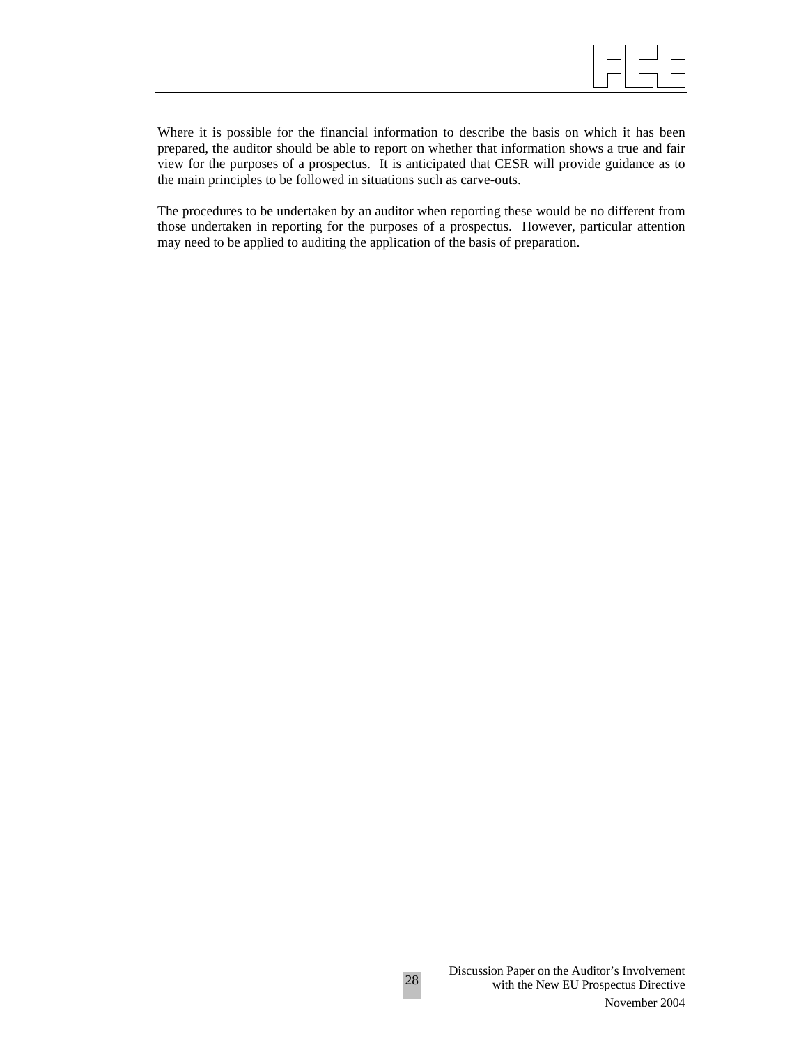Where it is possible for the financial information to describe the basis on which it has been prepared, the auditor should be able to report on whether that information shows a true and fair view for the purposes of a prospectus. It is anticipated that CESR will provide guidance as to the main principles to be followed in situations such as carve-outs.

The procedures to be undertaken by an auditor when reporting these would be no different from those undertaken in reporting for the purposes of a prospectus. However, particular attention may need to be applied to auditing the application of the basis of preparation.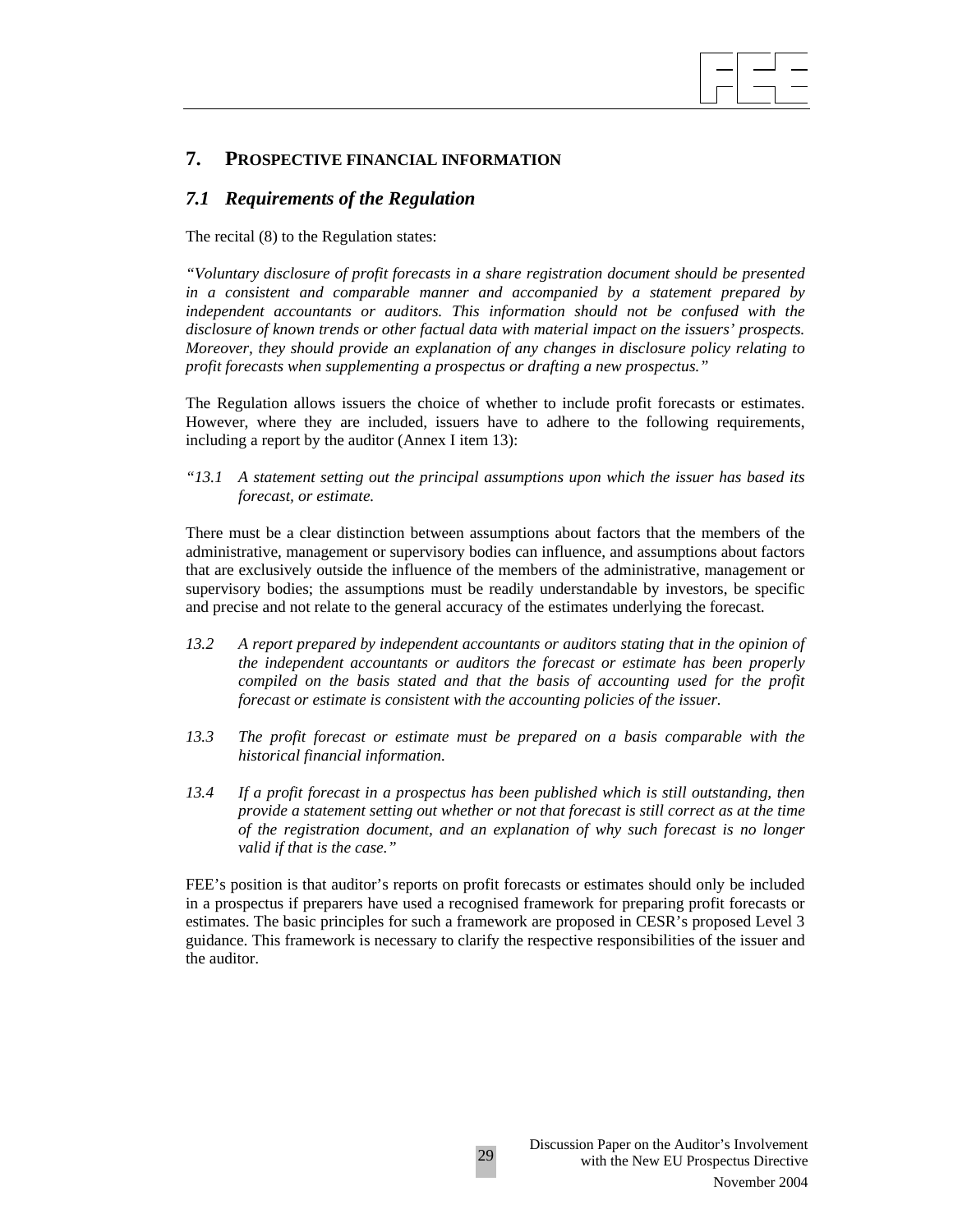## 7. PROSPECTIVE FINANCIAL INFORMATION

### *7.1 Requirements of the Regulation*

The recital (8) to the Regulation states:

*"Voluntary disclosure of profit forecasts in a share registration document should be presented in a consistent and comparable manner and accompanied by a statement prepared by independent accountants or auditors. This information should not be confused with the disclosure of known trends or other factual data with material impact on the issuers' prospects. Moreover, they should provide an explanation of any changes in disclosure policy relating to profit forecasts when supplementing a prospectus or drafting a new prospectus."*

The Regulation allows issuers the choice of whether to include profit forecasts or estimates. However, where they are included, issuers have to adhere to the following requirements, including a report by the auditor (Annex I item 13):

*"13.1 A statement setting out the principal assumptions upon which the issuer has based its forecast, or estimate.*

There must be a clear distinction between assumptions about factors that the members of the administrative, management or supervisory bodies can influence, and assumptions about factors that are exclusively outside the influence of the members of the administrative, management or supervisory bodies; the assumptions must be readily understandable by investors, be specific and precise and not relate to the general accuracy of the estimates underlying the forecast.

*13.2 A report prepared by independent accountants or auditors stating that in the opinion of the independent accountants or auditors the forecast or estimate has been properly compiled on the basis stated and that the basis of accounting used for the profit forecast or estimate is consistent with the accounting policies of the issuer.*

*13.3 The profit forecast or estimate must be prepared on a basis comparable with the historical financial information.*

*13.4 If a profit forecast in a prospectus has been published which is still outstanding, then provide a statement setting out whether or not that forecast is still correct as at the time of the registration document, and an explanation of why such forecast is no longer valid if that is the case."*

FEE's position is that auditor's reports on profit forecasts or estimates should only be included in a prospectus if preparers have used a recognised framework for preparing profit forecasts or estimates. The basic principles for such a framework are proposed in CESR's proposed Level 3 guidance. This framework is necessary to clarify the respective responsibilities of the issuer and the auditor.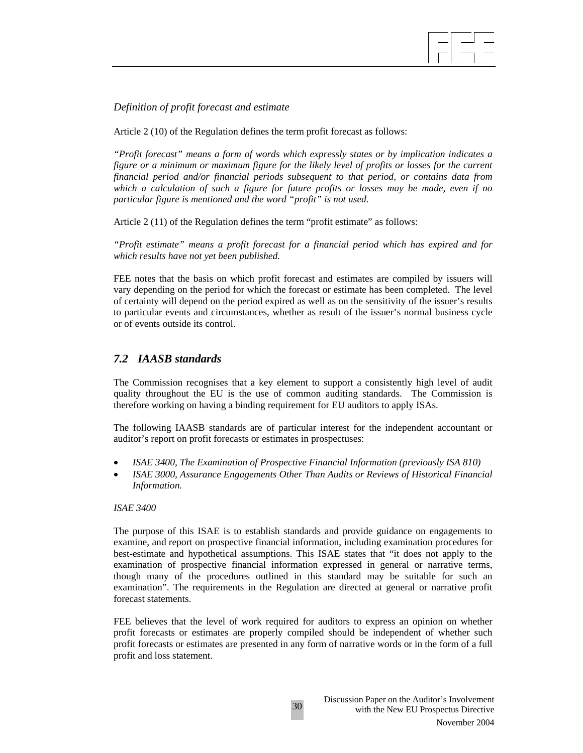*Definition of profit forecast and estimate*

Article 2 (10) of the Regulation defines the term profit forecast as follows:

*"Profit forecast" means a form of words which expressly states or by implication indicates a figure or a minimum or maximum figure for the likely level of profits or losses for the current financial period and/or financial periods subsequent to that period, or contains data from which a calculation of such a figure for future profits or losses may be made, even if no particular figure is mentioned and the word "profit" is not used.*

Article 2 (11) of the Regulation defines the term "profit estimate" as follows:

*"Profit estimate" means a profit forecast for a financial period which has expired and for which results have not yet been published.*

FEE notes that the basis on which profit forecast and estimates are compiled by issuers will vary depending on the period for which the forecast or estimate has been completed. The level of certainty will depend on the period expired as well as on the sensitivity of the issuer's results to particular events and circumstances, whether as result of the issuer's normal business cycle or of events outside its control.

## *7.2 IAASB standards*

The Commission recognises that a key element to support a consistently high level of audit quality throughout the EU is the use of common auditing standards. The Commission is therefore working on having a binding requirement for EU auditors to apply ISAs.

The following IAASB standards are of particular interest for the independent accountant or auditor's report on profit forecasts or estimates in prospectuses:

- *ISAE 3400, The Examination of Prospective Financial Information (previously ISA 810)*
- *ISAE 3000, Assurance Engagements Other Than Audits or Reviews of Historical Financial Information.*

*ISAE 3400*

The purpose of this ISAE is to establish standards and provide guidance on engagements to examine, and report on prospective financial information, including examination procedures for best-estimate and hypothetical assumptions. This ISAE states that "it does not apply to the examination of prospective financial information expressed in general or narrative terms, though many of the procedures outlined in this standard may be suitable for such an examination". The requirements in the Regulation are directed at general or narrative profit forecast statements.

FEE believes that the level of work required for auditors to express an opinion on whether profit forecasts or estimates are properly compiled should be independent of whether such profit forecasts or estimates are presented in any form of narrative words or in the form of a full profit and loss statement.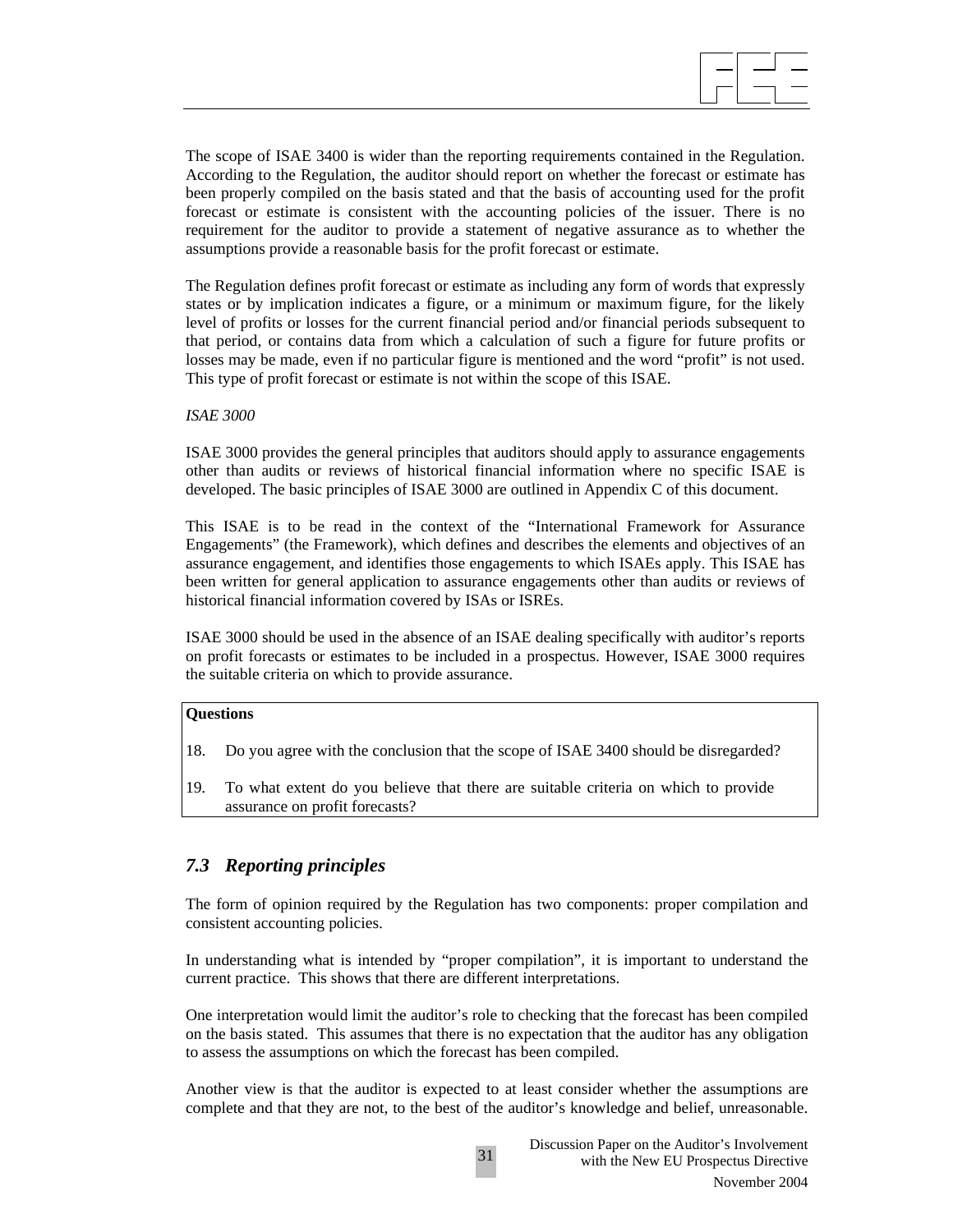The scope of ISAE 3400 is wider than the reporting requirements contained in the Regulation. According to the Regulation, the auditor should report on whether the forecast or estimate has been properly compiled on the basis stated and that the basis of accounting used for the profit forecast or estimate is consistent with the accounting policies of the issuer. There is no requirement for the auditor to provide a statement of negative assurance as to whether the assumptions provide a reasonable basis for the profit forecast or estimate.

The Regulation defines profit forecast or estimate as including any form of words that expressly states or by implication indicates a figure, or a minimum or maximum figure, for the likely level of profits or losses for the current financial period and/or financial periods subsequent to that period, or contains data from which a calculation of such a figure for future profits or losses may be made, even if no particular figure is mentioned and the word "profit" is not used. This type of profit forecast or estimate is not within the scope of this ISAE.

*ISAE 3000*

ISAE 3000 provides the general principles that auditors should apply to assurance engagements other than audits or reviews of historical financial information where no specific ISAE is developed. The basic principles of ISAE 3000 are outlined in Appendix C of this document.

This ISAE is to be read in the context of the "International Framework for Assurance Engagements" (the Framework), which defines and describes the elements and objectives of an assurance engagement, and identifies those engagements to which ISAEs apply. This ISAE has been written for general application to assurance engagements other than audits or reviews of historical financial information covered by ISAs or ISREs.

ISAE 3000 should be used in the absence of an ISAE dealing specifically with auditor's reports on profit forecasts or estimates to be included in a prospectus. However, ISAE 3000 requires the suitable criteria on which to provide assurance.

**Questions**

18. Do you agree with the conclusion that the scope of ISAE 3400 should be disregarded?

19. To what extent do you believe that there are suitable criteria on which to provide assurance on profit forecasts?

## *7.3 Reporting principles*

The form of opinion required by the Regulation has two components: proper compilation and consistent accounting policies.

In understanding what is intended by "proper compilation", it is important to understand the current practice. This shows that there are different interpretations.

One interpretation would limit the auditor's role to checking that the forecast has been compiled on the basis stated. This assumes that there is no expectation that the auditor has any obligation to assess the assumptions on which the forecast has been compiled.

Another view is that the auditor is expected to at least consider whether the assumptions are complete and that they are not, to the best of the auditor's knowledge and belief, unreasonable.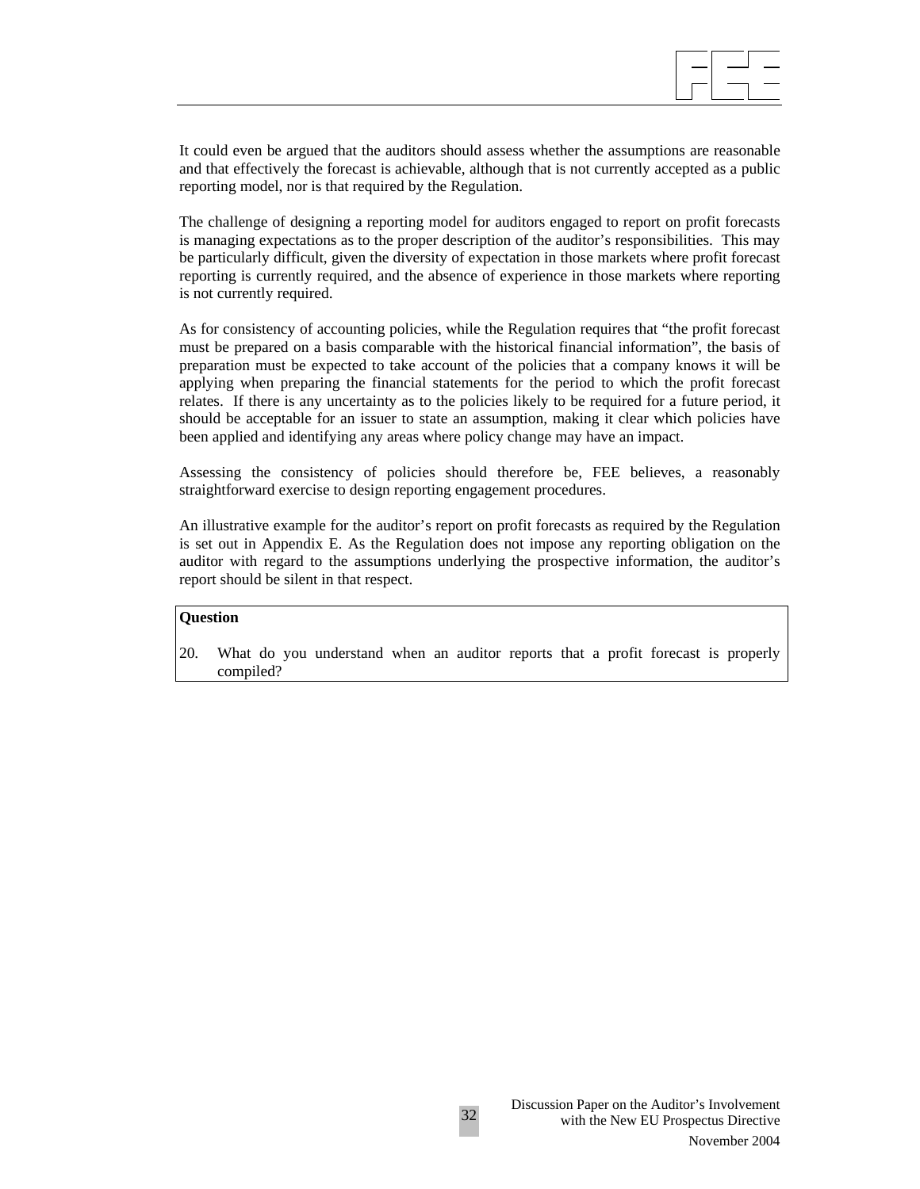It could even be argued that the auditors should assess whether the assumptions are reasonable and that effectively the forecast is achievable, although that is not currently accepted as a public reporting model, nor is that required by the Regulation.

The challenge of designing a reporting model for auditors engaged to report on profit forecasts is managing expectations as to the proper description of the auditor's responsibilities. This may be particularly difficult, given the diversity of expectation in those markets where profit forecast reporting is currently required, and the absence of experience in those markets where reporting is not currently required.

As for consistency of accounting policies, while the Regulation requires that "the profit forecast must be prepared on a basis comparable with the historical financial information", the basis of preparation must be expected to take account of the policies that a company knows it will be applying when preparing the financial statements for the period to which the profit forecast relates. If there is any uncertainty as to the policies likely to be required for a future period, it should be acceptable for an issuer to state an assumption, making it clear which policies have been applied and identifying any areas where policy change may have an impact.

Assessing the consistency of policies should therefore be, FEE believes, a reasonably straightforward exercise to design reporting engagement procedures.

An illustrative example for the auditor's report on profit forecasts as required by the Regulation is set out in Appendix E. As the Regulation does not impose any reporting obligation on the auditor with regard to the assumptions underlying the prospective information, the auditor's report should be silent in that respect.

**Question**

20. What do you understand when an auditor reports that a profit forecast is properly compiled?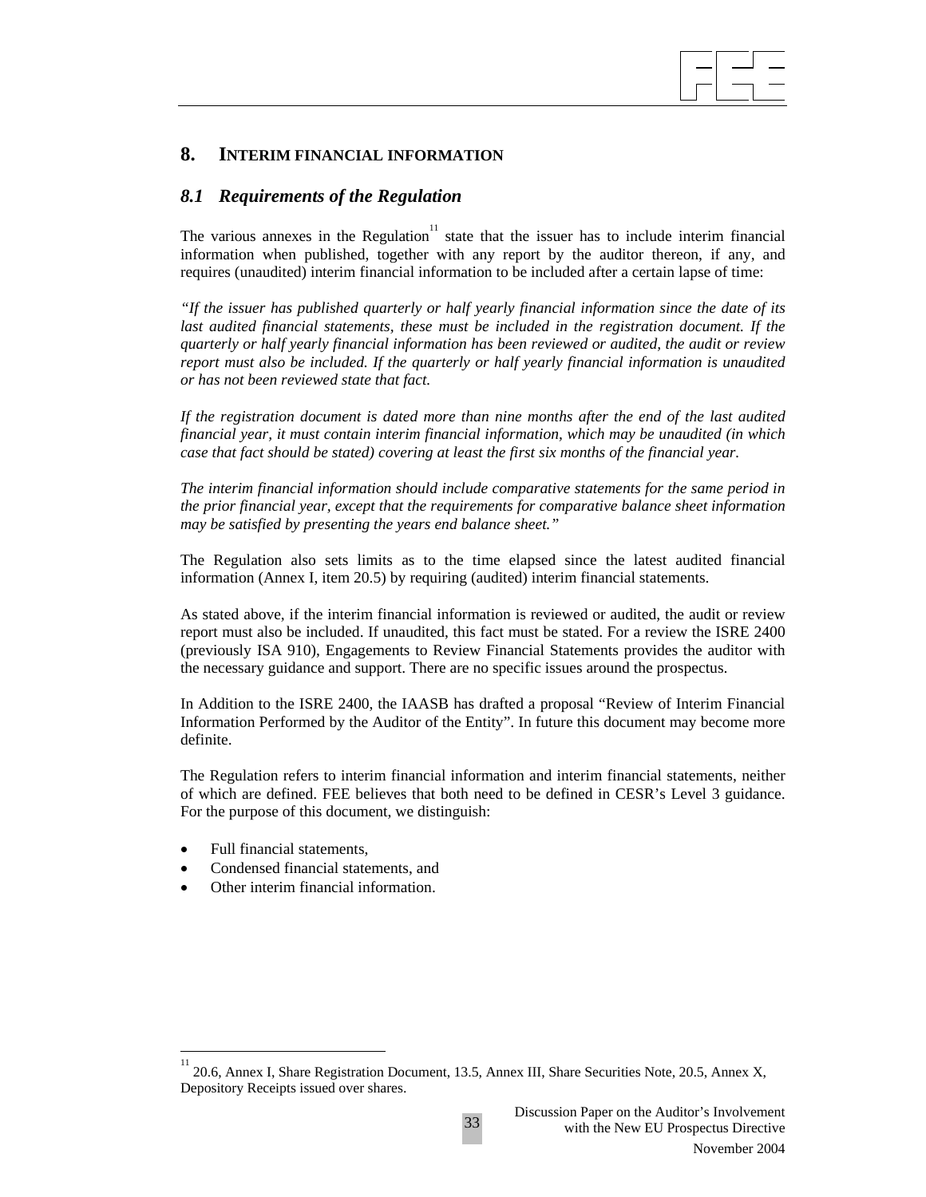## 8. INTERIM FINANCIAL INFORMATION

### *8.1 Requirements of the Regulation*

The various annexes in the Regulation[11] state that the issuer has to include interim financial information when published, together with any report by the auditor thereon, if any, and requires (unaudited) interim financial information to be included after a certain lapse of time:

*"If the issuer has published quarterly or half yearly financial information since the date of its last audited financial statements, these must be included in the registration document. If the quarterly or half yearly financial information has been reviewed or audited, the audit or review report must also be included. If the quarterly or half yearly financial information is unaudited or has not been reviewed state that fact.*

*If the registration document is dated more than nine months after the end of the last audited financial year, it must contain interim financial information, which may be unaudited (in which case that fact should be stated) covering at least the first six months of the financial year.*

*The interim financial information should include comparative statements for the same period in the prior financial year, except that the requirements for comparative balance sheet information may be satisfied by presenting the years end balance sheet."*

The Regulation also sets limits as to the time elapsed since the latest audited financial information (Annex I, item 20.5) by requiring (audited) interim financial statements.

As stated above, if the interim financial information is reviewed or audited, the audit or review report must also be included. If unaudited, this fact must be stated. For a review the ISRE 2400 (previously ISA 910), Engagements to Review Financial Statements provides the auditor with the necessary guidance and support. There are no specific issues around the prospectus.

In Addition to the ISRE 2400, the IAASB has drafted a proposal "Review of Interim Financial Information Performed by the Auditor of the Entity". In future this document may become more definite.

The Regulation refers to interim financial information and interim financial statements, neither of which are defined. FEE believes that both need to be defined in CESR's Level 3 guidance. For the purpose of this document, we distinguish:

- Full financial statements,
- Condensed financial statements, and
- Other interim financial information.

---

[11] 20.6, Annex I, Share Registration Document, 13.5, Annex III, Share Securities Note, 20.5, Annex X, Depository Receipts issued over shares.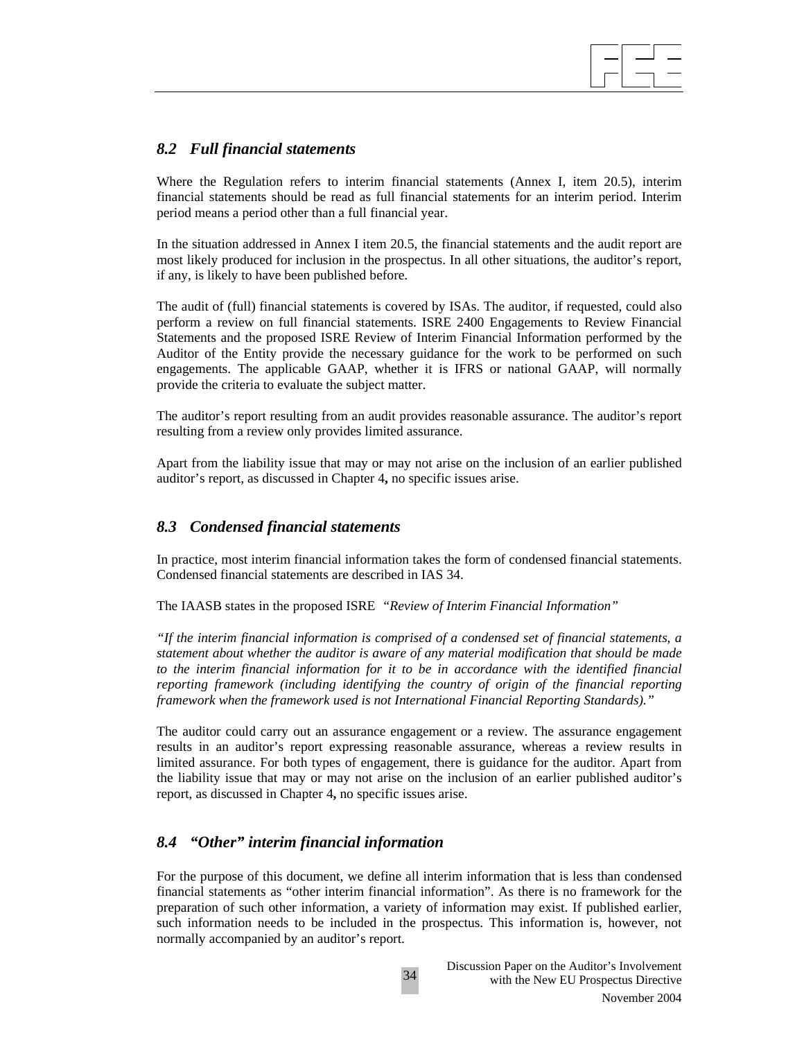## *8.2 Full financial statements*

Where the Regulation refers to interim financial statements (Annex I, item 20.5), interim financial statements should be read as full financial statements for an interim period. Interim period means a period other than a full financial year.

In the situation addressed in Annex I item 20.5, the financial statements and the audit report are most likely produced for inclusion in the prospectus. In all other situations, the auditor's report, if any, is likely to have been published before.

The audit of (full) financial statements is covered by ISAs. The auditor, if requested, could also perform a review on full financial statements. ISRE 2400 Engagements to Review Financial Statements and the proposed ISRE Review of Interim Financial Information performed by the Auditor of the Entity provide the necessary guidance for the work to be performed on such engagements. The applicable GAAP, whether it is IFRS or national GAAP, will normally provide the criteria to evaluate the subject matter.

The auditor's report resulting from an audit provides reasonable assurance. The auditor's report resulting from a review only provides limited assurance.

Apart from the liability issue that may or may not arise on the inclusion of an earlier published auditor's report, as discussed in Chapter 4**,** no specific issues arise.

## *8.3 Condensed financial statements*

In practice, most interim financial information takes the form of condensed financial statements. Condensed financial statements are described in IAS 34.

The IAASB states in the proposed ISRE *"Review of Interim Financial Information"*

*"If the interim financial information is comprised of a condensed set of financial statements, a statement about whether the auditor is aware of any material modification that should be made to the interim financial information for it to be in accordance with the identified financial reporting framework (including identifying the country of origin of the financial reporting framework when the framework used is not International Financial Reporting Standards)."*

The auditor could carry out an assurance engagement or a review. The assurance engagement results in an auditor's report expressing reasonable assurance, whereas a review results in limited assurance. For both types of engagement, there is guidance for the auditor. Apart from the liability issue that may or may not arise on the inclusion of an earlier published auditor's report, as discussed in Chapter 4**,** no specific issues arise.

## *8.4 "Other" interim financial information*

For the purpose of this document, we define all interim information that is less than condensed financial statements as "other interim financial information". As there is no framework for the preparation of such other information, a variety of information may exist. If published earlier, such information needs to be included in the prospectus. This information is, however, not normally accompanied by an auditor's report.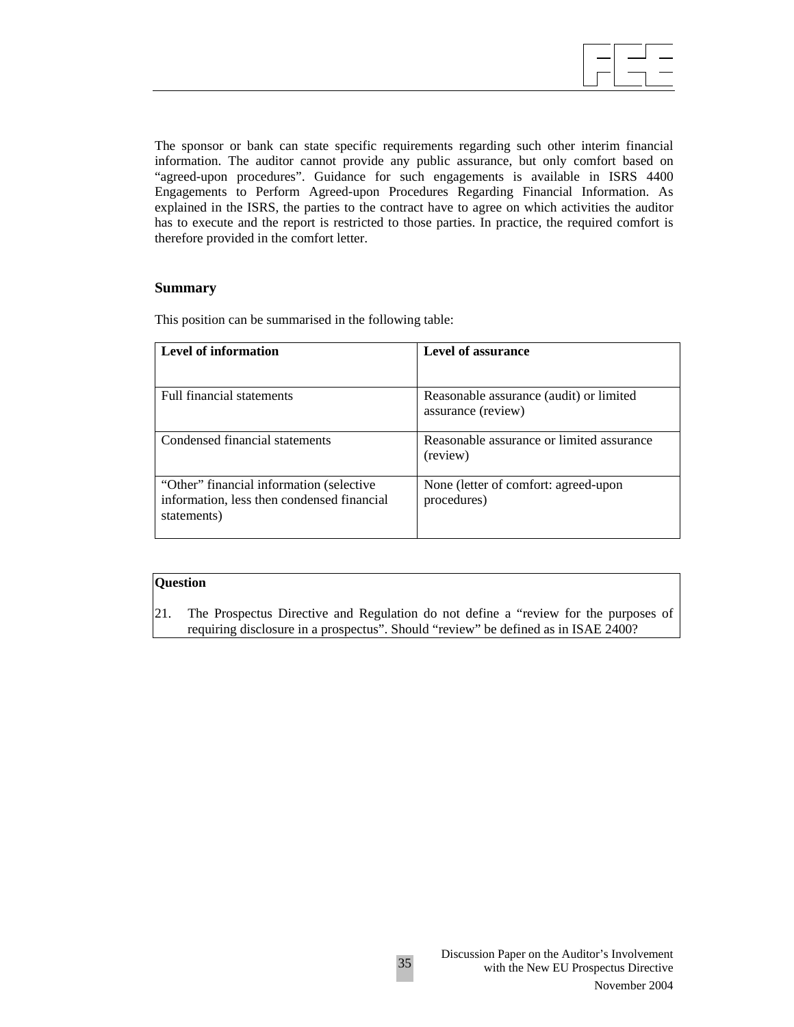The sponsor or bank can state specific requirements regarding such other interim financial information. The auditor cannot provide any public assurance, but only comfort based on “agreed-upon procedures”. Guidance for such engagements is available in ISRS 4400 Engagements to Perform Agreed-upon Procedures Regarding Financial Information. As explained in the ISRS, the parties to the contract have to agree on which activities the auditor has to execute and the report is restricted to those parties. In practice, the required comfort is therefore provided in the comfort letter.

### Summary

This position can be summarised in the following table:

| Level of information | Level of assurance |
|---|---|
| Full financial statements | Reasonable assurance (audit) or limited assurance (review) |
| Condensed financial statements | Reasonable assurance or limited assurance (review) |
| “Other” financial information (selective information, less then condensed financial statements) | None (letter of comfort: agreed-upon procedures) |

**Question**

21. The Prospectus Directive and Regulation do not define a “review for the purposes of requiring disclosure in a prospectus”. Should “review” be defined as in ISAE 2400?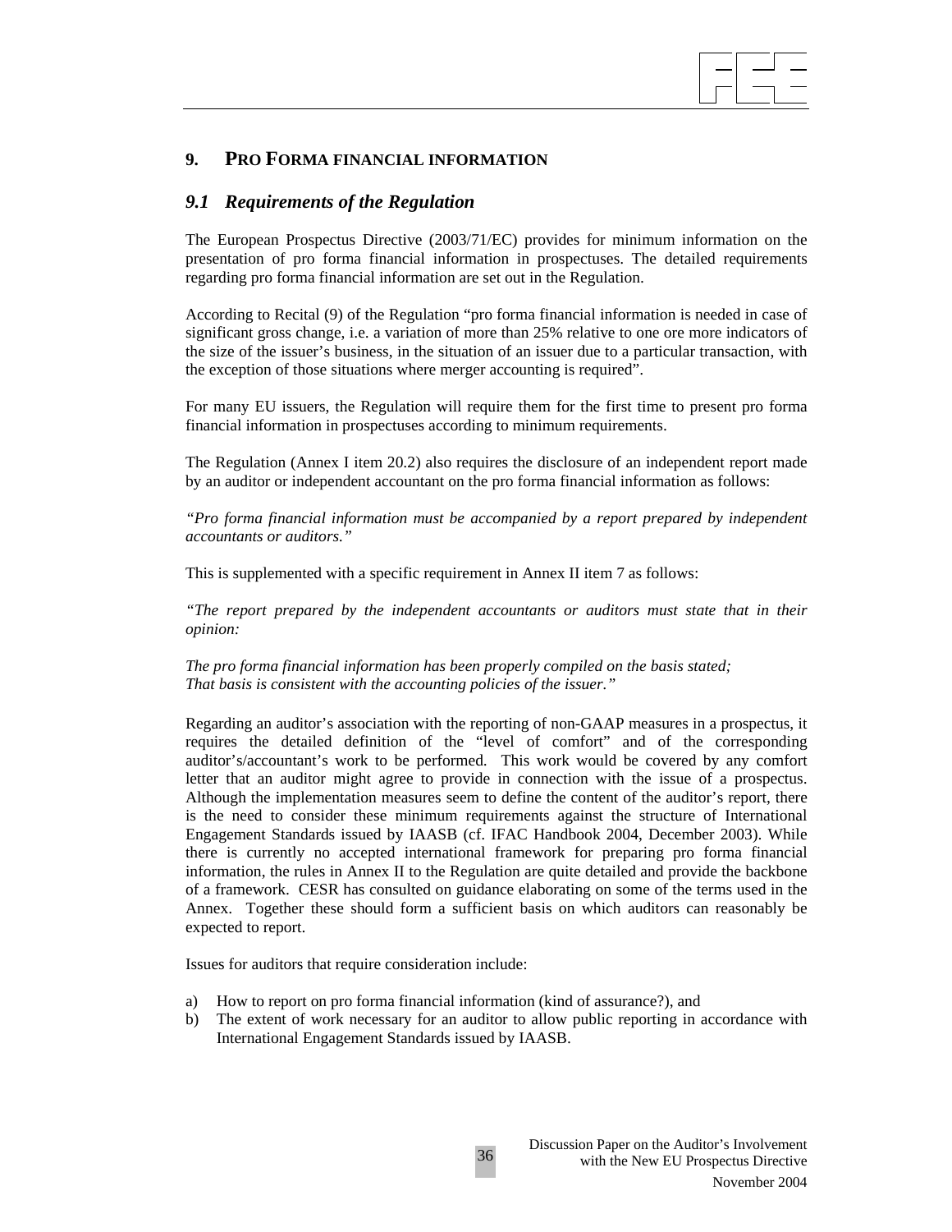## 9. PRO FORMA FINANCIAL INFORMATION

### *9.1 Requirements of the Regulation*

The European Prospectus Directive (2003/71/EC) provides for minimum information on the presentation of pro forma financial information in prospectuses. The detailed requirements regarding pro forma financial information are set out in the Regulation.

According to Recital (9) of the Regulation "pro forma financial information is needed in case of significant gross change, i.e. a variation of more than 25% relative to one ore more indicators of the size of the issuer's business, in the situation of an issuer due to a particular transaction, with the exception of those situations where merger accounting is required".

For many EU issuers, the Regulation will require them for the first time to present pro forma financial information in prospectuses according to minimum requirements.

The Regulation (Annex I item 20.2) also requires the disclosure of an independent report made by an auditor or independent accountant on the pro forma financial information as follows:

*"Pro forma financial information must be accompanied by a report prepared by independent accountants or auditors."*

This is supplemented with a specific requirement in Annex II item 7 as follows:

*"The report prepared by the independent accountants or auditors must state that in their opinion:*

*The pro forma financial information has been properly compiled on the basis stated;*
*That basis is consistent with the accounting policies of the issuer."*

Regarding an auditor's association with the reporting of non-GAAP measures in a prospectus, it requires the detailed definition of the "level of comfort" and of the corresponding auditor's/accountant's work to be performed. This work would be covered by any comfort letter that an auditor might agree to provide in connection with the issue of a prospectus. Although the implementation measures seem to define the content of the auditor's report, there is the need to consider these minimum requirements against the structure of International Engagement Standards issued by IAASB (cf. IFAC Handbook 2004, December 2003). While there is currently no accepted international framework for preparing pro forma financial information, the rules in Annex II to the Regulation are quite detailed and provide the backbone of a framework. CESR has consulted on guidance elaborating on some of the terms used in the Annex. Together these should form a sufficient basis on which auditors can reasonably be expected to report.

Issues for auditors that require consideration include:

a) How to report on pro forma financial information (kind of assurance?), and
b) The extent of work necessary for an auditor to allow public reporting in accordance with International Engagement Standards issued by IAASB.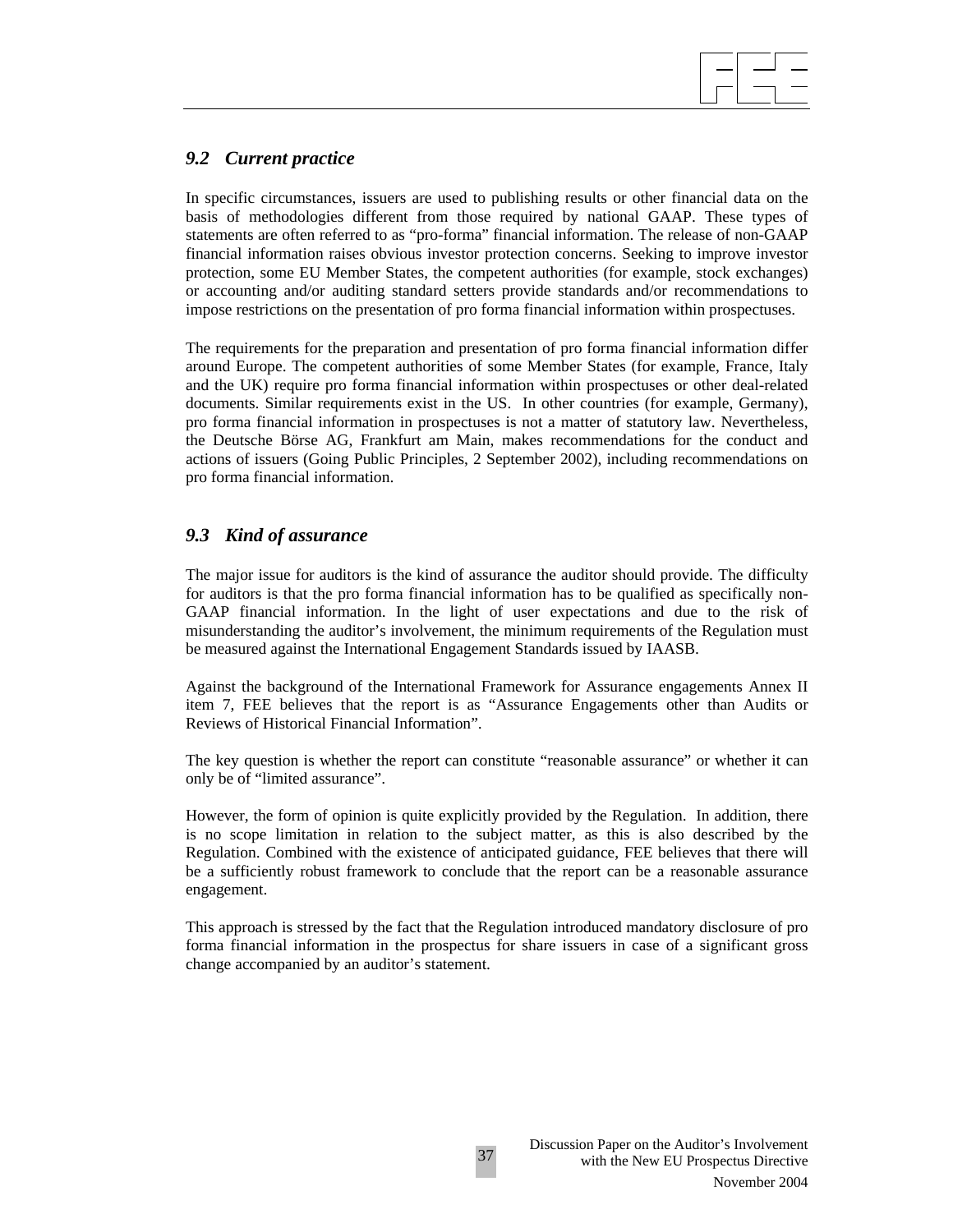## *9.2 Current practice*

In specific circumstances, issuers are used to publishing results or other financial data on the basis of methodologies different from those required by national GAAP. These types of statements are often referred to as "pro-forma" financial information. The release of non-GAAP financial information raises obvious investor protection concerns. Seeking to improve investor protection, some EU Member States, the competent authorities (for example, stock exchanges) or accounting and/or auditing standard setters provide standards and/or recommendations to impose restrictions on the presentation of pro forma financial information within prospectuses.

The requirements for the preparation and presentation of pro forma financial information differ around Europe. The competent authorities of some Member States (for example, France, Italy and the UK) require pro forma financial information within prospectuses or other deal-related documents. Similar requirements exist in the US. In other countries (for example, Germany), pro forma financial information in prospectuses is not a matter of statutory law. Nevertheless, the Deutsche Börse AG, Frankfurt am Main, makes recommendations for the conduct and actions of issuers (Going Public Principles, 2 September 2002), including recommendations on pro forma financial information.

## *9.3 Kind of assurance*

The major issue for auditors is the kind of assurance the auditor should provide. The difficulty for auditors is that the pro forma financial information has to be qualified as specifically non-GAAP financial information. In the light of user expectations and due to the risk of misunderstanding the auditor's involvement, the minimum requirements of the Regulation must be measured against the International Engagement Standards issued by IAASB.

Against the background of the International Framework for Assurance engagements Annex II item 7, FEE believes that the report is as "Assurance Engagements other than Audits or Reviews of Historical Financial Information".

The key question is whether the report can constitute "reasonable assurance" or whether it can only be of "limited assurance".

However, the form of opinion is quite explicitly provided by the Regulation. In addition, there is no scope limitation in relation to the subject matter, as this is also described by the Regulation. Combined with the existence of anticipated guidance, FEE believes that there will be a sufficiently robust framework to conclude that the report can be a reasonable assurance engagement.

This approach is stressed by the fact that the Regulation introduced mandatory disclosure of pro forma financial information in the prospectus for share issuers in case of a significant gross change accompanied by an auditor's statement.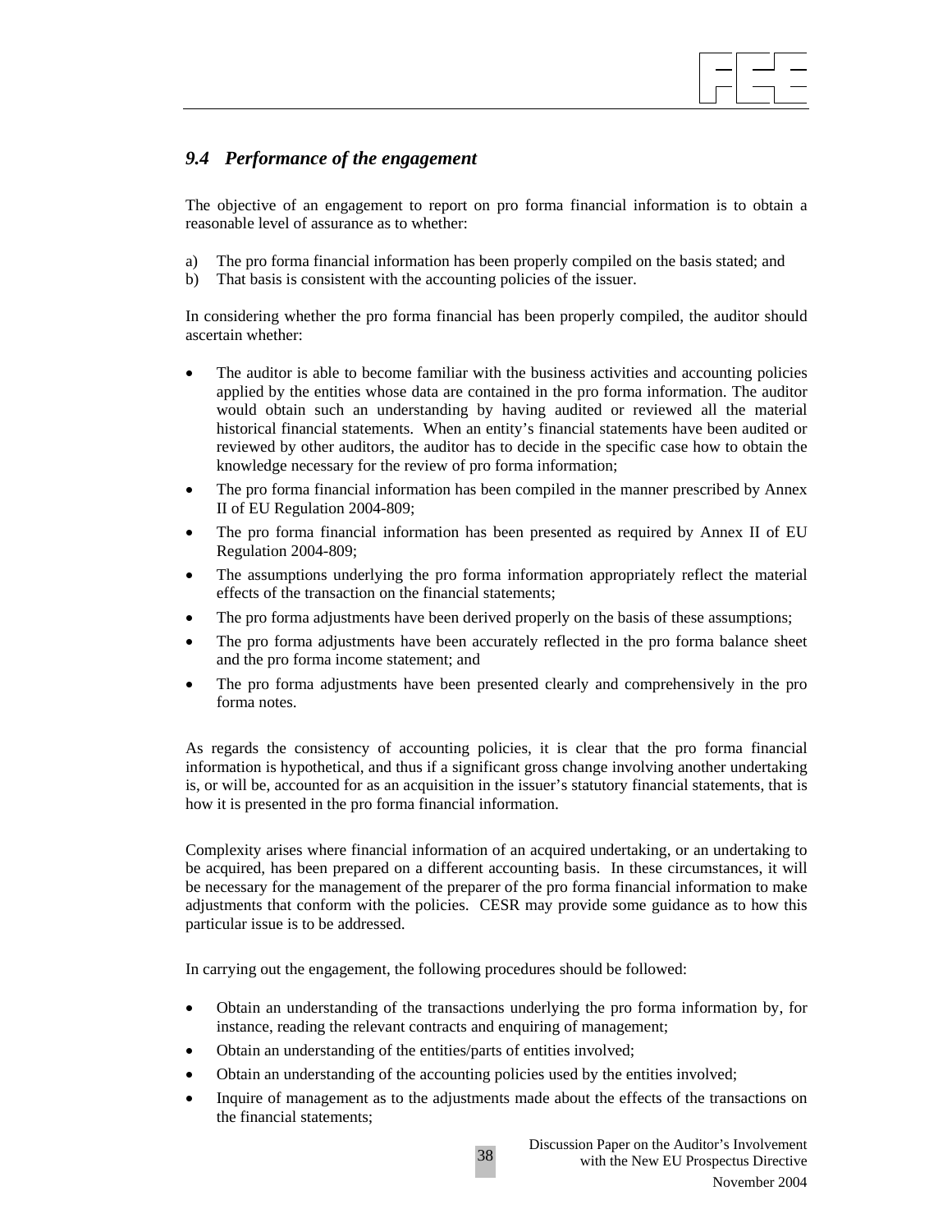### *9.4 Performance of the engagement*

The objective of an engagement to report on pro forma financial information is to obtain a reasonable level of assurance as to whether:

a) The pro forma financial information has been properly compiled on the basis stated; and
b) That basis is consistent with the accounting policies of the issuer.

In considering whether the pro forma financial has been properly compiled, the auditor should ascertain whether:

- The auditor is able to become familiar with the business activities and accounting policies applied by the entities whose data are contained in the pro forma information. The auditor would obtain such an understanding by having audited or reviewed all the material historical financial statements. When an entity's financial statements have been audited or reviewed by other auditors, the auditor has to decide in the specific case how to obtain the knowledge necessary for the review of pro forma information;
- The pro forma financial information has been compiled in the manner prescribed by Annex II of EU Regulation 2004-809;
- The pro forma financial information has been presented as required by Annex II of EU Regulation 2004-809;
- The assumptions underlying the pro forma information appropriately reflect the material effects of the transaction on the financial statements;
- The pro forma adjustments have been derived properly on the basis of these assumptions;
- The pro forma adjustments have been accurately reflected in the pro forma balance sheet and the pro forma income statement; and
- The pro forma adjustments have been presented clearly and comprehensively in the pro forma notes.

As regards the consistency of accounting policies, it is clear that the pro forma financial information is hypothetical, and thus if a significant gross change involving another undertaking is, or will be, accounted for as an acquisition in the issuer's statutory financial statements, that is how it is presented in the pro forma financial information.

Complexity arises where financial information of an acquired undertaking, or an undertaking to be acquired, has been prepared on a different accounting basis. In these circumstances, it will be necessary for the management of the preparer of the pro forma financial information to make adjustments that conform with the policies. CESR may provide some guidance as to how this particular issue is to be addressed.

In carrying out the engagement, the following procedures should be followed:

- Obtain an understanding of the transactions underlying the pro forma information by, for instance, reading the relevant contracts and enquiring of management;
- Obtain an understanding of the entities/parts of entities involved;
- Obtain an understanding of the accounting policies used by the entities involved;
- Inquire of management as to the adjustments made about the effects of the transactions on the financial statements;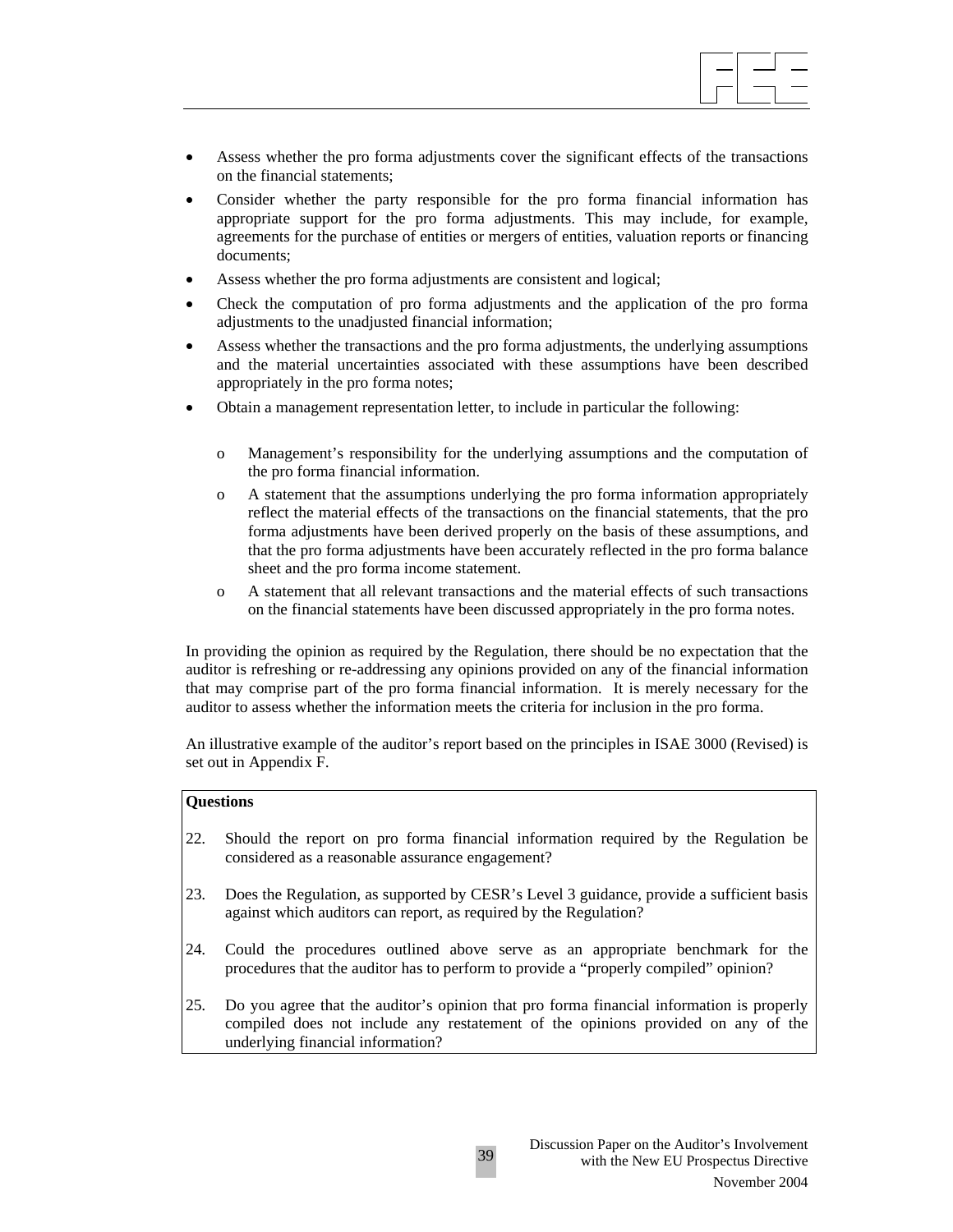- Assess whether the pro forma adjustments cover the significant effects of the transactions on the financial statements;
- Consider whether the party responsible for the pro forma financial information has appropriate support for the pro forma adjustments. This may include, for example, agreements for the purchase of entities or mergers of entities, valuation reports or financing documents;
- Assess whether the pro forma adjustments are consistent and logical;
- Check the computation of pro forma adjustments and the application of the pro forma adjustments to the unadjusted financial information;
- Assess whether the transactions and the pro forma adjustments, the underlying assumptions and the material uncertainties associated with these assumptions have been described appropriately in the pro forma notes;
- Obtain a management representation letter, to include in particular the following:
  - Management's responsibility for the underlying assumptions and the computation of the pro forma financial information.
  - A statement that the assumptions underlying the pro forma information appropriately reflect the material effects of the transactions on the financial statements, that the pro forma adjustments have been derived properly on the basis of these assumptions, and that the pro forma adjustments have been accurately reflected in the pro forma balance sheet and the pro forma income statement.
  - A statement that all relevant transactions and the material effects of such transactions on the financial statements have been discussed appropriately in the pro forma notes.

In providing the opinion as required by the Regulation, there should be no expectation that the auditor is refreshing or re-addressing any opinions provided on any of the financial information that may comprise part of the pro forma financial information. It is merely necessary for the auditor to assess whether the information meets the criteria for inclusion in the pro forma.

An illustrative example of the auditor's report based on the principles in ISAE 3000 (Revised) is set out in Appendix F.

**Questions**

22. Should the report on pro forma financial information required by the Regulation be considered as a reasonable assurance engagement?

23. Does the Regulation, as supported by CESR's Level 3 guidance, provide a sufficient basis against which auditors can report, as required by the Regulation?

24. Could the procedures outlined above serve as an appropriate benchmark for the procedures that the auditor has to perform to provide a "properly compiled" opinion?

25. Do you agree that the auditor's opinion that pro forma financial information is properly compiled does not include any restatement of the opinions provided on any of the underlying financial information?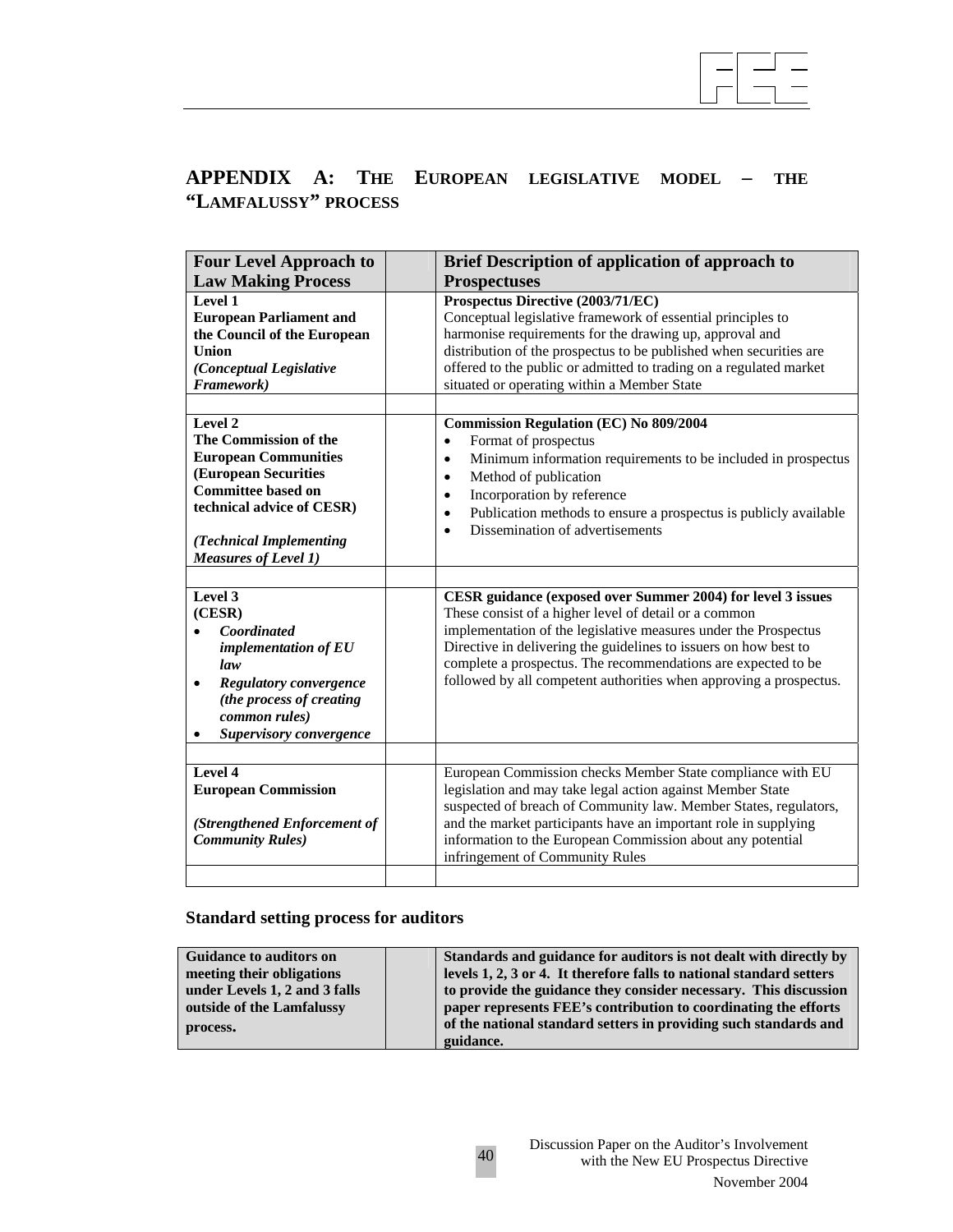## APPENDIX A: THE EUROPEAN LEGISLATIVE MODEL – THE "LAMFALUSSY" PROCESS

| Four Level Approach to Law Making Process | | Brief Description of application of approach to Prospectuses |
|---|---|---|
| **Level 1**<br>**European Parliament and the Council of the European Union**<br>***(Conceptual Legislative Framework)*** | | **Prospectus Directive (2003/71/EC)**<br>Conceptual legislative framework of essential principles to harmonise requirements for the drawing up, approval and distribution of the prospectus to be published when securities are offered to the public or admitted to trading on a regulated market situated or operating within a Member State |
| | | |
| **Level 2**<br>**The Commission of the European Communities (European Securities Committee based on technical advice of CESR)**<br>***(Technical Implementing Measures of Level 1)*** | | **Commission Regulation (EC) No 809/2004**<br>• Format of prospectus<br>• Minimum information requirements to be included in prospectus<br>• Method of publication<br>• Incorporation by reference<br>• Publication methods to ensure a prospectus is publicly available<br>• Dissemination of advertisements |
| | | |
| **Level 3**<br>**(CESR)**<br>• ***Coordinated implementation of EU law***<br>• ***Regulatory convergence (the process of creating common rules)***<br>• ***Supervisory convergence*** | | **CESR guidance (exposed over Summer 2004) for level 3 issues**<br>These consist of a higher level of detail or a common implementation of the legislative measures under the Prospectus Directive in delivering the guidelines to issuers on how best to complete a prospectus. The recommendations are expected to be followed by all competent authorities when approving a prospectus. |
| | | |
| **Level 4**<br>**European Commission**<br>***(Strengthened Enforcement of Community Rules)*** | | European Commission checks Member State compliance with EU legislation and may take legal action against Member State suspected of breach of Community law. Member States, regulators, and the market participants have an important role in supplying information to the European Commission about any potential infringement of Community Rules |
| | | |

### Standard setting process for auditors

| **Guidance to auditors on meeting their obligations under Levels 1, 2 and 3 falls outside of the Lamfalussy process.** | | **Standards and guidance for auditors is not dealt with directly by levels 1, 2, 3 or 4. It therefore falls to national standard setters to provide the guidance they consider necessary. This discussion paper represents FEE's contribution to coordinating the efforts of the national standard setters in providing such standards and guidance.** |
|---|---|---|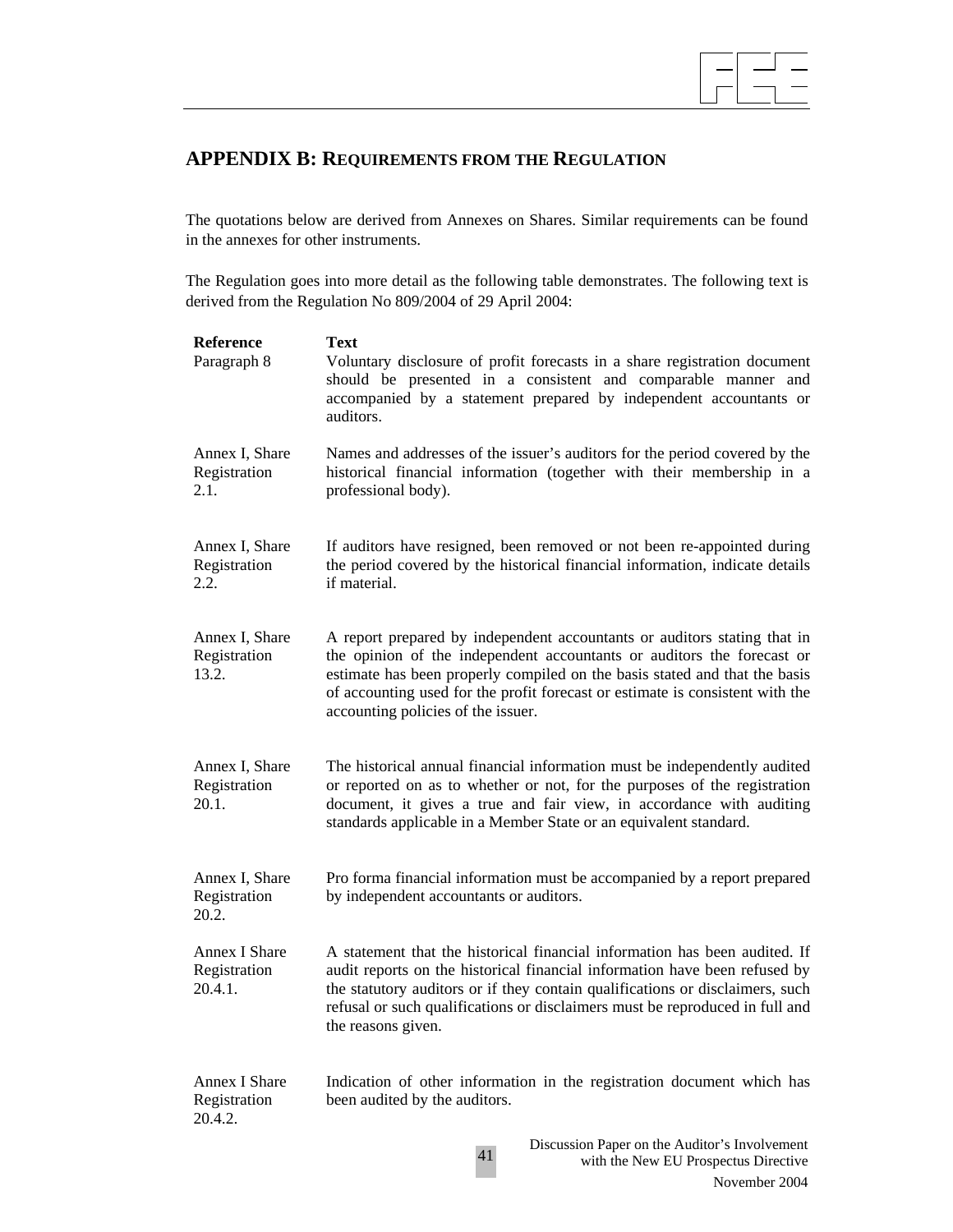## APPENDIX B: REQUIREMENTS FROM THE REGULATION

The quotations below are derived from Annexes on Shares. Similar requirements can be found in the annexes for other instruments.

The Regulation goes into more detail as the following table demonstrates. The following text is derived from the Regulation No 809/2004 of 29 April 2004:

| Reference | Text |
|---|---|
| Paragraph 8 | Voluntary disclosure of profit forecasts in a share registration document should be presented in a consistent and comparable manner and accompanied by a statement prepared by independent accountants or auditors. |
| Annex I, Share Registration 2.1. | Names and addresses of the issuer's auditors for the period covered by the historical financial information (together with their membership in a professional body). |
| Annex I, Share Registration 2.2. | If auditors have resigned, been removed or not been re-appointed during the period covered by the historical financial information, indicate details if material. |
| Annex I, Share Registration 13.2. | A report prepared by independent accountants or auditors stating that in the opinion of the independent accountants or auditors the forecast or estimate has been properly compiled on the basis stated and that the basis of accounting used for the profit forecast or estimate is consistent with the accounting policies of the issuer. |
| Annex I, Share Registration 20.1. | The historical annual financial information must be independently audited or reported on as to whether or not, for the purposes of the registration document, it gives a true and fair view, in accordance with auditing standards applicable in a Member State or an equivalent standard. |
| Annex I, Share Registration 20.2. | Pro forma financial information must be accompanied by a report prepared by independent accountants or auditors. |
| Annex I Share Registration 20.4.1. | A statement that the historical financial information has been audited. If audit reports on the historical financial information have been refused by the statutory auditors or if they contain qualifications or disclaimers, such refusal or such qualifications or disclaimers must be reproduced in full and the reasons given. |
| Annex I Share Registration 20.4.2. | Indication of other information in the registration document which has been audited by the auditors. |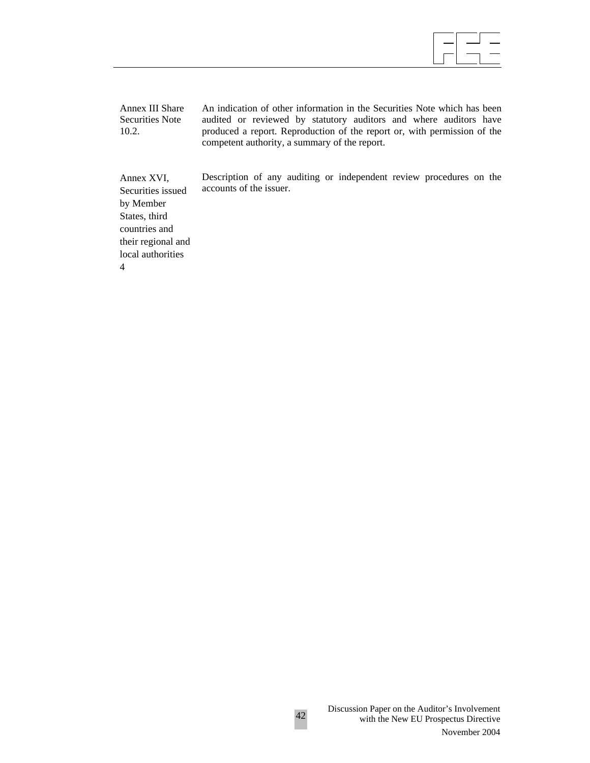| | |
|---|---|
| Annex III Share Securities Note 10.2. | An indication of other information in the Securities Note which has been audited or reviewed by statutory auditors and where auditors have produced a report. Reproduction of the report or, with permission of the competent authority, a summary of the report. |
| Annex XVI, Securities issued by Member States, third countries and their regional and local authorities 4 | Description of any auditing or independent review procedures on the accounts of the issuer. |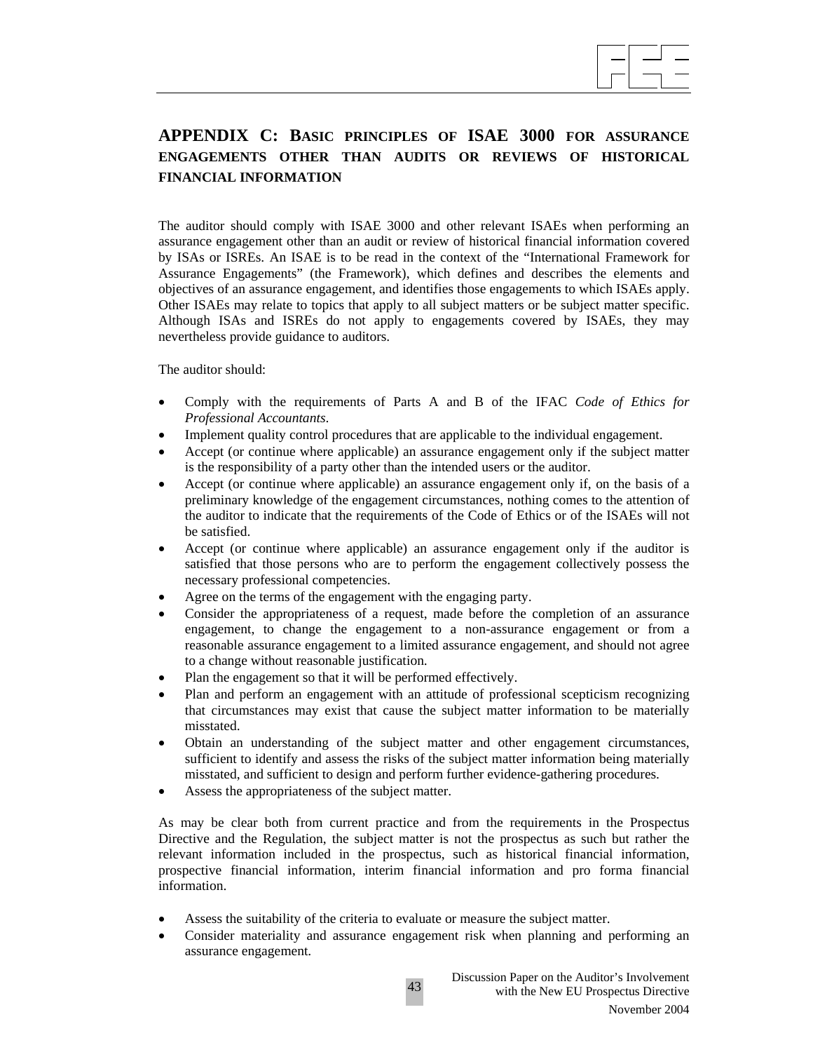# APPENDIX C: BASIC PRINCIPLES OF ISAE 3000 FOR ASSURANCE ENGAGEMENTS OTHER THAN AUDITS OR REVIEWS OF HISTORICAL FINANCIAL INFORMATION

The auditor should comply with ISAE 3000 and other relevant ISAEs when performing an assurance engagement other than an audit or review of historical financial information covered by ISAs or ISREs. An ISAE is to be read in the context of the "International Framework for Assurance Engagements" (the Framework), which defines and describes the elements and objectives of an assurance engagement, and identifies those engagements to which ISAEs apply. Other ISAEs may relate to topics that apply to all subject matters or be subject matter specific. Although ISAs and ISREs do not apply to engagements covered by ISAEs, they may nevertheless provide guidance to auditors.

The auditor should:

- Comply with the requirements of Parts A and B of the IFAC *Code of Ethics for Professional Accountants*.
- Implement quality control procedures that are applicable to the individual engagement.
- Accept (or continue where applicable) an assurance engagement only if the subject matter is the responsibility of a party other than the intended users or the auditor.
- Accept (or continue where applicable) an assurance engagement only if, on the basis of a preliminary knowledge of the engagement circumstances, nothing comes to the attention of the auditor to indicate that the requirements of the Code of Ethics or of the ISAEs will not be satisfied.
- Accept (or continue where applicable) an assurance engagement only if the auditor is satisfied that those persons who are to perform the engagement collectively possess the necessary professional competencies.
- Agree on the terms of the engagement with the engaging party.
- Consider the appropriateness of a request, made before the completion of an assurance engagement, to change the engagement to a non-assurance engagement or from a reasonable assurance engagement to a limited assurance engagement, and should not agree to a change without reasonable justification.
- Plan the engagement so that it will be performed effectively.
- Plan and perform an engagement with an attitude of professional scepticism recognizing that circumstances may exist that cause the subject matter information to be materially misstated.
- Obtain an understanding of the subject matter and other engagement circumstances, sufficient to identify and assess the risks of the subject matter information being materially misstated, and sufficient to design and perform further evidence-gathering procedures.
- Assess the appropriateness of the subject matter.

As may be clear both from current practice and from the requirements in the Prospectus Directive and the Regulation, the subject matter is not the prospectus as such but rather the relevant information included in the prospectus, such as historical financial information, prospective financial information, interim financial information and pro forma financial information.

- Assess the suitability of the criteria to evaluate or measure the subject matter.
- Consider materiality and assurance engagement risk when planning and performing an assurance engagement.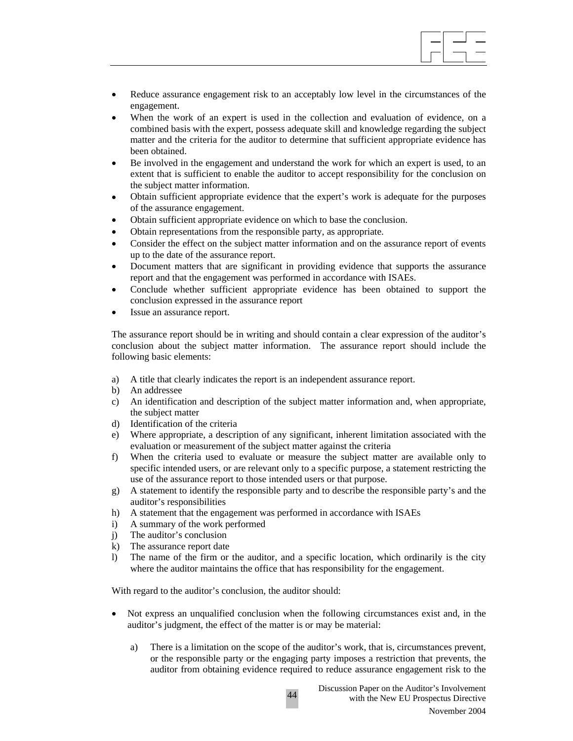- Reduce assurance engagement risk to an acceptably low level in the circumstances of the engagement.
- When the work of an expert is used in the collection and evaluation of evidence, on a combined basis with the expert, possess adequate skill and knowledge regarding the subject matter and the criteria for the auditor to determine that sufficient appropriate evidence has been obtained.
- Be involved in the engagement and understand the work for which an expert is used, to an extent that is sufficient to enable the auditor to accept responsibility for the conclusion on the subject matter information.
- Obtain sufficient appropriate evidence that the expert's work is adequate for the purposes of the assurance engagement.
- Obtain sufficient appropriate evidence on which to base the conclusion.
- Obtain representations from the responsible party, as appropriate.
- Consider the effect on the subject matter information and on the assurance report of events up to the date of the assurance report.
- Document matters that are significant in providing evidence that supports the assurance report and that the engagement was performed in accordance with ISAEs.
- Conclude whether sufficient appropriate evidence has been obtained to support the conclusion expressed in the assurance report
- Issue an assurance report.

The assurance report should be in writing and should contain a clear expression of the auditor's conclusion about the subject matter information. The assurance report should include the following basic elements:

a) A title that clearly indicates the report is an independent assurance report.
b) An addressee
c) An identification and description of the subject matter information and, when appropriate, the subject matter
d) Identification of the criteria
e) Where appropriate, a description of any significant, inherent limitation associated with the evaluation or measurement of the subject matter against the criteria
f) When the criteria used to evaluate or measure the subject matter are available only to specific intended users, or are relevant only to a specific purpose, a statement restricting the use of the assurance report to those intended users or that purpose.
g) A statement to identify the responsible party and to describe the responsible party's and the auditor's responsibilities
h) A statement that the engagement was performed in accordance with ISAEs
i) A summary of the work performed
j) The auditor's conclusion
k) The assurance report date
l) The name of the firm or the auditor, and a specific location, which ordinarily is the city where the auditor maintains the office that has responsibility for the engagement.

With regard to the auditor's conclusion, the auditor should:

- Not express an unqualified conclusion when the following circumstances exist and, in the auditor's judgment, the effect of the matter is or may be material:

    a) There is a limitation on the scope of the auditor's work, that is, circumstances prevent, or the responsible party or the engaging party imposes a restriction that prevents, the auditor from obtaining evidence required to reduce assurance engagement risk to the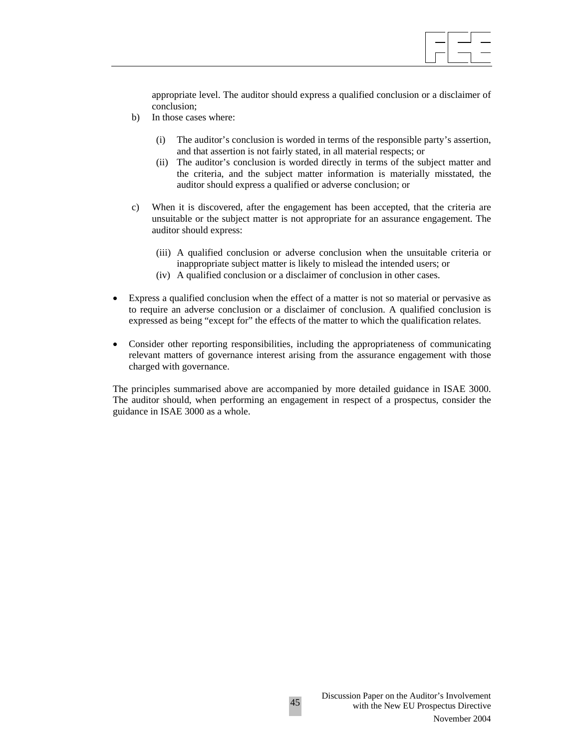appropriate level. The auditor should express a qualified conclusion or a disclaimer of conclusion;

b) In those cases where:

   (i) The auditor's conclusion is worded in terms of the responsible party's assertion, and that assertion is not fairly stated, in all material respects; or
   
   (ii) The auditor's conclusion is worded directly in terms of the subject matter and the criteria, and the subject matter information is materially misstated, the auditor should express a qualified or adverse conclusion; or

c) When it is discovered, after the engagement has been accepted, that the criteria are unsuitable or the subject matter is not appropriate for an assurance engagement. The auditor should express:

   (iii) A qualified conclusion or adverse conclusion when the unsuitable criteria or inappropriate subject matter is likely to mislead the intended users; or
   
   (iv) A qualified conclusion or a disclaimer of conclusion in other cases.

- Express a qualified conclusion when the effect of a matter is not so material or pervasive as to require an adverse conclusion or a disclaimer of conclusion. A qualified conclusion is expressed as being "except for" the effects of the matter to which the qualification relates.

- Consider other reporting responsibilities, including the appropriateness of communicating relevant matters of governance interest arising from the assurance engagement with those charged with governance.

The principles summarised above are accompanied by more detailed guidance in ISAE 3000. The auditor should, when performing an engagement in respect of a prospectus, consider the guidance in ISAE 3000 as a whole.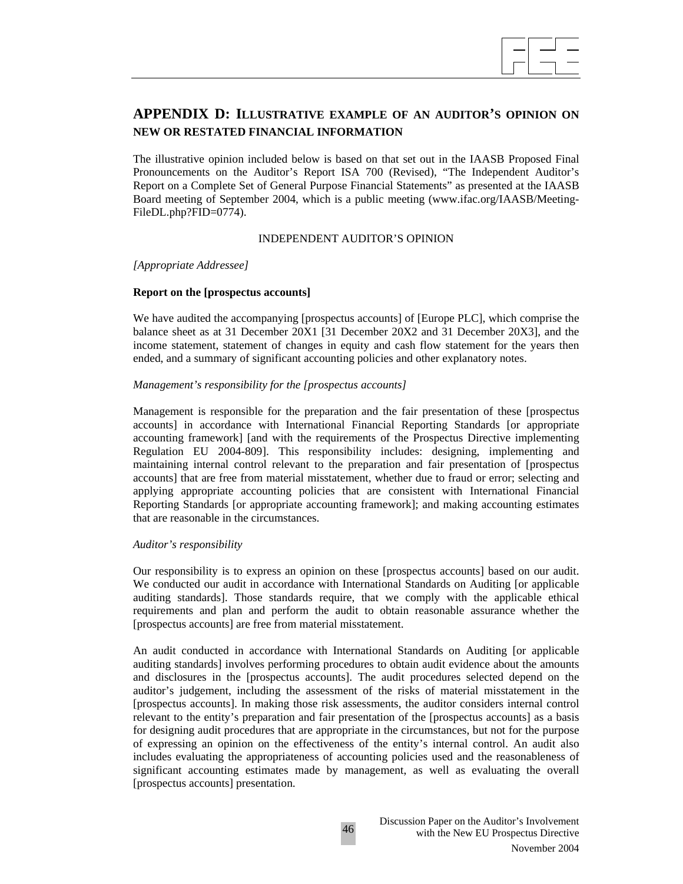## APPENDIX D: ILLUSTRATIVE EXAMPLE OF AN AUDITOR'S OPINION ON NEW OR RESTATED FINANCIAL INFORMATION

The illustrative opinion included below is based on that set out in the IAASB Proposed Final Pronouncements on the Auditor's Report ISA 700 (Revised), "The Independent Auditor's Report on a Complete Set of General Purpose Financial Statements" as presented at the IAASB Board meeting of September 2004, which is a public meeting (www.ifac.org/IAASB/Meeting-FileDL.php?FID=0774).

INDEPENDENT AUDITOR'S OPINION

*[Appropriate Addressee]*

**Report on the [prospectus accounts]**

We have audited the accompanying [prospectus accounts] of [Europe PLC], which comprise the balance sheet as at 31 December 20X1 [31 December 20X2 and 31 December 20X3], and the income statement, statement of changes in equity and cash flow statement for the years then ended, and a summary of significant accounting policies and other explanatory notes.

*Management's responsibility for the [prospectus accounts]*

Management is responsible for the preparation and the fair presentation of these [prospectus accounts] in accordance with International Financial Reporting Standards [or appropriate accounting framework] [and with the requirements of the Prospectus Directive implementing Regulation EU 2004-809]. This responsibility includes: designing, implementing and maintaining internal control relevant to the preparation and fair presentation of [prospectus accounts] that are free from material misstatement, whether due to fraud or error; selecting and applying appropriate accounting policies that are consistent with International Financial Reporting Standards [or appropriate accounting framework]; and making accounting estimates that are reasonable in the circumstances.

*Auditor's responsibility*

Our responsibility is to express an opinion on these [prospectus accounts] based on our audit. We conducted our audit in accordance with International Standards on Auditing [or applicable auditing standards]. Those standards require, that we comply with the applicable ethical requirements and plan and perform the audit to obtain reasonable assurance whether the [prospectus accounts] are free from material misstatement.

An audit conducted in accordance with International Standards on Auditing [or applicable auditing standards] involves performing procedures to obtain audit evidence about the amounts and disclosures in the [prospectus accounts]. The audit procedures selected depend on the auditor's judgement, including the assessment of the risks of material misstatement in the [prospectus accounts]. In making those risk assessments, the auditor considers internal control relevant to the entity's preparation and fair presentation of the [prospectus accounts] as a basis for designing audit procedures that are appropriate in the circumstances, but not for the purpose of expressing an opinion on the effectiveness of the entity's internal control. An audit also includes evaluating the appropriateness of accounting policies used and the reasonableness of significant accounting estimates made by management, as well as evaluating the overall [prospectus accounts] presentation.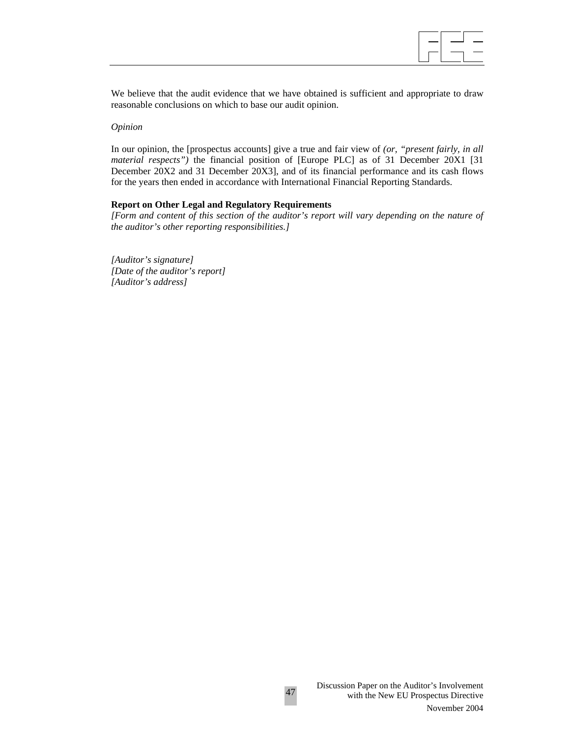We believe that the audit evidence that we have obtained is sufficient and appropriate to draw reasonable conclusions on which to base our audit opinion.

*Opinion*

In our opinion, the [prospectus accounts] give a true and fair view of *(or, "present fairly, in all material respects")* the financial position of [Europe PLC] as of 31 December 20X1 [31 December 20X2 and 31 December 20X3], and of its financial performance and its cash flows for the years then ended in accordance with International Financial Reporting Standards.

**Report on Other Legal and Regulatory Requirements**

*[Form and content of this section of the auditor's report will vary depending on the nature of the auditor's other reporting responsibilities.]*

*[Auditor's signature]*
*[Date of the auditor's report]*
*[Auditor's address]*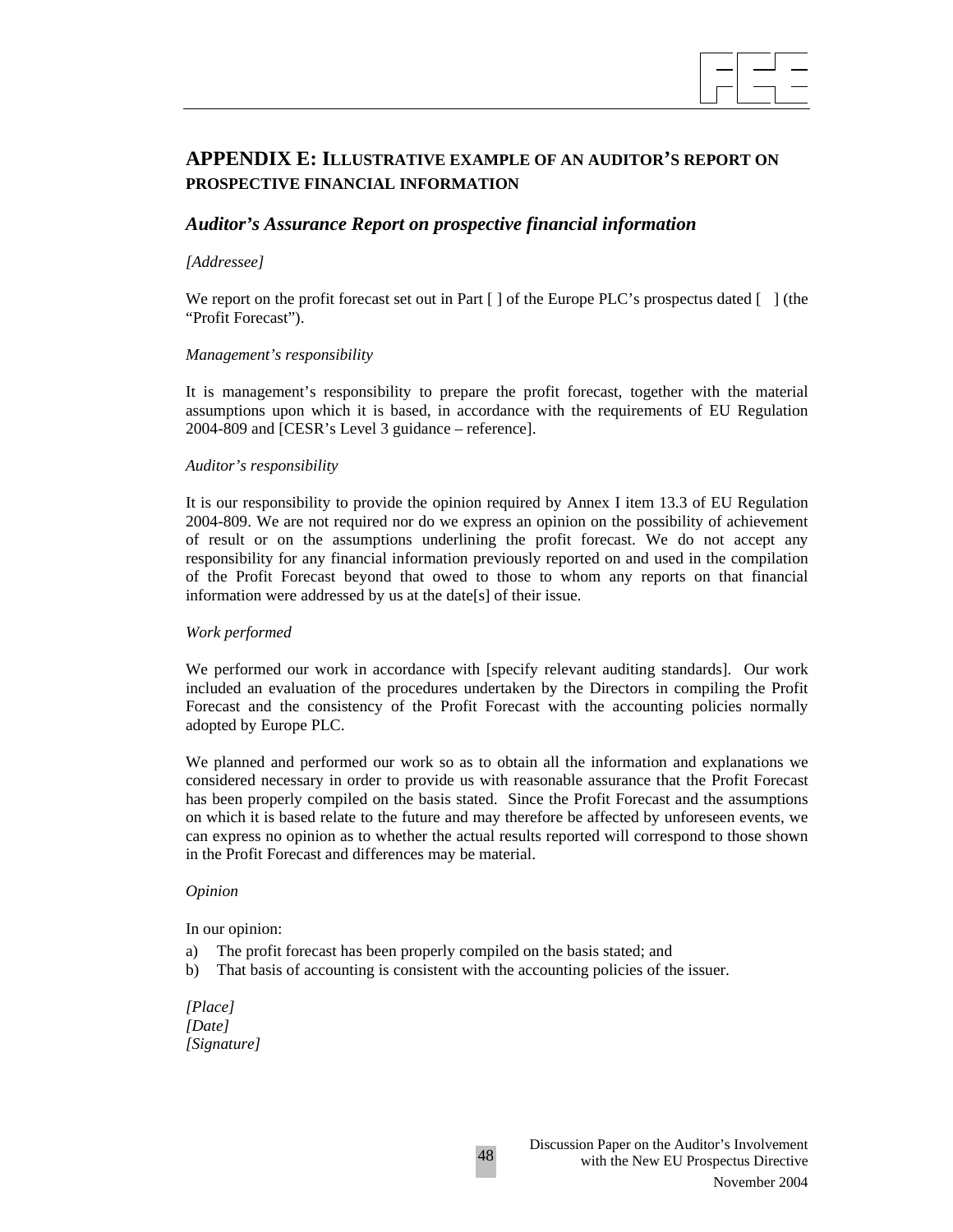## APPENDIX E: ILLUSTRATIVE EXAMPLE OF AN AUDITOR'S REPORT ON PROSPECTIVE FINANCIAL INFORMATION

### *Auditor's Assurance Report on prospective financial information*

*[Addressee]*

We report on the profit forecast set out in Part [ ] of the Europe PLC's prospectus dated [ ] (the "Profit Forecast").

*Management's responsibility*

It is management's responsibility to prepare the profit forecast, together with the material assumptions upon which it is based, in accordance with the requirements of EU Regulation 2004-809 and [CESR's Level 3 guidance – reference].

*Auditor's responsibility*

It is our responsibility to provide the opinion required by Annex I item 13.3 of EU Regulation 2004-809. We are not required nor do we express an opinion on the possibility of achievement of result or on the assumptions underlining the profit forecast. We do not accept any responsibility for any financial information previously reported on and used in the compilation of the Profit Forecast beyond that owed to those to whom any reports on that financial information were addressed by us at the date[s] of their issue.

*Work performed*

We performed our work in accordance with [specify relevant auditing standards]. Our work included an evaluation of the procedures undertaken by the Directors in compiling the Profit Forecast and the consistency of the Profit Forecast with the accounting policies normally adopted by Europe PLC.

We planned and performed our work so as to obtain all the information and explanations we considered necessary in order to provide us with reasonable assurance that the Profit Forecast has been properly compiled on the basis stated. Since the Profit Forecast and the assumptions on which it is based relate to the future and may therefore be affected by unforeseen events, we can express no opinion as to whether the actual results reported will correspond to those shown in the Profit Forecast and differences may be material.

*Opinion*

In our opinion:

a) The profit forecast has been properly compiled on the basis stated; and
b) That basis of accounting is consistent with the accounting policies of the issuer.

*[Place]*
*[Date]*
*[Signature]*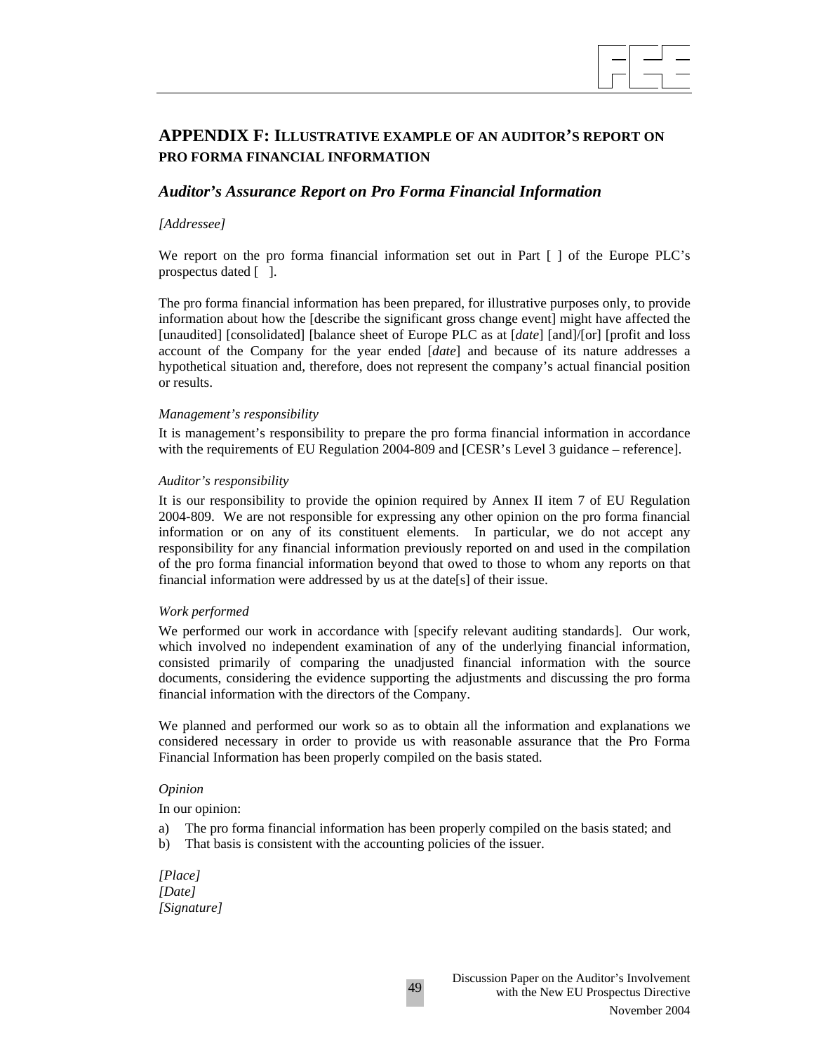## APPENDIX F: ILLUSTRATIVE EXAMPLE OF AN AUDITOR'S REPORT ON PRO FORMA FINANCIAL INFORMATION

### *Auditor's Assurance Report on Pro Forma Financial Information*

*[Addressee]*

We report on the pro forma financial information set out in Part [ ] of the Europe PLC's prospectus dated [ ].

The pro forma financial information has been prepared, for illustrative purposes only, to provide information about how the [describe the significant gross change event] might have affected the [unaudited] [consolidated] [balance sheet of Europe PLC as at [*date*] [and]/[or] [profit and loss account of the Company for the year ended [*date*] and because of its nature addresses a hypothetical situation and, therefore, does not represent the company's actual financial position or results.

*Management's responsibility*

It is management's responsibility to prepare the pro forma financial information in accordance with the requirements of EU Regulation 2004-809 and [CESR's Level 3 guidance – reference].

*Auditor's responsibility*

It is our responsibility to provide the opinion required by Annex II item 7 of EU Regulation 2004-809. We are not responsible for expressing any other opinion on the pro forma financial information or on any of its constituent elements. In particular, we do not accept any responsibility for any financial information previously reported on and used in the compilation of the pro forma financial information beyond that owed to those to whom any reports on that financial information were addressed by us at the date[s] of their issue.

*Work performed*

We performed our work in accordance with [specify relevant auditing standards]. Our work, which involved no independent examination of any of the underlying financial information, consisted primarily of comparing the unadjusted financial information with the source documents, considering the evidence supporting the adjustments and discussing the pro forma financial information with the directors of the Company.

We planned and performed our work so as to obtain all the information and explanations we considered necessary in order to provide us with reasonable assurance that the Pro Forma Financial Information has been properly compiled on the basis stated.

*Opinion*

In our opinion:

a) The pro forma financial information has been properly compiled on the basis stated; and
b) That basis is consistent with the accounting policies of the issuer.

*[Place]*
*[Date]*
*[Signature]*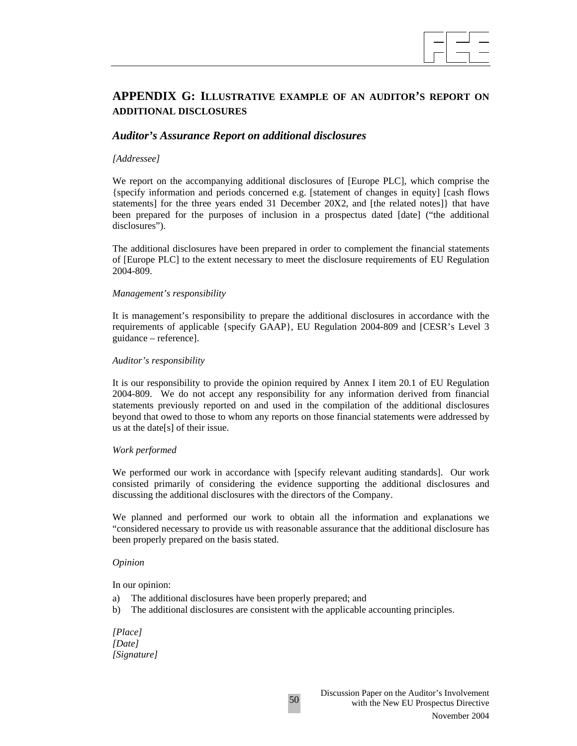# APPENDIX G: ILLUSTRATIVE EXAMPLE OF AN AUDITOR'S REPORT ON ADDITIONAL DISCLOSURES

## *Auditor's Assurance Report on additional disclosures*

*[Addressee]*

We report on the accompanying additional disclosures of [Europe PLC], which comprise the {specify information and periods concerned e.g. [statement of changes in equity] [cash flows statements] for the three years ended 31 December 20X2, and [the related notes]} that have been prepared for the purposes of inclusion in a prospectus dated [date] ("the additional disclosures").

The additional disclosures have been prepared in order to complement the financial statements of [Europe PLC] to the extent necessary to meet the disclosure requirements of EU Regulation 2004-809.

*Management's responsibility*

It is management's responsibility to prepare the additional disclosures in accordance with the requirements of applicable {specify GAAP}, EU Regulation 2004-809 and [CESR's Level 3 guidance – reference].

*Auditor's responsibility*

It is our responsibility to provide the opinion required by Annex I item 20.1 of EU Regulation 2004-809. We do not accept any responsibility for any information derived from financial statements previously reported on and used in the compilation of the additional disclosures beyond that owed to those to whom any reports on those financial statements were addressed by us at the date[s] of their issue.

*Work performed*

We performed our work in accordance with [specify relevant auditing standards]. Our work consisted primarily of considering the evidence supporting the additional disclosures and discussing the additional disclosures with the directors of the Company.

We planned and performed our work to obtain all the information and explanations we "considered necessary to provide us with reasonable assurance that the additional disclosure has been properly prepared on the basis stated.

*Opinion*

In our opinion:

a) The additional disclosures have been properly prepared; and
b) The additional disclosures are consistent with the applicable accounting principles.

*[Place]*
*[Date]*
*[Signature]*